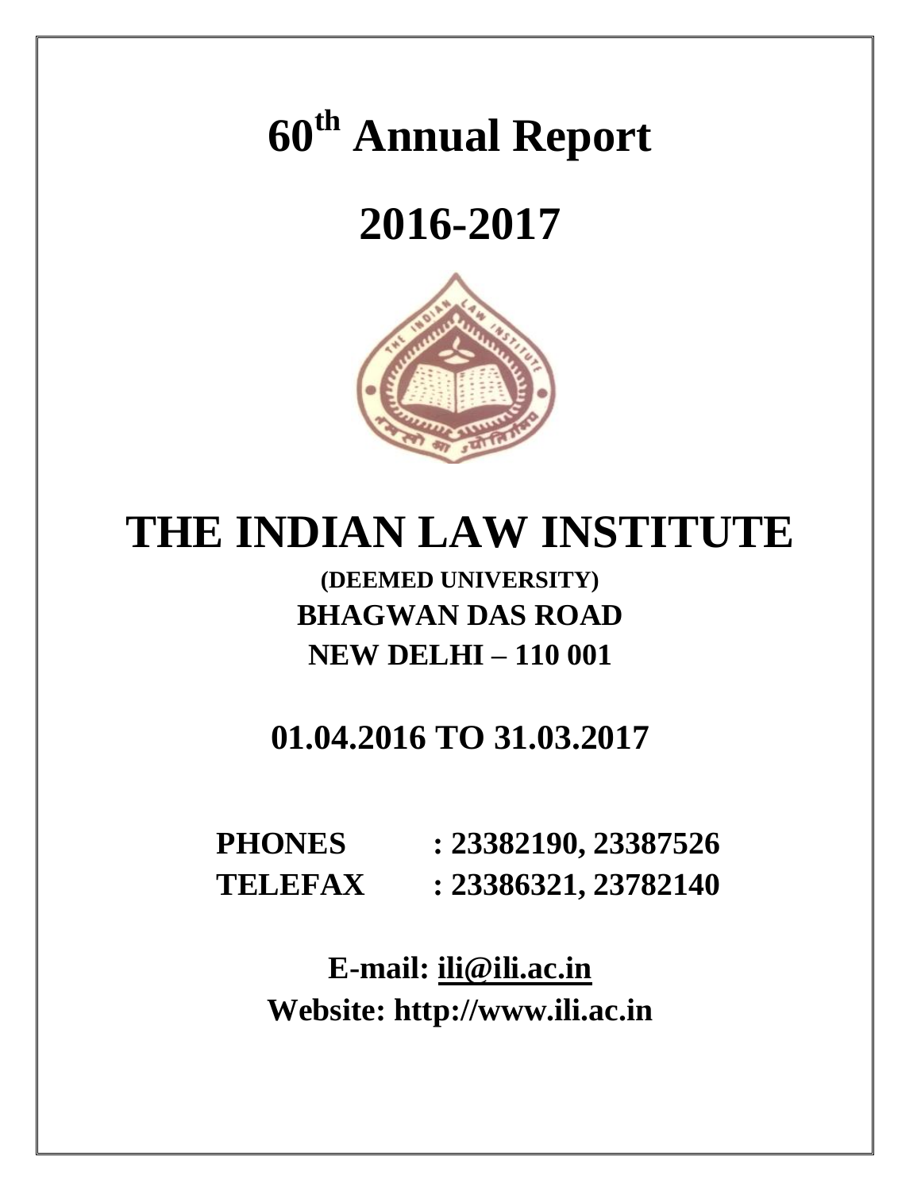# 60th Annual Report

# 2016-2017

# THE INDIAN LAW INSTITUTE

**(DEEMED UNIVERSITY)**

**BHAGWAN DAS ROAD**

**NEW DELHI – 110 001**

## 01.04.2016 TO 31.03.2017

**PHONES : 23382190, 23387526**

**TELEFAX : 23386321, 23782140**

**E-mail: ili@ili.ac.in**

**Website: http://www.ili.ac.in**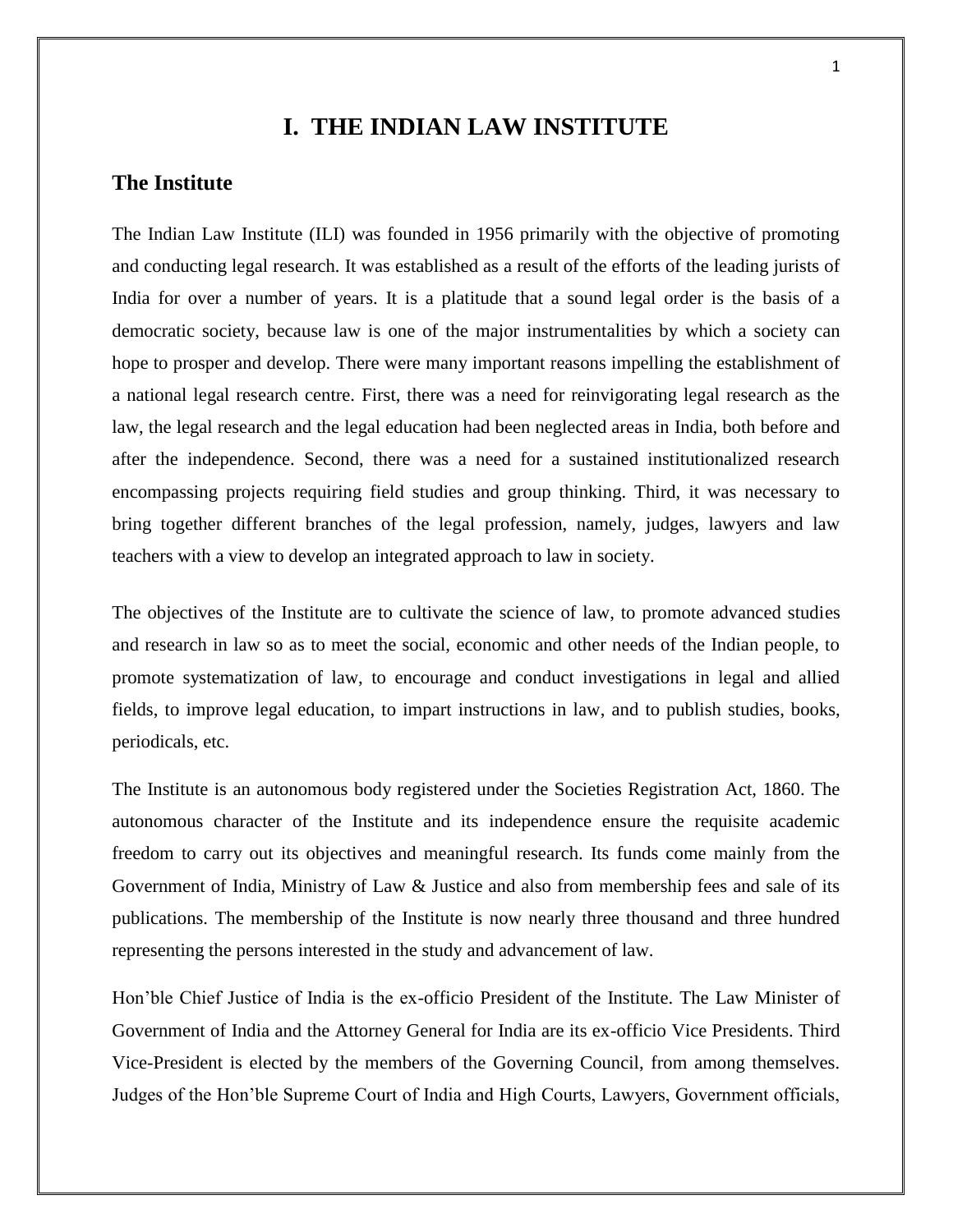# I. THE INDIAN LAW INSTITUTE

## The Institute

The Indian Law Institute (ILI) was founded in 1956 primarily with the objective of promoting and conducting legal research. It was established as a result of the efforts of the leading jurists of India for over a number of years. It is a platitude that a sound legal order is the basis of a democratic society, because law is one of the major instrumentalities by which a society can hope to prosper and develop. There were many important reasons impelling the establishment of a national legal research centre. First, there was a need for reinvigorating legal research as the law, the legal research and the legal education had been neglected areas in India, both before and after the independence. Second, there was a need for a sustained institutionalized research encompassing projects requiring field studies and group thinking. Third, it was necessary to bring together different branches of the legal profession, namely, judges, lawyers and law teachers with a view to develop an integrated approach to law in society.

The objectives of the Institute are to cultivate the science of law, to promote advanced studies and research in law so as to meet the social, economic and other needs of the Indian people, to promote systematization of law, to encourage and conduct investigations in legal and allied fields, to improve legal education, to impart instructions in law, and to publish studies, books, periodicals, etc.

The Institute is an autonomous body registered under the Societies Registration Act, 1860. The autonomous character of the Institute and its independence ensure the requisite academic freedom to carry out its objectives and meaningful research. Its funds come mainly from the Government of India, Ministry of Law & Justice and also from membership fees and sale of its publications. The membership of the Institute is now nearly three thousand and three hundred representing the persons interested in the study and advancement of law.

Hon'ble Chief Justice of India is the ex-officio President of the Institute. The Law Minister of Government of India and the Attorney General for India are its ex-officio Vice Presidents. Third Vice-President is elected by the members of the Governing Council, from among themselves. Judges of the Hon'ble Supreme Court of India and High Courts, Lawyers, Government officials,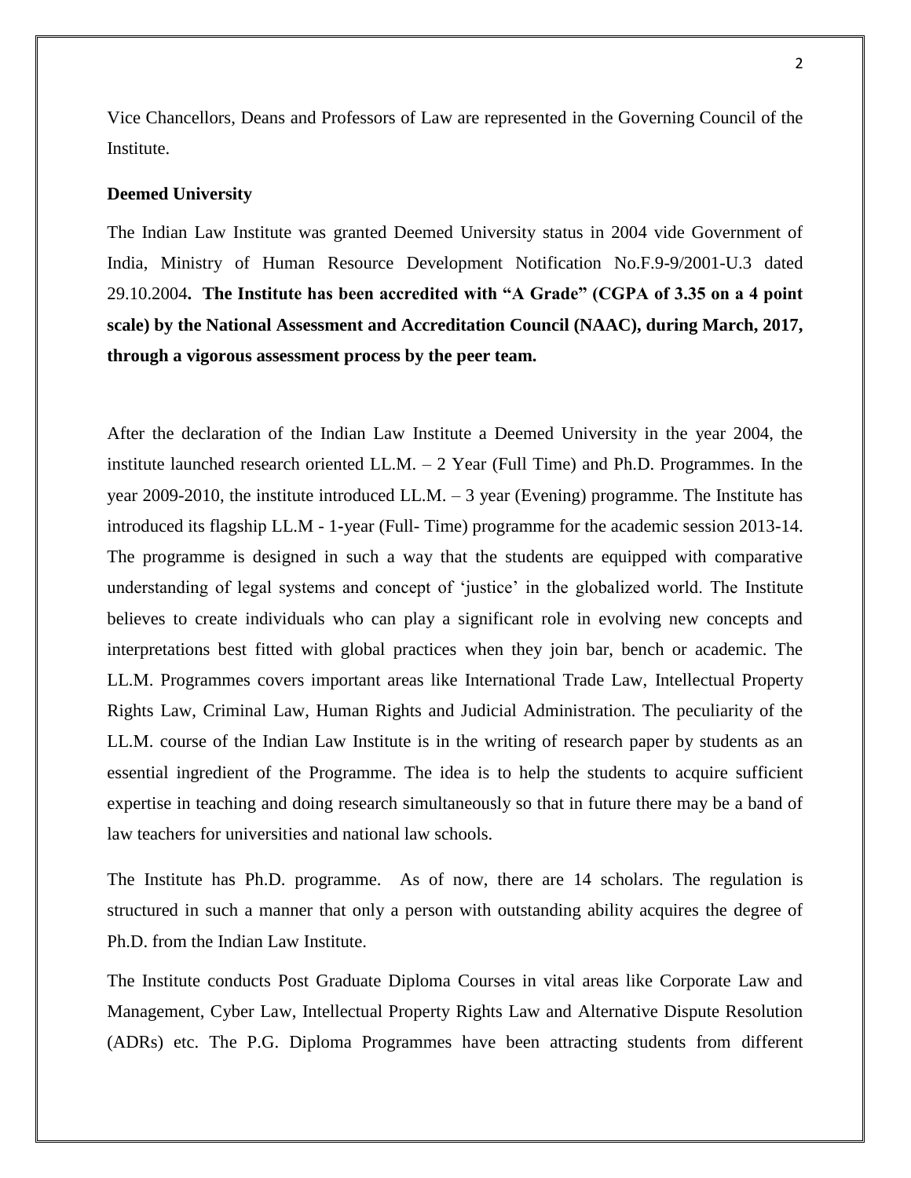Vice Chancellors, Deans and Professors of Law are represented in the Governing Council of the Institute.

**Deemed University**

The Indian Law Institute was granted Deemed University status in 2004 vide Government of India, Ministry of Human Resource Development Notification No.F.9-9/2001-U.3 dated 29.10.2004**. The Institute has been accredited with "A Grade" (CGPA of 3.35 on a 4 point scale) by the National Assessment and Accreditation Council (NAAC), during March, 2017, through a vigorous assessment process by the peer team.**

After the declaration of the Indian Law Institute a Deemed University in the year 2004, the institute launched research oriented LL.M. – 2 Year (Full Time) and Ph.D. Programmes. In the year 2009-2010, the institute introduced LL.M. – 3 year (Evening) programme. The Institute has introduced its flagship LL.M - 1-year (Full- Time) programme for the academic session 2013-14. The programme is designed in such a way that the students are equipped with comparative understanding of legal systems and concept of 'justice' in the globalized world. The Institute believes to create individuals who can play a significant role in evolving new concepts and interpretations best fitted with global practices when they join bar, bench or academic. The LL.M. Programmes covers important areas like International Trade Law, Intellectual Property Rights Law, Criminal Law, Human Rights and Judicial Administration. The peculiarity of the LL.M. course of the Indian Law Institute is in the writing of research paper by students as an essential ingredient of the Programme. The idea is to help the students to acquire sufficient expertise in teaching and doing research simultaneously so that in future there may be a band of law teachers for universities and national law schools.

The Institute has Ph.D. programme. As of now, there are 14 scholars. The regulation is structured in such a manner that only a person with outstanding ability acquires the degree of Ph.D. from the Indian Law Institute.

The Institute conducts Post Graduate Diploma Courses in vital areas like Corporate Law and Management, Cyber Law, Intellectual Property Rights Law and Alternative Dispute Resolution (ADRs) etc. The P.G. Diploma Programmes have been attracting students from different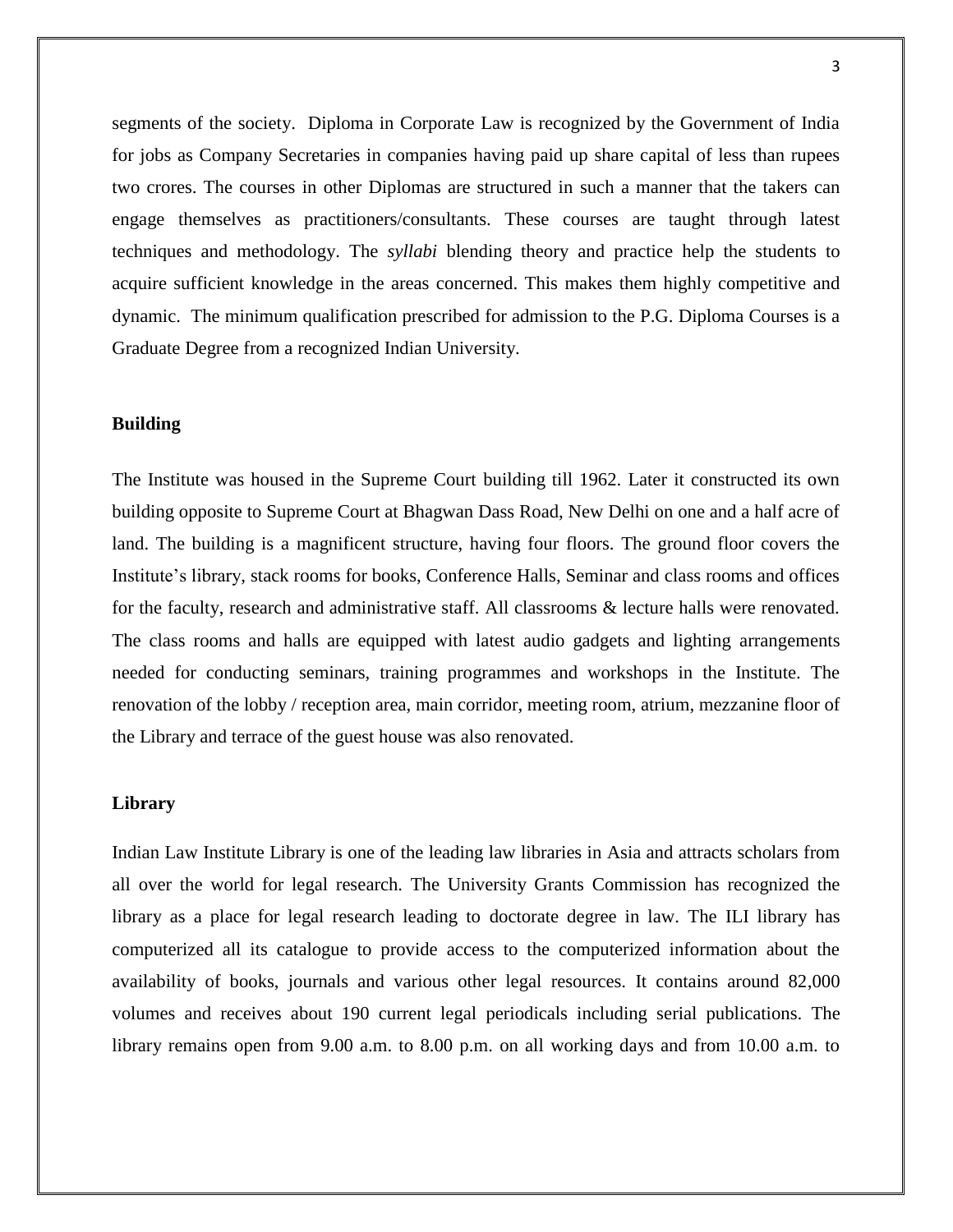segments of the society. Diploma in Corporate Law is recognized by the Government of India for jobs as Company Secretaries in companies having paid up share capital of less than rupees two crores. The courses in other Diplomas are structured in such a manner that the takers can engage themselves as practitioners/consultants. These courses are taught through latest techniques and methodology. The *syllabi* blending theory and practice help the students to acquire sufficient knowledge in the areas concerned. This makes them highly competitive and dynamic. The minimum qualification prescribed for admission to the P.G. Diploma Courses is a Graduate Degree from a recognized Indian University.

**Building**

The Institute was housed in the Supreme Court building till 1962. Later it constructed its own building opposite to Supreme Court at Bhagwan Dass Road, New Delhi on one and a half acre of land. The building is a magnificent structure, having four floors. The ground floor covers the Institute's library, stack rooms for books, Conference Halls, Seminar and class rooms and offices for the faculty, research and administrative staff. All classrooms & lecture halls were renovated. The class rooms and halls are equipped with latest audio gadgets and lighting arrangements needed for conducting seminars, training programmes and workshops in the Institute. The renovation of the lobby / reception area, main corridor, meeting room, atrium, mezzanine floor of the Library and terrace of the guest house was also renovated.

**Library**

Indian Law Institute Library is one of the leading law libraries in Asia and attracts scholars from all over the world for legal research. The University Grants Commission has recognized the library as a place for legal research leading to doctorate degree in law. The ILI library has computerized all its catalogue to provide access to the computerized information about the availability of books, journals and various other legal resources. It contains around 82,000 volumes and receives about 190 current legal periodicals including serial publications. The library remains open from 9.00 a.m. to 8.00 p.m. on all working days and from 10.00 a.m. to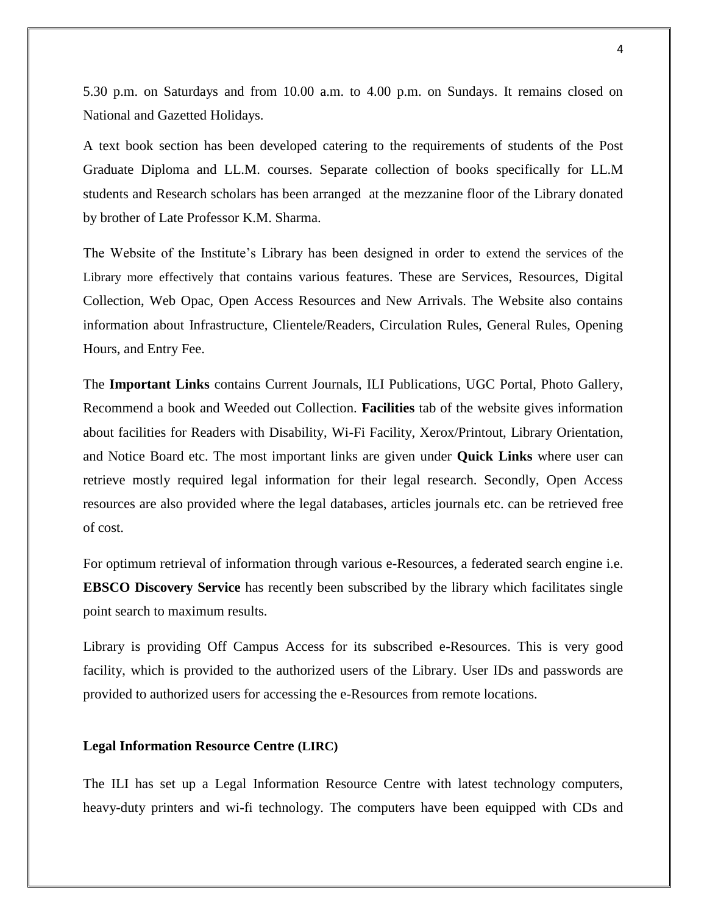5.30 p.m. on Saturdays and from 10.00 a.m. to 4.00 p.m. on Sundays. It remains closed on National and Gazetted Holidays.

A text book section has been developed catering to the requirements of students of the Post Graduate Diploma and LL.M. courses. Separate collection of books specifically for LL.M students and Research scholars has been arranged at the mezzanine floor of the Library donated by brother of Late Professor K.M. Sharma.

The Website of the Institute's Library has been designed in order to extend the services of the Library more effectively that contains various features. These are Services, Resources, Digital Collection, Web Opac, Open Access Resources and New Arrivals. The Website also contains information about Infrastructure, Clientele/Readers, Circulation Rules, General Rules, Opening Hours, and Entry Fee.

The **Important Links** contains Current Journals, ILI Publications, UGC Portal, Photo Gallery, Recommend a book and Weeded out Collection. **Facilities** tab of the website gives information about facilities for Readers with Disability, Wi-Fi Facility, Xerox/Printout, Library Orientation, and Notice Board etc. The most important links are given under **Quick Links** where user can retrieve mostly required legal information for their legal research. Secondly, Open Access resources are also provided where the legal databases, articles journals etc. can be retrieved free of cost.

For optimum retrieval of information through various e-Resources, a federated search engine i.e. **EBSCO Discovery Service** has recently been subscribed by the library which facilitates single point search to maximum results.

Library is providing Off Campus Access for its subscribed e-Resources. This is very good facility, which is provided to the authorized users of the Library. User IDs and passwords are provided to authorized users for accessing the e-Resources from remote locations.

**Legal Information Resource Centre (LIRC)**

The ILI has set up a Legal Information Resource Centre with latest technology computers, heavy-duty printers and wi-fi technology. The computers have been equipped with CDs and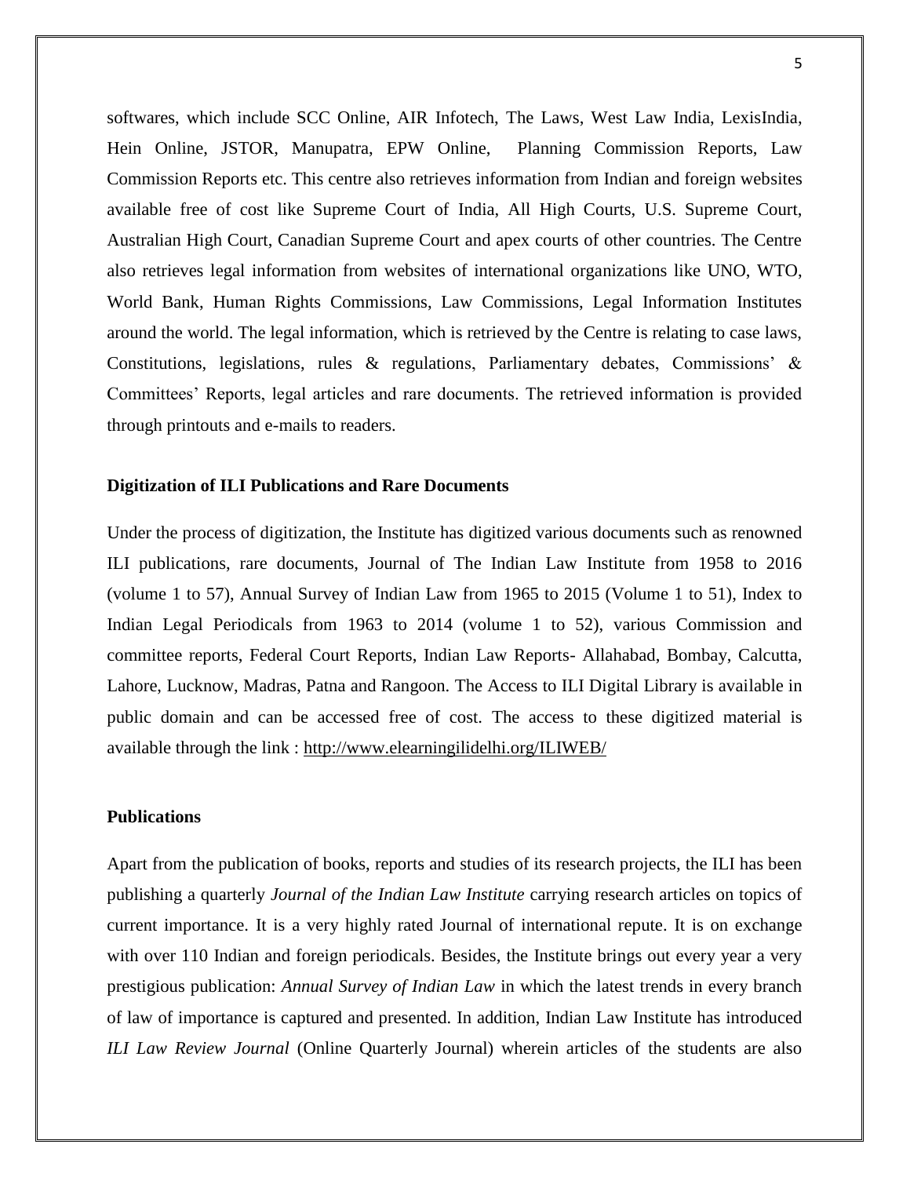softwares, which include SCC Online, AIR Infotech, The Laws, West Law India, LexisIndia, Hein Online, JSTOR, Manupatra, EPW Online, Planning Commission Reports, Law Commission Reports etc. This centre also retrieves information from Indian and foreign websites available free of cost like Supreme Court of India, All High Courts, U.S. Supreme Court, Australian High Court, Canadian Supreme Court and apex courts of other countries. The Centre also retrieves legal information from websites of international organizations like UNO, WTO, World Bank, Human Rights Commissions, Law Commissions, Legal Information Institutes around the world. The legal information, which is retrieved by the Centre is relating to case laws, Constitutions, legislations, rules & regulations, Parliamentary debates, Commissions' & Committees' Reports, legal articles and rare documents. The retrieved information is provided through printouts and e-mails to readers.

**Digitization of ILI Publications and Rare Documents**

Under the process of digitization, the Institute has digitized various documents such as renowned ILI publications, rare documents, Journal of The Indian Law Institute from 1958 to 2016 (volume 1 to 57), Annual Survey of Indian Law from 1965 to 2015 (Volume 1 to 51), Index to Indian Legal Periodicals from 1963 to 2014 (volume 1 to 52), various Commission and committee reports, Federal Court Reports, Indian Law Reports- Allahabad, Bombay, Calcutta, Lahore, Lucknow, Madras, Patna and Rangoon. The Access to ILI Digital Library is available in public domain and can be accessed free of cost. The access to these digitized material is available through the link : http://www.elearningilidelhi.org/ILIWEB/

**Publications**

Apart from the publication of books, reports and studies of its research projects, the ILI has been publishing a quarterly *Journal of the Indian Law Institute* carrying research articles on topics of current importance. It is a very highly rated Journal of international repute. It is on exchange with over 110 Indian and foreign periodicals. Besides, the Institute brings out every year a very prestigious publication: *Annual Survey of Indian Law* in which the latest trends in every branch of law of importance is captured and presented. In addition, Indian Law Institute has introduced *ILI Law Review Journal* (Online Quarterly Journal) wherein articles of the students are also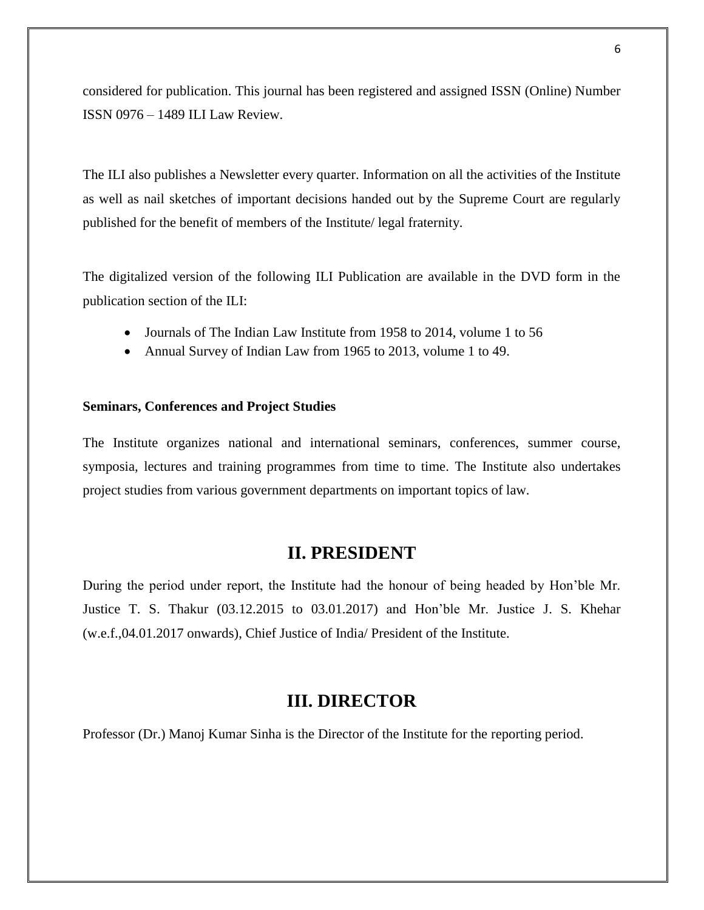considered for publication. This journal has been registered and assigned ISSN (Online) Number ISSN 0976 – 1489 ILI Law Review.

The ILI also publishes a Newsletter every quarter. Information on all the activities of the Institute as well as nail sketches of important decisions handed out by the Supreme Court are regularly published for the benefit of members of the Institute/ legal fraternity.

The digitalized version of the following ILI Publication are available in the DVD form in the publication section of the ILI:

- Journals of The Indian Law Institute from 1958 to 2014, volume 1 to 56
- Annual Survey of Indian Law from 1965 to 2013, volume 1 to 49.

**Seminars, Conferences and Project Studies**

The Institute organizes national and international seminars, conferences, summer course, symposia, lectures and training programmes from time to time. The Institute also undertakes project studies from various government departments on important topics of law.

## II. PRESIDENT

During the period under report, the Institute had the honour of being headed by Hon'ble Mr. Justice T. S. Thakur (03.12.2015 to 03.01.2017) and Hon'ble Mr. Justice J. S. Khehar (w.e.f.,04.01.2017 onwards), Chief Justice of India/ President of the Institute.

## III. DIRECTOR

Professor (Dr.) Manoj Kumar Sinha is the Director of the Institute for the reporting period.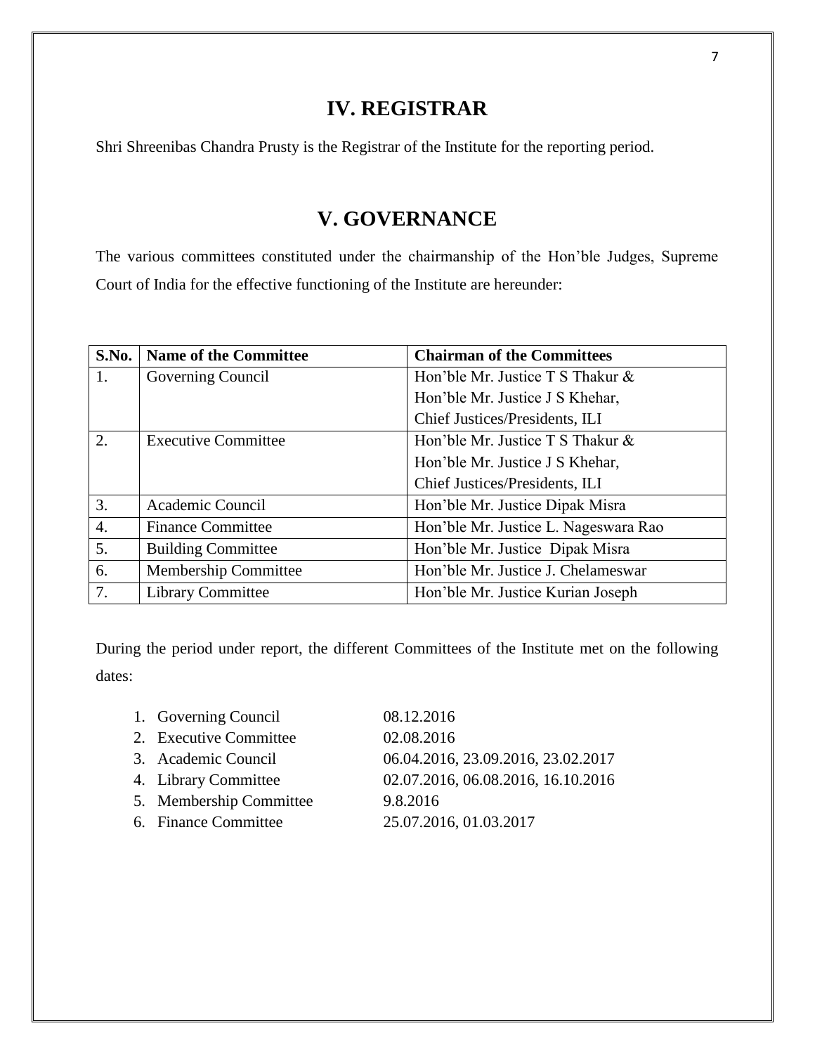# IV. REGISTRAR

Shri Shreenibas Chandra Prusty is the Registrar of the Institute for the reporting period.

# V. GOVERNANCE

The various committees constituted under the chairmanship of the Hon'ble Judges, Supreme Court of India for the effective functioning of the Institute are hereunder:

| S.No. | Name of the Committee | Chairman of the Committees |
|---|---|---|
| 1. | Governing Council | Hon'ble Mr. Justice T S Thakur & Hon'ble Mr. Justice J S Khehar, Chief Justices/Presidents, ILI |
| 2. | Executive Committee | Hon'ble Mr. Justice T S Thakur & Hon'ble Mr. Justice J S Khehar, Chief Justices/Presidents, ILI |
| 3. | Academic Council | Hon'ble Mr. Justice Dipak Misra |
| 4. | Finance Committee | Hon'ble Mr. Justice L. Nageswara Rao |
| 5. | Building Committee | Hon'ble Mr. Justice Dipak Misra |
| 6. | Membership Committee | Hon'ble Mr. Justice J. Chelameswar |
| 7. | Library Committee | Hon'ble Mr. Justice Kurian Joseph |

During the period under report, the different Committees of the Institute met on the following dates:

1. Governing Council — 08.12.2016
2. Executive Committee — 02.08.2016
3. Academic Council — 06.04.2016, 23.09.2016, 23.02.2017
4. Library Committee — 02.07.2016, 06.08.2016, 16.10.2016
5. Membership Committee — 9.8.2016
6. Finance Committee — 25.07.2016, 01.03.2017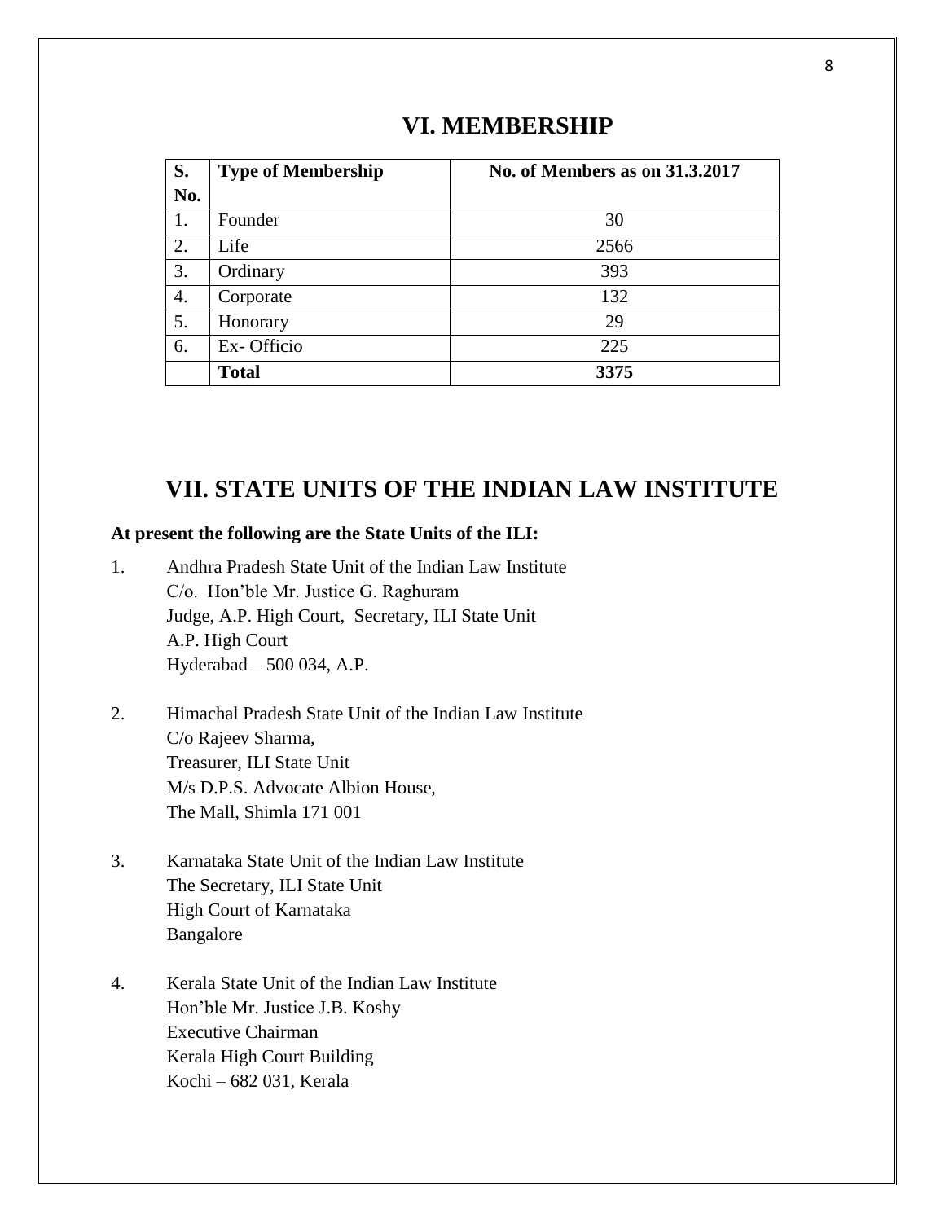## VI. MEMBERSHIP

| S. No. | Type of Membership | No. of Members as on 31.3.2017 |
|---|---|---|
| 1. | Founder | 30 |
| 2. | Life | 2566 |
| 3. | Ordinary | 393 |
| 4. | Corporate | 132 |
| 5. | Honorary | 29 |
| 6. | Ex- Officio | 225 |
| | **Total** | **3375** |

## VII. STATE UNITS OF THE INDIAN LAW INSTITUTE

**At present the following are the State Units of the ILI:**

1. Andhra Pradesh State Unit of the Indian Law Institute  
   C/o. Hon'ble Mr. Justice G. Raghuram  
   Judge, A.P. High Court, Secretary, ILI State Unit  
   A.P. High Court  
   Hyderabad – 500 034, A.P.

2. Himachal Pradesh State Unit of the Indian Law Institute  
   C/o Rajeev Sharma,  
   Treasurer, ILI State Unit  
   M/s D.P.S. Advocate Albion House,  
   The Mall, Shimla 171 001

3. Karnataka State Unit of the Indian Law Institute  
   The Secretary, ILI State Unit  
   High Court of Karnataka  
   Bangalore

4. Kerala State Unit of the Indian Law Institute  
   Hon'ble Mr. Justice J.B. Koshy  
   Executive Chairman  
   Kerala High Court Building  
   Kochi – 682 031, Kerala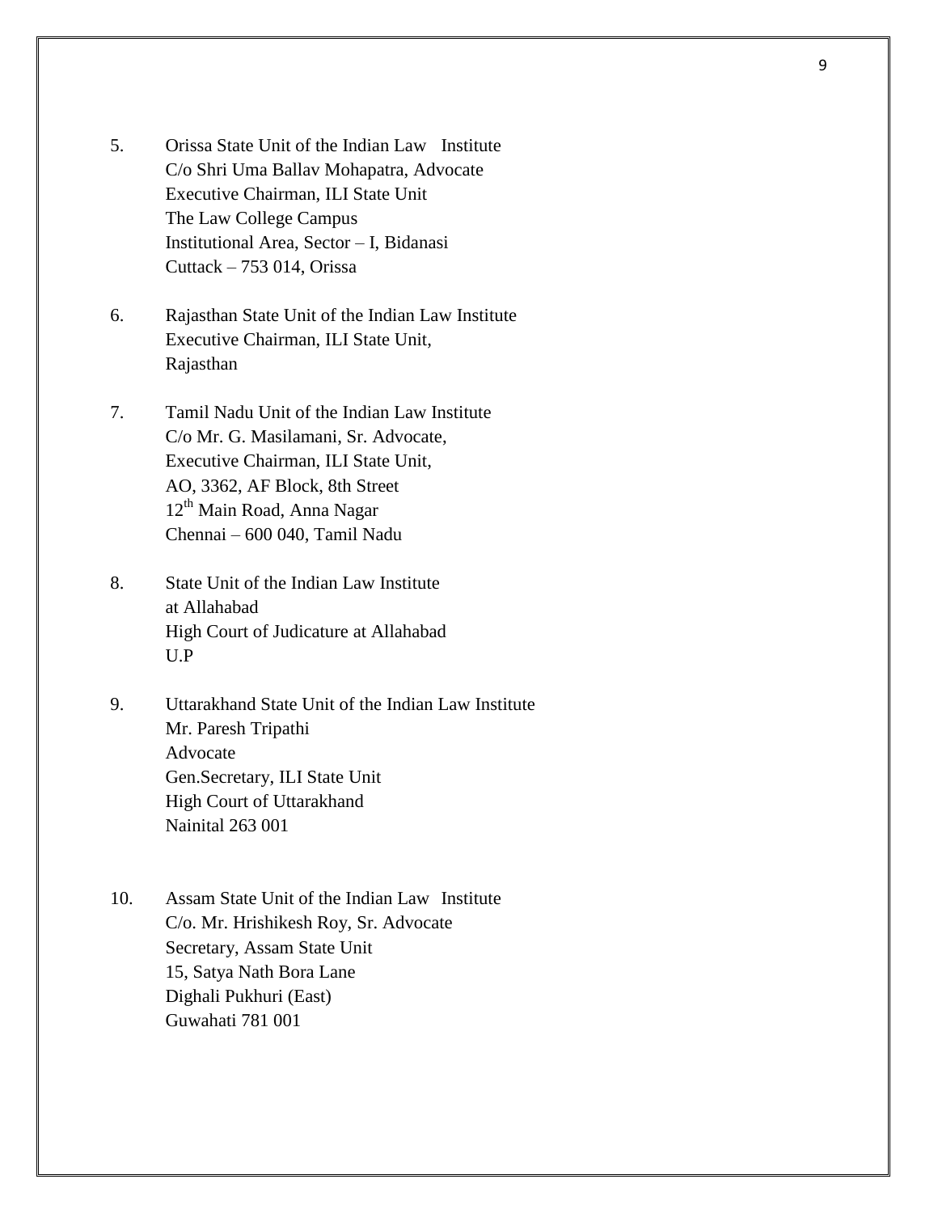5. Orissa State Unit of the Indian Law Institute
   C/o Shri Uma Ballav Mohapatra, Advocate
   Executive Chairman, ILI State Unit
   The Law College Campus
   Institutional Area, Sector – I, Bidanasi
   Cuttack – 753 014, Orissa

6. Rajasthan State Unit of the Indian Law Institute
   Executive Chairman, ILI State Unit,
   Rajasthan

7. Tamil Nadu Unit of the Indian Law Institute
   C/o Mr. G. Masilamani, Sr. Advocate,
   Executive Chairman, ILI State Unit,
   AO, 3362, AF Block, 8th Street
   12th Main Road, Anna Nagar
   Chennai – 600 040, Tamil Nadu

8. State Unit of the Indian Law Institute
   at Allahabad
   High Court of Judicature at Allahabad
   U.P

9. Uttarakhand State Unit of the Indian Law Institute
   Mr. Paresh Tripathi
   Advocate
   Gen.Secretary, ILI State Unit
   High Court of Uttarakhand
   Nainital 263 001

10. Assam State Unit of the Indian Law Institute
    C/o. Mr. Hrishikesh Roy, Sr. Advocate
    Secretary, Assam State Unit
    15, Satya Nath Bora Lane
    Dighali Pukhuri (East)
    Guwahati 781 001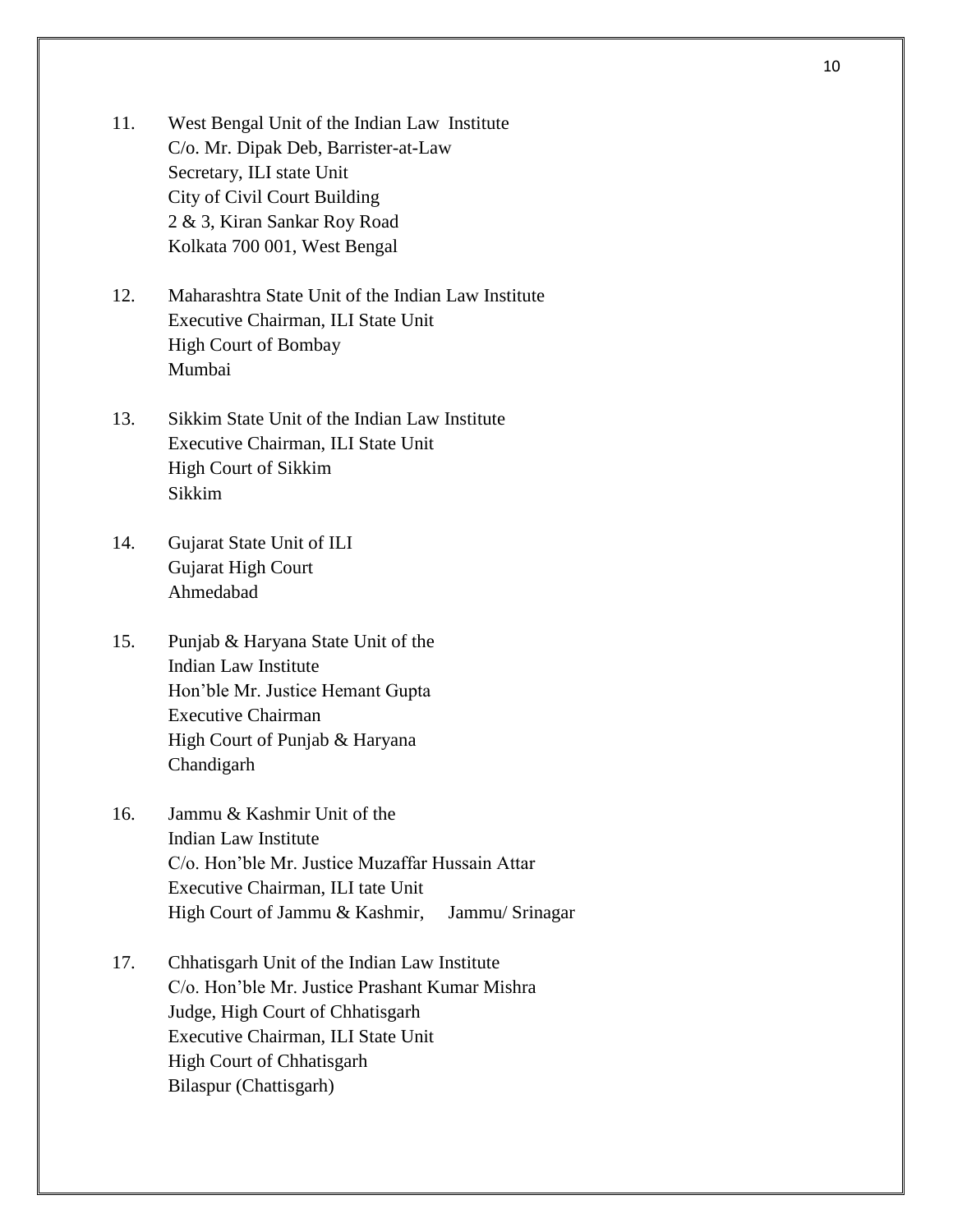11. West Bengal Unit of the Indian Law Institute
    C/o. Mr. Dipak Deb, Barrister-at-Law
    Secretary, ILI state Unit
    City of Civil Court Building
    2 & 3, Kiran Sankar Roy Road
    Kolkata 700 001, West Bengal

12. Maharashtra State Unit of the Indian Law Institute
    Executive Chairman, ILI State Unit
    High Court of Bombay
    Mumbai

13. Sikkim State Unit of the Indian Law Institute
    Executive Chairman, ILI State Unit
    High Court of Sikkim
    Sikkim

14. Gujarat State Unit of ILI
    Gujarat High Court
    Ahmedabad

15. Punjab & Haryana State Unit of the
    Indian Law Institute
    Hon'ble Mr. Justice Hemant Gupta
    Executive Chairman
    High Court of Punjab & Haryana
    Chandigarh

16. Jammu & Kashmir Unit of the
    Indian Law Institute
    C/o. Hon'ble Mr. Justice Muzaffar Hussain Attar
    Executive Chairman, ILI tate Unit
    High Court of Jammu & Kashmir, Jammu/ Srinagar

17. Chhatisgarh Unit of the Indian Law Institute
    C/o. Hon'ble Mr. Justice Prashant Kumar Mishra
    Judge, High Court of Chhatisgarh
    Executive Chairman, ILI State Unit
    High Court of Chhatisgarh
    Bilaspur (Chattisgarh)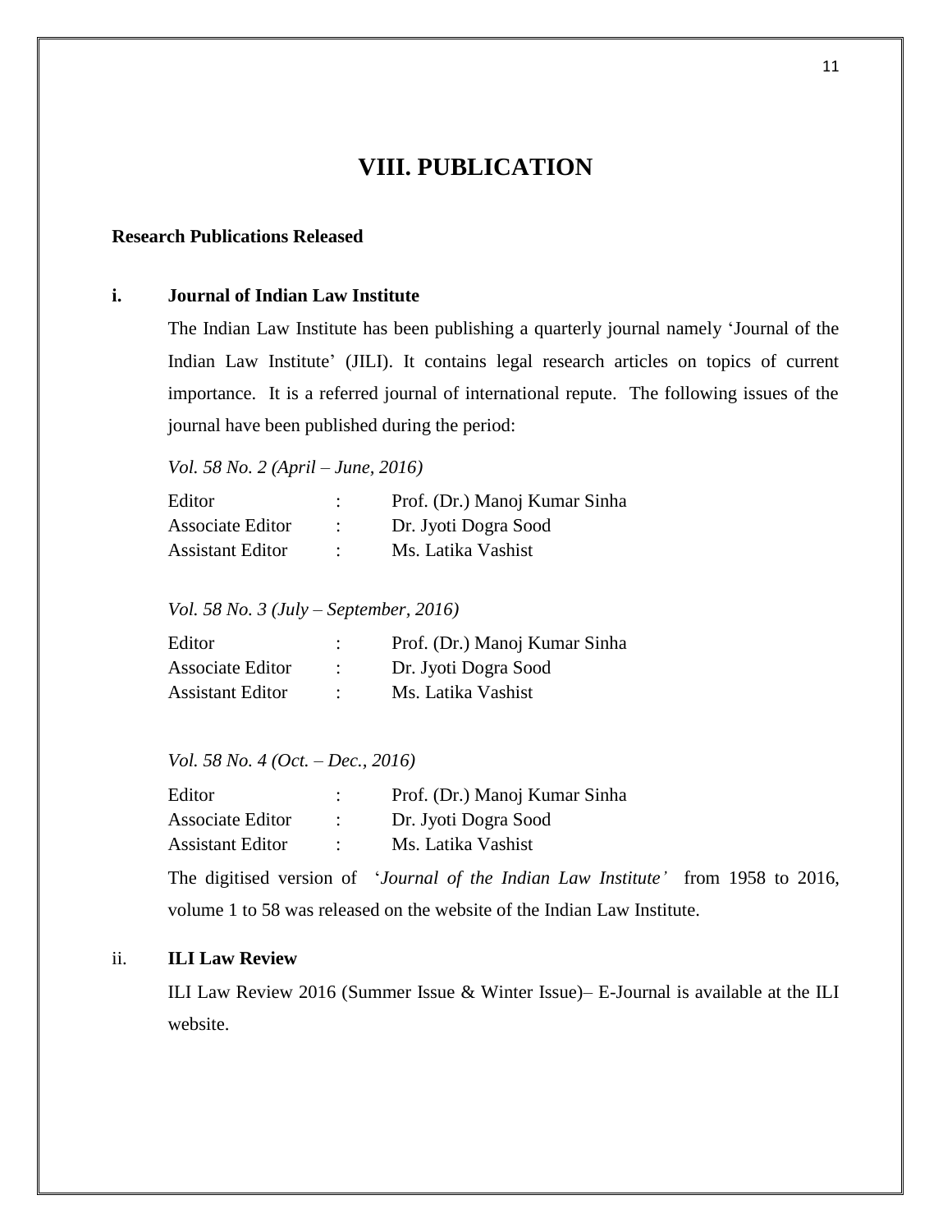# VIII. PUBLICATION

**Research Publications Released**

**i. Journal of Indian Law Institute**

The Indian Law Institute has been publishing a quarterly journal namely 'Journal of the Indian Law Institute' (JILI). It contains legal research articles on topics of current importance. It is a referred journal of international repute. The following issues of the journal have been published during the period:

*Vol. 58 No. 2 (April – June, 2016)*

| | | |
|---|---|---|
| Editor | : | Prof. (Dr.) Manoj Kumar Sinha |
| Associate Editor | : | Dr. Jyoti Dogra Sood |
| Assistant Editor | : | Ms. Latika Vashist |

*Vol. 58 No. 3 (July – September, 2016)*

| | | |
|---|---|---|
| Editor | : | Prof. (Dr.) Manoj Kumar Sinha |
| Associate Editor | : | Dr. Jyoti Dogra Sood |
| Assistant Editor | : | Ms. Latika Vashist |

*Vol. 58 No. 4 (Oct. – Dec., 2016)*

| | | |
|---|---|---|
| Editor | : | Prof. (Dr.) Manoj Kumar Sinha |
| Associate Editor | : | Dr. Jyoti Dogra Sood |
| Assistant Editor | : | Ms. Latika Vashist |

The digitised version of '*Journal of the Indian Law Institute*' from 1958 to 2016, volume 1 to 58 was released on the website of the Indian Law Institute.

ii. **ILI Law Review**

ILI Law Review 2016 (Summer Issue & Winter Issue)– E-Journal is available at the ILI website.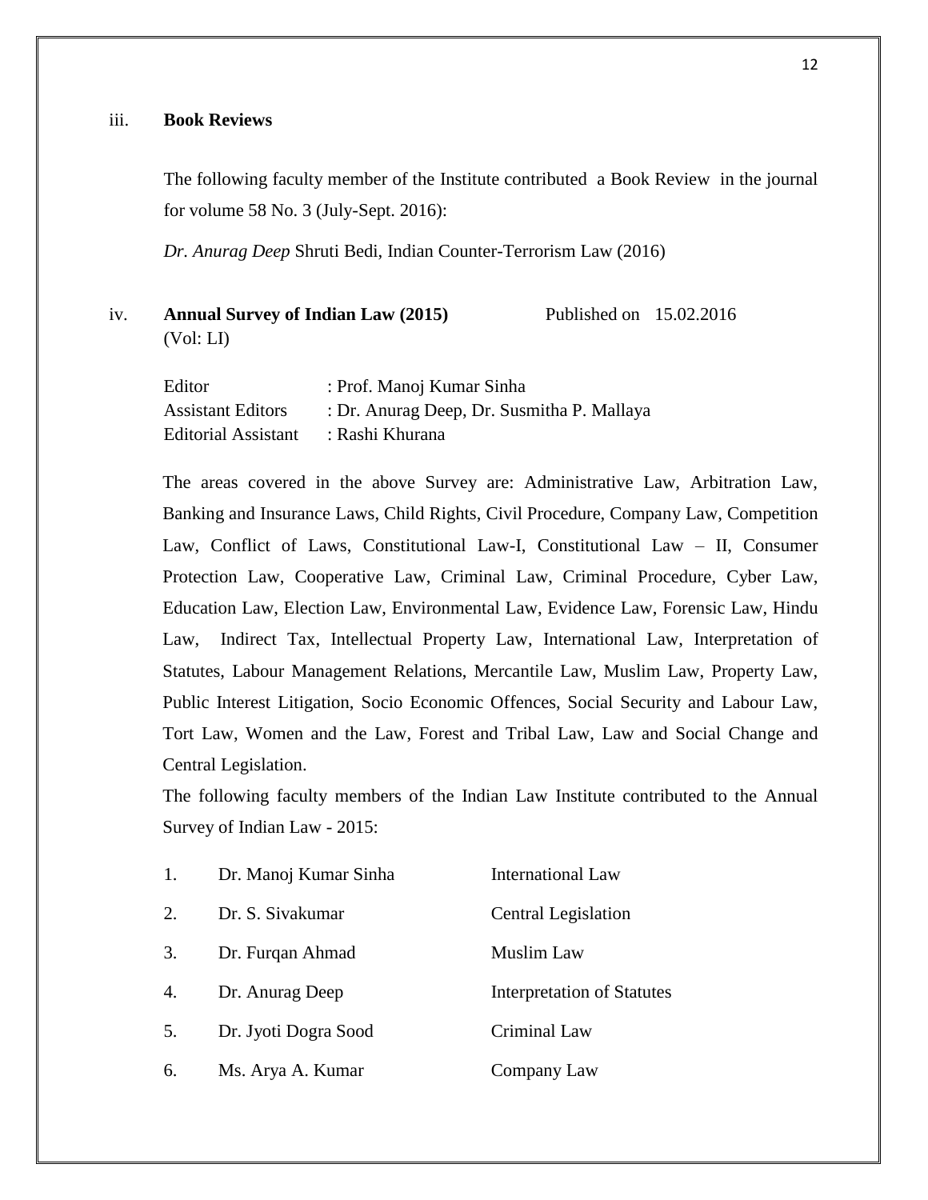iii. **Book Reviews**

The following faculty member of the Institute contributed a Book Review in the journal for volume 58 No. 3 (July-Sept. 2016):

*Dr. Anurag Deep* Shruti Bedi, Indian Counter-Terrorism Law (2016)

iv. **Annual Survey of Indian Law (2015)** Published on 15.02.2016
(Vol: LI)

| | |
|---|---|
| Editor | : Prof. Manoj Kumar Sinha |
| Assistant Editors | : Dr. Anurag Deep, Dr. Susmitha P. Mallaya |
| Editorial Assistant | : Rashi Khurana |

The areas covered in the above Survey are: Administrative Law, Arbitration Law, Banking and Insurance Laws, Child Rights, Civil Procedure, Company Law, Competition Law, Conflict of Laws, Constitutional Law-I, Constitutional Law – II, Consumer Protection Law, Cooperative Law, Criminal Law, Criminal Procedure, Cyber Law, Education Law, Election Law, Environmental Law, Evidence Law, Forensic Law, Hindu Law, Indirect Tax, Intellectual Property Law, International Law, Interpretation of Statutes, Labour Management Relations, Mercantile Law, Muslim Law, Property Law, Public Interest Litigation, Socio Economic Offences, Social Security and Labour Law, Tort Law, Women and the Law, Forest and Tribal Law, Law and Social Change and Central Legislation.

The following faculty members of the Indian Law Institute contributed to the Annual Survey of Indian Law - 2015:

| | | |
|---|---|---|
| 1. | Dr. Manoj Kumar Sinha | International Law |
| 2. | Dr. S. Sivakumar | Central Legislation |
| 3. | Dr. Furqan Ahmad | Muslim Law |
| 4. | Dr. Anurag Deep | Interpretation of Statutes |
| 5. | Dr. Jyoti Dogra Sood | Criminal Law |
| 6. | Ms. Arya A. Kumar | Company Law |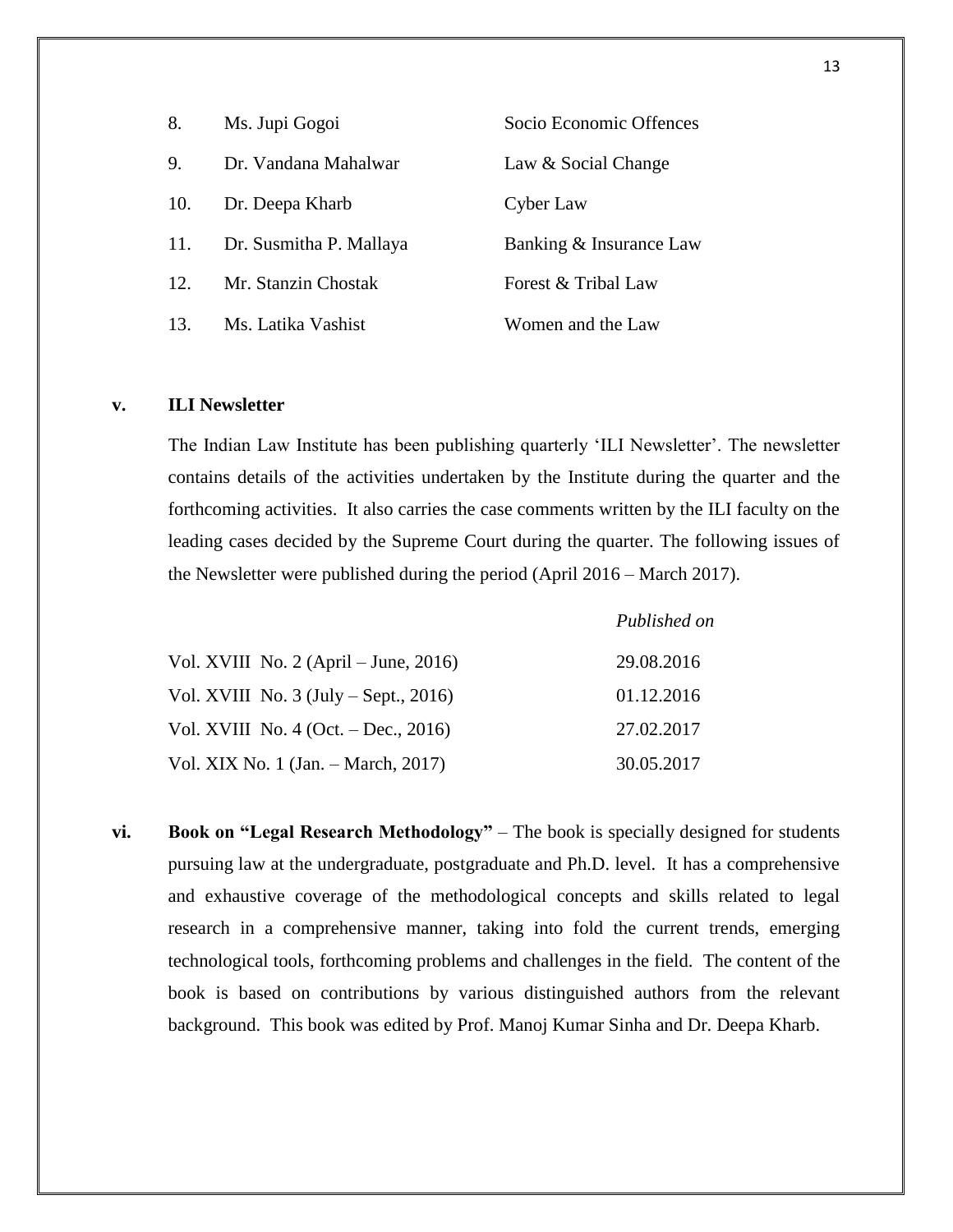| | | |
|---|---|---|
| 8. | Ms. Jupi Gogoi | Socio Economic Offences |
| 9. | Dr. Vandana Mahalwar | Law & Social Change |
| 10. | Dr. Deepa Kharb | Cyber Law |
| 11. | Dr. Susmitha P. Mallaya | Banking & Insurance Law |
| 12. | Mr. Stanzin Chostak | Forest & Tribal Law |
| 13. | Ms. Latika Vashist | Women and the Law |

**v. ILI Newsletter**

The Indian Law Institute has been publishing quarterly 'ILI Newsletter'. The newsletter contains details of the activities undertaken by the Institute during the quarter and the forthcoming activities. It also carries the case comments written by the ILI faculty on the leading cases decided by the Supreme Court during the quarter. The following issues of the Newsletter were published during the period (April 2016 – March 2017).

| | *Published on* |
|---|---|
| Vol. XVIII No. 2 (April – June, 2016) | 29.08.2016 |
| Vol. XVIII No. 3 (July – Sept., 2016) | 01.12.2016 |
| Vol. XVIII No. 4 (Oct. – Dec., 2016) | 27.02.2017 |
| Vol. XIX No. 1 (Jan. – March, 2017) | 30.05.2017 |

**vi. Book on "Legal Research Methodology"** – The book is specially designed for students pursuing law at the undergraduate, postgraduate and Ph.D. level. It has a comprehensive and exhaustive coverage of the methodological concepts and skills related to legal research in a comprehensive manner, taking into fold the current trends, emerging technological tools, forthcoming problems and challenges in the field. The content of the book is based on contributions by various distinguished authors from the relevant background. This book was edited by Prof. Manoj Kumar Sinha and Dr. Deepa Kharb.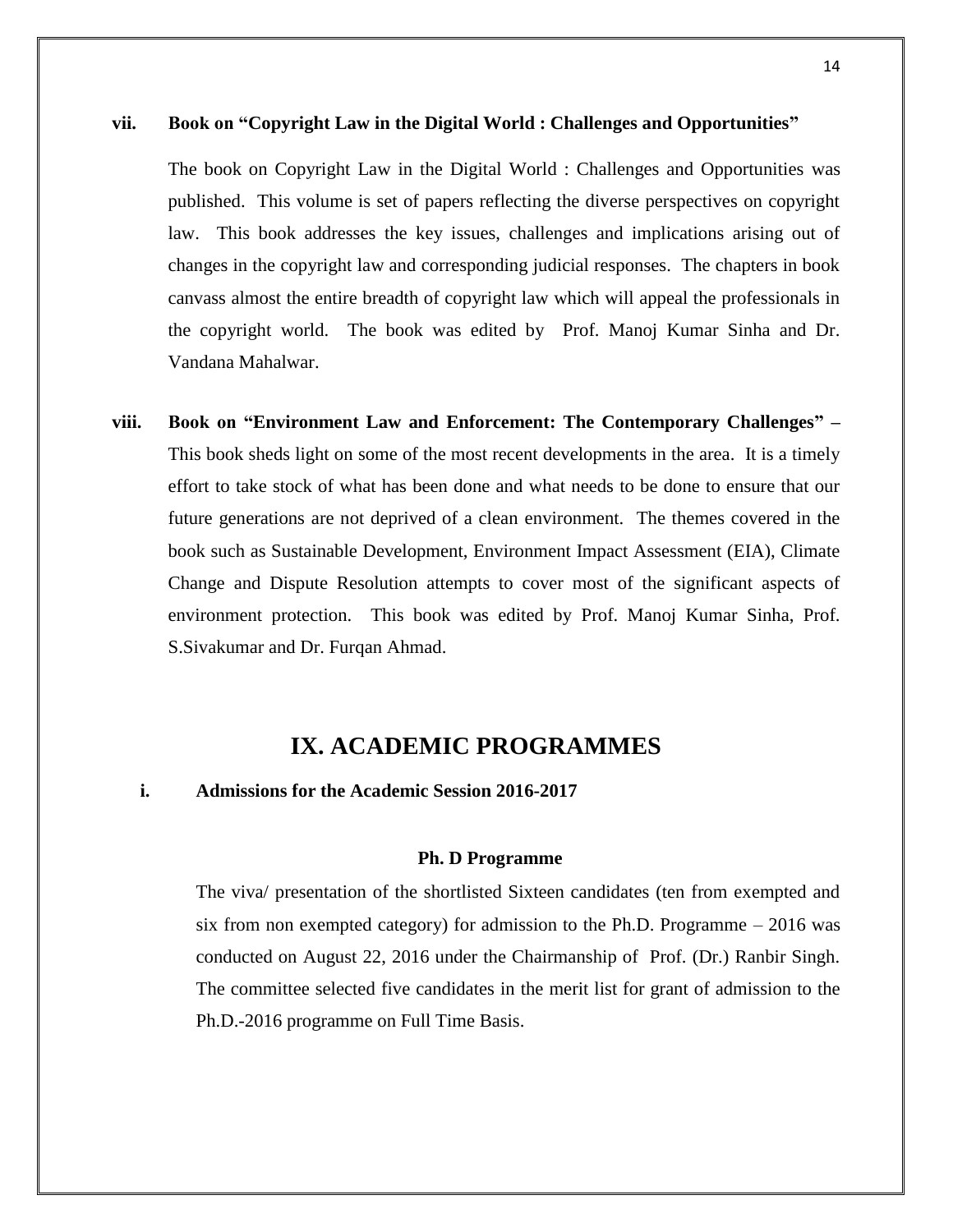**vii. Book on "Copyright Law in the Digital World : Challenges and Opportunities"**

The book on Copyright Law in the Digital World : Challenges and Opportunities was published. This volume is set of papers reflecting the diverse perspectives on copyright law. This book addresses the key issues, challenges and implications arising out of changes in the copyright law and corresponding judicial responses. The chapters in book canvass almost the entire breadth of copyright law which will appeal the professionals in the copyright world. The book was edited by Prof. Manoj Kumar Sinha and Dr. Vandana Mahalwar.

**viii. Book on "Environment Law and Enforcement: The Contemporary Challenges" –** This book sheds light on some of the most recent developments in the area. It is a timely effort to take stock of what has been done and what needs to be done to ensure that our future generations are not deprived of a clean environment. The themes covered in the book such as Sustainable Development, Environment Impact Assessment (EIA), Climate Change and Dispute Resolution attempts to cover most of the significant aspects of environment protection. This book was edited by Prof. Manoj Kumar Sinha, Prof. S.Sivakumar and Dr. Furqan Ahmad.

# IX. ACADEMIC PROGRAMMES

**i. Admissions for the Academic Session 2016-2017**

**Ph. D Programme**

The viva/ presentation of the shortlisted Sixteen candidates (ten from exempted and six from non exempted category) for admission to the Ph.D. Programme – 2016 was conducted on August 22, 2016 under the Chairmanship of Prof. (Dr.) Ranbir Singh. The committee selected five candidates in the merit list for grant of admission to the Ph.D.-2016 programme on Full Time Basis.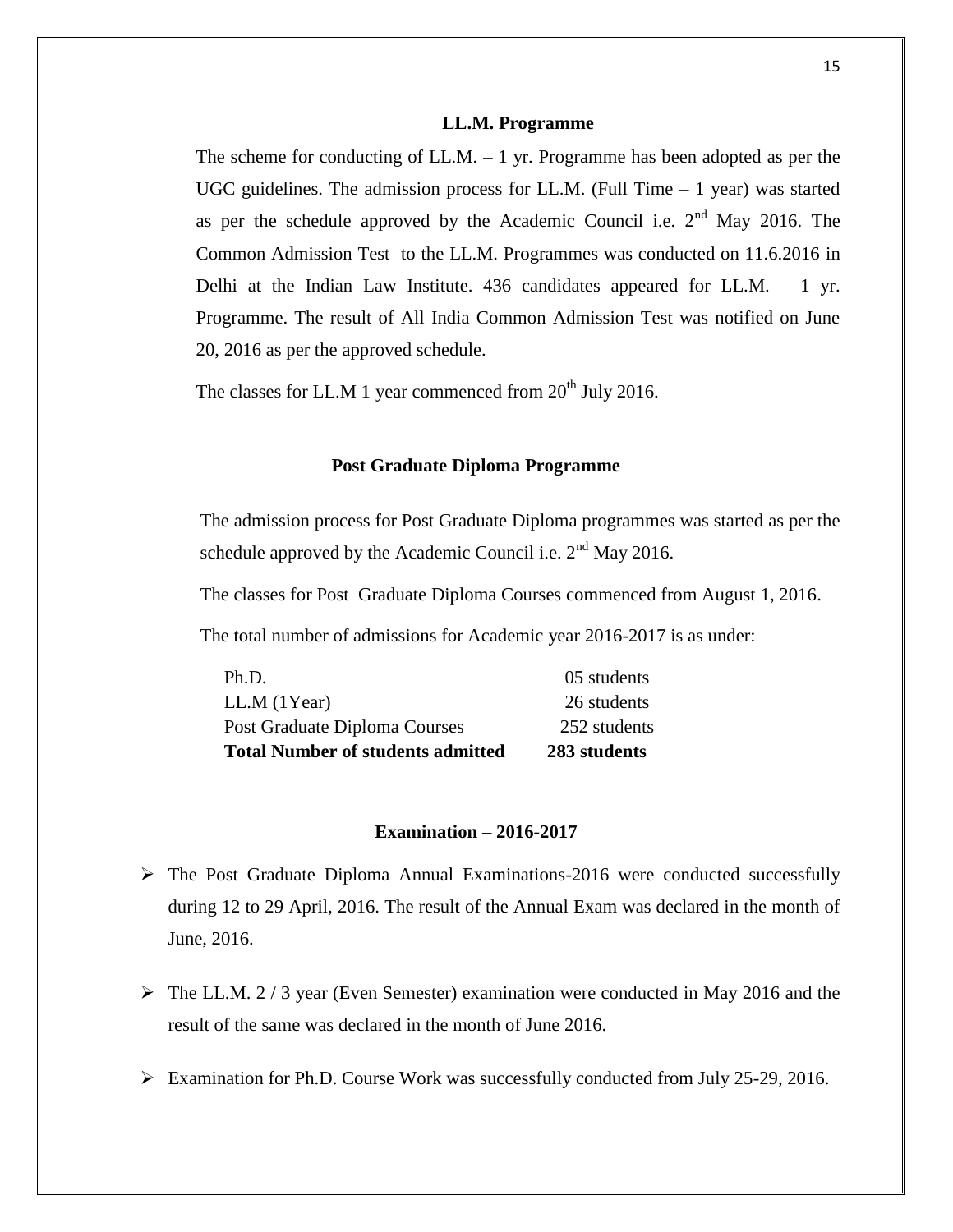## LL.M. Programme

The scheme for conducting of LL.M. – 1 yr. Programme has been adopted as per the UGC guidelines. The admission process for LL.M. (Full Time – 1 year) was started as per the schedule approved by the Academic Council i.e. 2nd May 2016. The Common Admission Test to the LL.M. Programmes was conducted on 11.6.2016 in Delhi at the Indian Law Institute. 436 candidates appeared for LL.M. – 1 yr. Programme. The result of All India Common Admission Test was notified on June 20, 2016 as per the approved schedule.

The classes for LL.M 1 year commenced from 20th July 2016.

## Post Graduate Diploma Programme

The admission process for Post Graduate Diploma programmes was started as per the schedule approved by the Academic Council i.e. 2nd May 2016.

The classes for Post Graduate Diploma Courses commenced from August 1, 2016.

The total number of admissions for Academic year 2016-2017 is as under:

| | |
|---|---|
| Ph.D. | 05 students |
| LL.M (1Year) | 26 students |
| Post Graduate Diploma Courses | 252 students |
| **Total Number of students admitted** | **283 students** |

## Examination – 2016-2017

- The Post Graduate Diploma Annual Examinations-2016 were conducted successfully during 12 to 29 April, 2016. The result of the Annual Exam was declared in the month of June, 2016.
- The LL.M. 2 / 3 year (Even Semester) examination were conducted in May 2016 and the result of the same was declared in the month of June 2016.
- Examination for Ph.D. Course Work was successfully conducted from July 25-29, 2016.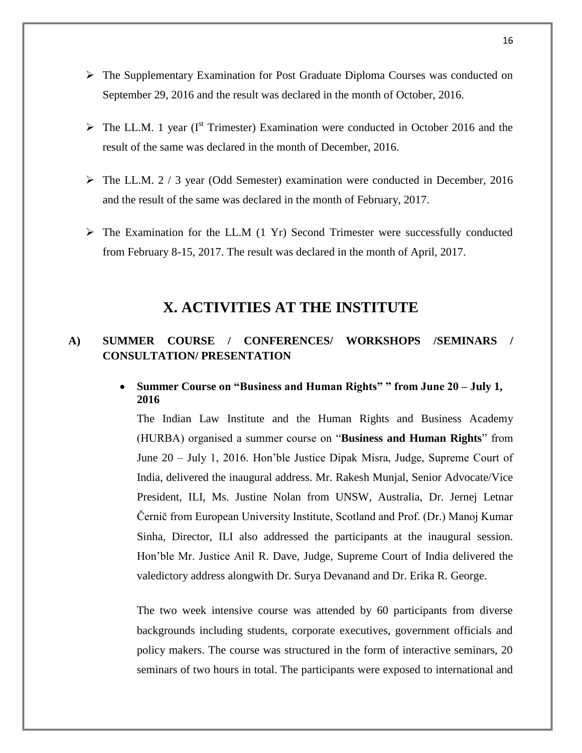- The Supplementary Examination for Post Graduate Diploma Courses was conducted on September 29, 2016 and the result was declared in the month of October, 2016.
- The LL.M. 1 year (Ist Trimester) Examination were conducted in October 2016 and the result of the same was declared in the month of December, 2016.
- The LL.M. 2 / 3 year (Odd Semester) examination were conducted in December, 2016 and the result of the same was declared in the month of February, 2017.
- The Examination for the LL.M (1 Yr) Second Trimester were successfully conducted from February 8-15, 2017. The result was declared in the month of April, 2017.

# X. ACTIVITIES AT THE INSTITUTE

## A) SUMMER COURSE / CONFERENCES/ WORKSHOPS /SEMINARS / CONSULTATION/ PRESENTATION

- **Summer Course on "Business and Human Rights" " from June 20 – July 1, 2016**

  The Indian Law Institute and the Human Rights and Business Academy (HURBA) organised a summer course on "**Business and Human Rights**" from June 20 – July 1, 2016. Hon'ble Justice Dipak Misra, Judge, Supreme Court of India, delivered the inaugural address. Mr. Rakesh Munjal, Senior Advocate/Vice President, ILI, Ms. Justine Nolan from UNSW, Australia, Dr. Jernej Letnar Černič from European University Institute, Scotland and Prof. (Dr.) Manoj Kumar Sinha, Director, ILI also addressed the participants at the inaugural session. Hon'ble Mr. Justice Anil R. Dave, Judge, Supreme Court of India delivered the valedictory address alongwith Dr. Surya Devanand and Dr. Erika R. George.

  The two week intensive course was attended by 60 participants from diverse backgrounds including students, corporate executives, government officials and policy makers. The course was structured in the form of interactive seminars, 20 seminars of two hours in total. The participants were exposed to international and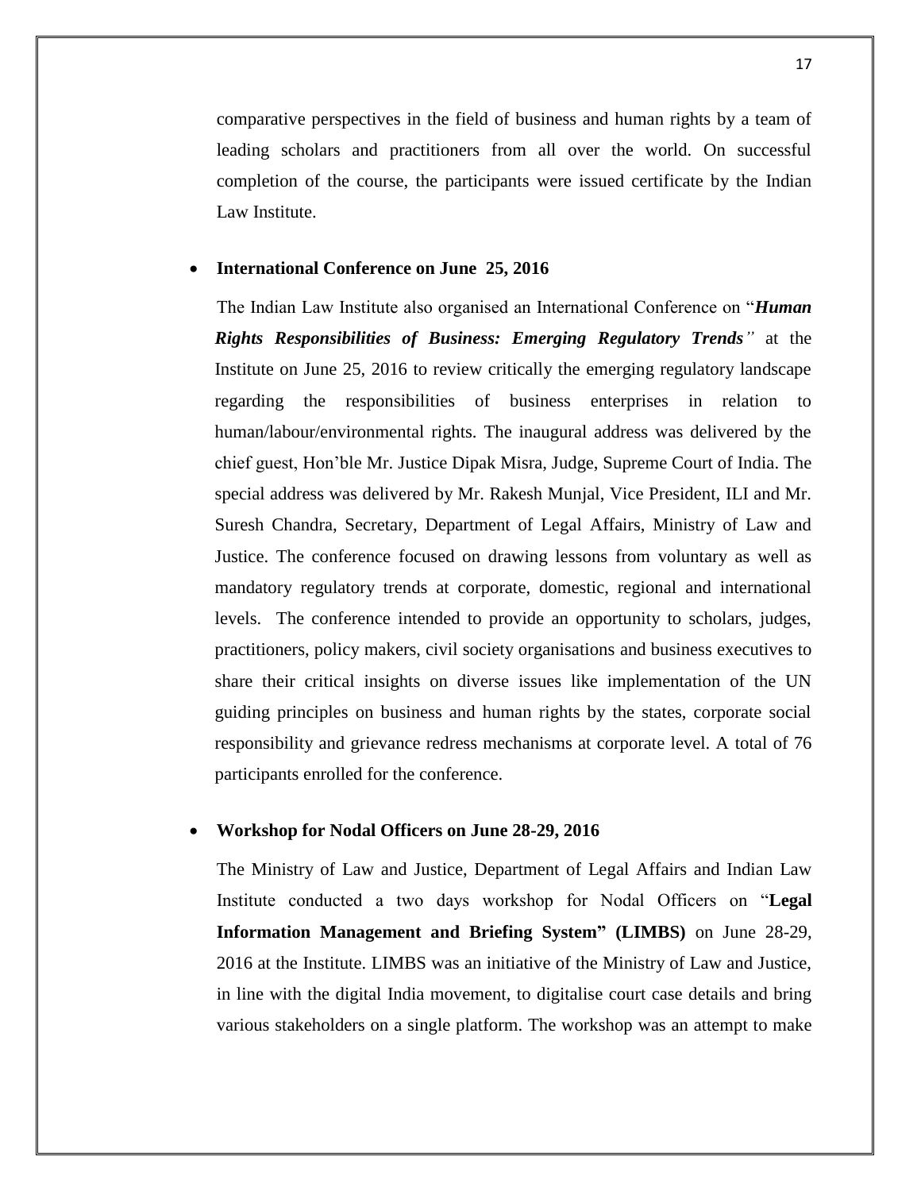comparative perspectives in the field of business and human rights by a team of leading scholars and practitioners from all over the world. On successful completion of the course, the participants were issued certificate by the Indian Law Institute.

- **International Conference on June 25, 2016**

  The Indian Law Institute also organised an International Conference on "***Human Rights Responsibilities of Business: Emerging Regulatory Trends****"* at the Institute on June 25, 2016 to review critically the emerging regulatory landscape regarding the responsibilities of business enterprises in relation to human/labour/environmental rights. The inaugural address was delivered by the chief guest, Hon'ble Mr. Justice Dipak Misra, Judge, Supreme Court of India. The special address was delivered by Mr. Rakesh Munjal, Vice President, ILI and Mr. Suresh Chandra, Secretary, Department of Legal Affairs, Ministry of Law and Justice. The conference focused on drawing lessons from voluntary as well as mandatory regulatory trends at corporate, domestic, regional and international levels. The conference intended to provide an opportunity to scholars, judges, practitioners, policy makers, civil society organisations and business executives to share their critical insights on diverse issues like implementation of the UN guiding principles on business and human rights by the states, corporate social responsibility and grievance redress mechanisms at corporate level. A total of 76 participants enrolled for the conference.

- **Workshop for Nodal Officers on June 28-29, 2016**

  The Ministry of Law and Justice, Department of Legal Affairs and Indian Law Institute conducted a two days workshop for Nodal Officers on "**Legal Information Management and Briefing System" (LIMBS)** on June 28-29, 2016 at the Institute. LIMBS was an initiative of the Ministry of Law and Justice, in line with the digital India movement, to digitalise court case details and bring various stakeholders on a single platform. The workshop was an attempt to make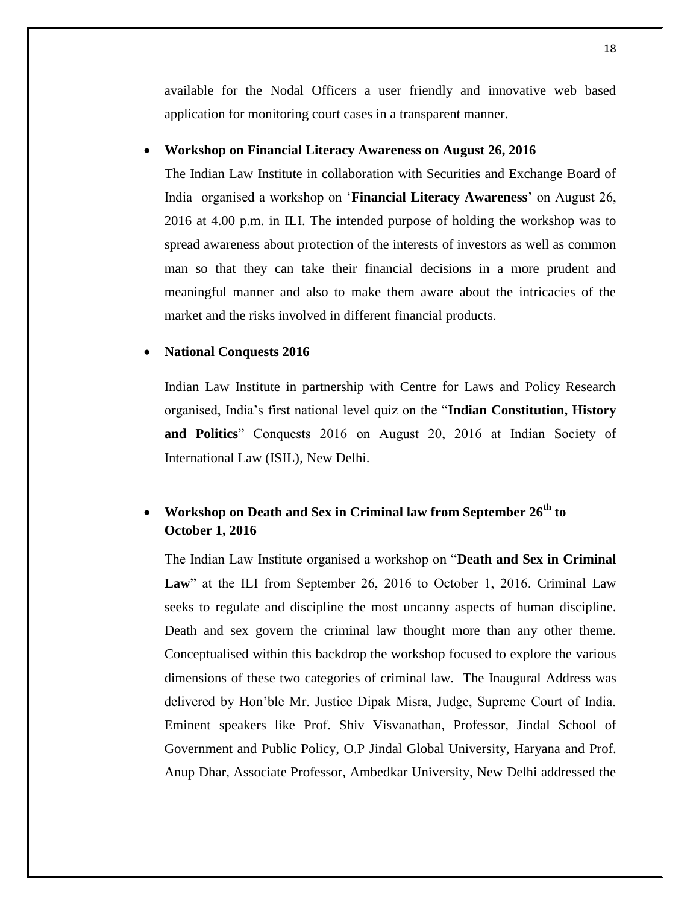available for the Nodal Officers a user friendly and innovative web based application for monitoring court cases in a transparent manner.

- **Workshop on Financial Literacy Awareness on August 26, 2016**

  The Indian Law Institute in collaboration with Securities and Exchange Board of India organised a workshop on '**Financial Literacy Awareness**' on August 26, 2016 at 4.00 p.m. in ILI. The intended purpose of holding the workshop was to spread awareness about protection of the interests of investors as well as common man so that they can take their financial decisions in a more prudent and meaningful manner and also to make them aware about the intricacies of the market and the risks involved in different financial products.

- **National Conquests 2016**

  Indian Law Institute in partnership with Centre for Laws and Policy Research organised, India's first national level quiz on the "**Indian Constitution, History and Politics**" Conquests 2016 on August 20, 2016 at Indian Society of International Law (ISIL), New Delhi.

- **Workshop on Death and Sex in Criminal law from September 26th to October 1, 2016**

  The Indian Law Institute organised a workshop on "**Death and Sex in Criminal Law**" at the ILI from September 26, 2016 to October 1, 2016. Criminal Law seeks to regulate and discipline the most uncanny aspects of human discipline. Death and sex govern the criminal law thought more than any other theme. Conceptualised within this backdrop the workshop focused to explore the various dimensions of these two categories of criminal law. The Inaugural Address was delivered by Hon'ble Mr. Justice Dipak Misra, Judge, Supreme Court of India. Eminent speakers like Prof. Shiv Visvanathan, Professor, Jindal School of Government and Public Policy, O.P Jindal Global University, Haryana and Prof. Anup Dhar, Associate Professor, Ambedkar University, New Delhi addressed the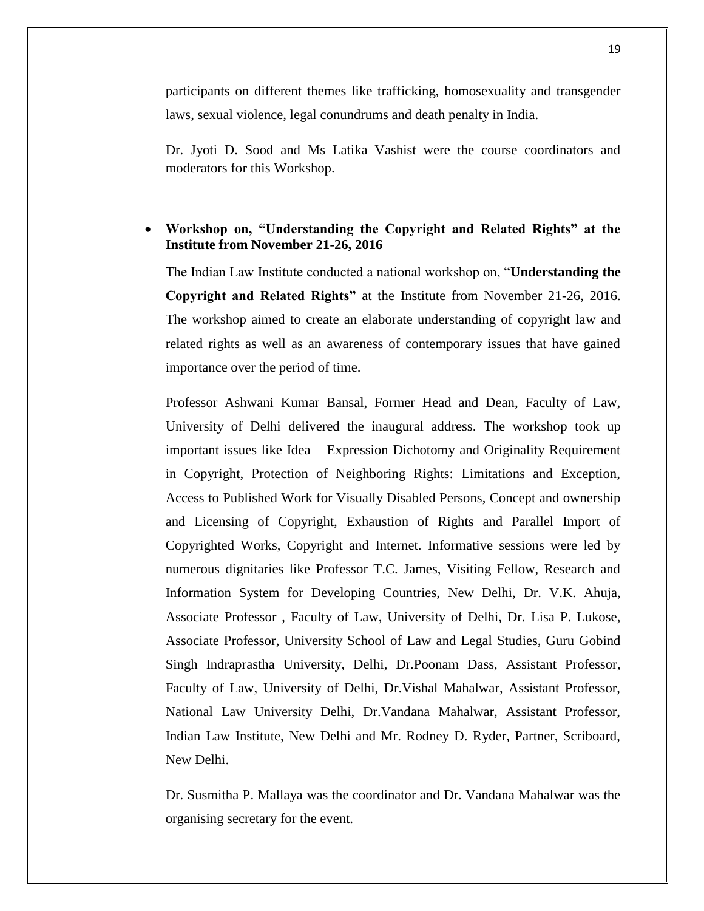participants on different themes like trafficking, homosexuality and transgender laws, sexual violence, legal conundrums and death penalty in India.

Dr. Jyoti D. Sood and Ms Latika Vashist were the course coordinators and moderators for this Workshop.

- **Workshop on, "Understanding the Copyright and Related Rights" at the Institute from November 21-26, 2016**

  The Indian Law Institute conducted a national workshop on, "**Understanding the Copyright and Related Rights"** at the Institute from November 21-26, 2016. The workshop aimed to create an elaborate understanding of copyright law and related rights as well as an awareness of contemporary issues that have gained importance over the period of time.

  Professor Ashwani Kumar Bansal, Former Head and Dean, Faculty of Law, University of Delhi delivered the inaugural address. The workshop took up important issues like Idea – Expression Dichotomy and Originality Requirement in Copyright, Protection of Neighboring Rights: Limitations and Exception, Access to Published Work for Visually Disabled Persons, Concept and ownership and Licensing of Copyright, Exhaustion of Rights and Parallel Import of Copyrighted Works, Copyright and Internet. Informative sessions were led by numerous dignitaries like Professor T.C. James, Visiting Fellow, Research and Information System for Developing Countries, New Delhi, Dr. V.K. Ahuja, Associate Professor , Faculty of Law, University of Delhi, Dr. Lisa P. Lukose, Associate Professor, University School of Law and Legal Studies, Guru Gobind Singh Indraprastha University, Delhi, Dr.Poonam Dass, Assistant Professor, Faculty of Law, University of Delhi, Dr.Vishal Mahalwar, Assistant Professor, National Law University Delhi, Dr.Vandana Mahalwar, Assistant Professor, Indian Law Institute, New Delhi and Mr. Rodney D. Ryder, Partner, Scriboard, New Delhi.

  Dr. Susmitha P. Mallaya was the coordinator and Dr. Vandana Mahalwar was the organising secretary for the event.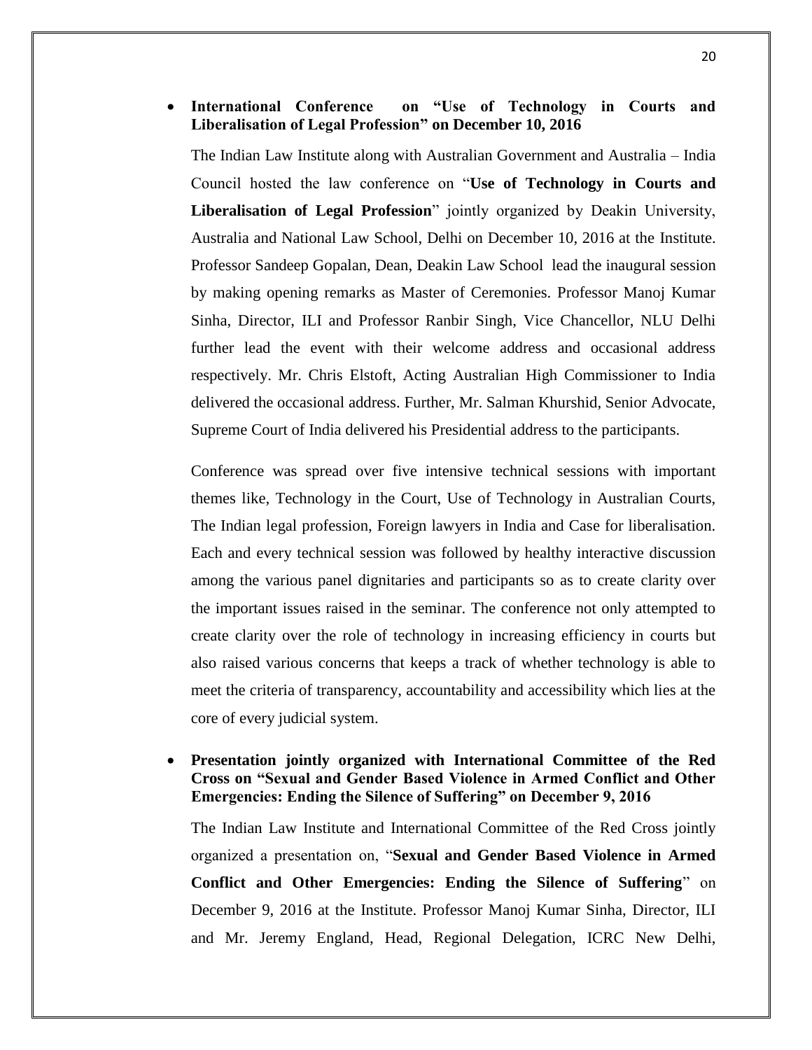- **International Conference on "Use of Technology in Courts and Liberalisation of Legal Profession" on December 10, 2016**

  The Indian Law Institute along with Australian Government and Australia – India Council hosted the law conference on "**Use of Technology in Courts and Liberalisation of Legal Profession**" jointly organized by Deakin University, Australia and National Law School, Delhi on December 10, 2016 at the Institute. Professor Sandeep Gopalan, Dean, Deakin Law School lead the inaugural session by making opening remarks as Master of Ceremonies. Professor Manoj Kumar Sinha, Director, ILI and Professor Ranbir Singh, Vice Chancellor, NLU Delhi further lead the event with their welcome address and occasional address respectively. Mr. Chris Elstoft, Acting Australian High Commissioner to India delivered the occasional address. Further, Mr. Salman Khurshid, Senior Advocate, Supreme Court of India delivered his Presidential address to the participants.

  Conference was spread over five intensive technical sessions with important themes like, Technology in the Court, Use of Technology in Australian Courts, The Indian legal profession, Foreign lawyers in India and Case for liberalisation. Each and every technical session was followed by healthy interactive discussion among the various panel dignitaries and participants so as to create clarity over the important issues raised in the seminar. The conference not only attempted to create clarity over the role of technology in increasing efficiency in courts but also raised various concerns that keeps a track of whether technology is able to meet the criteria of transparency, accountability and accessibility which lies at the core of every judicial system.

- **Presentation jointly organized with International Committee of the Red Cross on "Sexual and Gender Based Violence in Armed Conflict and Other Emergencies: Ending the Silence of Suffering" on December 9, 2016**

  The Indian Law Institute and International Committee of the Red Cross jointly organized a presentation on, "**Sexual and Gender Based Violence in Armed Conflict and Other Emergencies: Ending the Silence of Suffering**" on December 9, 2016 at the Institute. Professor Manoj Kumar Sinha, Director, ILI and Mr. Jeremy England, Head, Regional Delegation, ICRC New Delhi,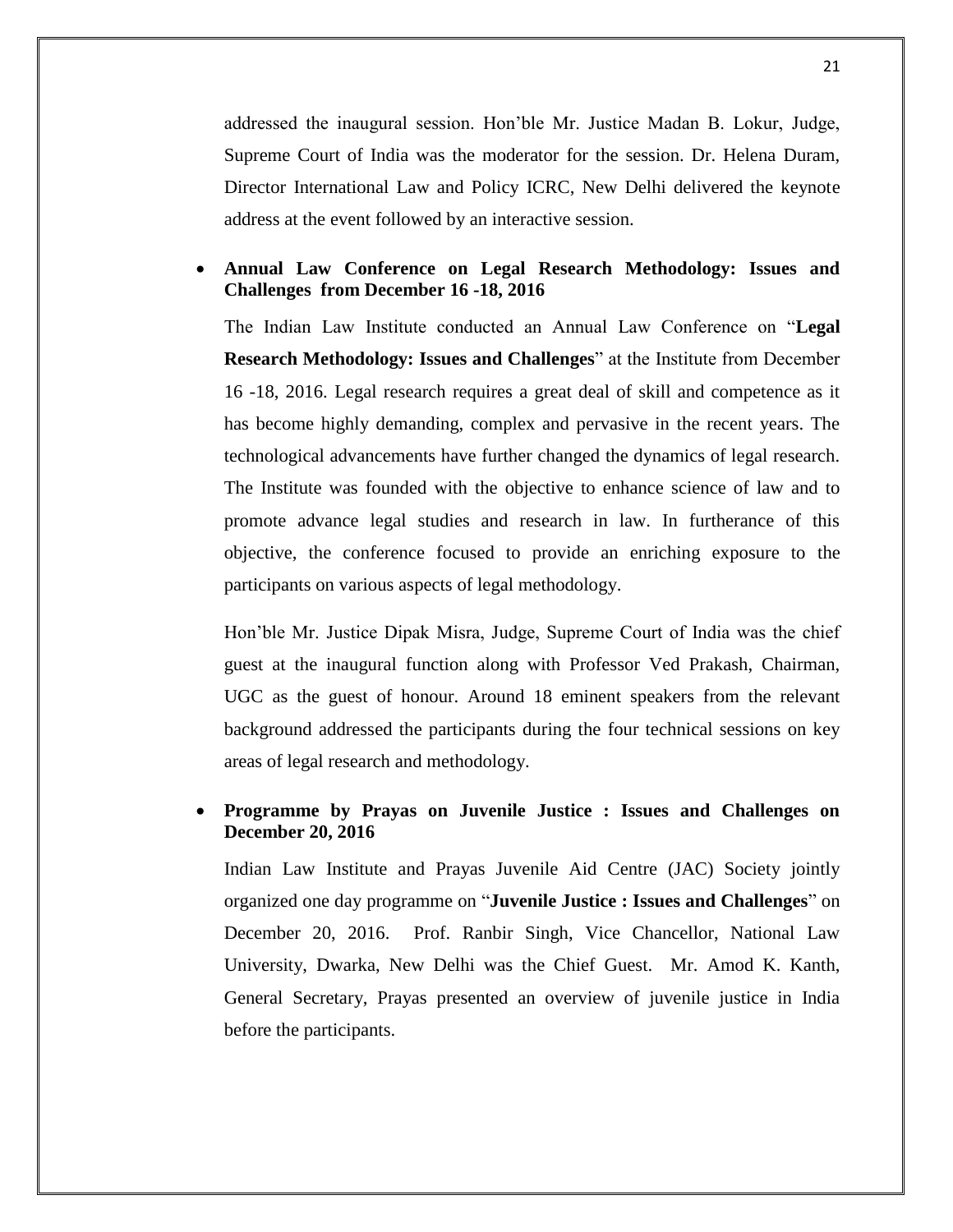addressed the inaugural session. Hon'ble Mr. Justice Madan B. Lokur, Judge, Supreme Court of India was the moderator for the session. Dr. Helena Duram, Director International Law and Policy ICRC, New Delhi delivered the keynote address at the event followed by an interactive session.

- **Annual Law Conference on Legal Research Methodology: Issues and Challenges from December 16 -18, 2016**

  The Indian Law Institute conducted an Annual Law Conference on "**Legal Research Methodology: Issues and Challenges**" at the Institute from December 16 -18, 2016. Legal research requires a great deal of skill and competence as it has become highly demanding, complex and pervasive in the recent years. The technological advancements have further changed the dynamics of legal research. The Institute was founded with the objective to enhance science of law and to promote advance legal studies and research in law. In furtherance of this objective, the conference focused to provide an enriching exposure to the participants on various aspects of legal methodology.

  Hon'ble Mr. Justice Dipak Misra, Judge, Supreme Court of India was the chief guest at the inaugural function along with Professor Ved Prakash, Chairman, UGC as the guest of honour. Around 18 eminent speakers from the relevant background addressed the participants during the four technical sessions on key areas of legal research and methodology.

- **Programme by Prayas on Juvenile Justice : Issues and Challenges on December 20, 2016**

  Indian Law Institute and Prayas Juvenile Aid Centre (JAC) Society jointly organized one day programme on "**Juvenile Justice : Issues and Challenges**" on December 20, 2016. Prof. Ranbir Singh, Vice Chancellor, National Law University, Dwarka, New Delhi was the Chief Guest. Mr. Amod K. Kanth, General Secretary, Prayas presented an overview of juvenile justice in India before the participants.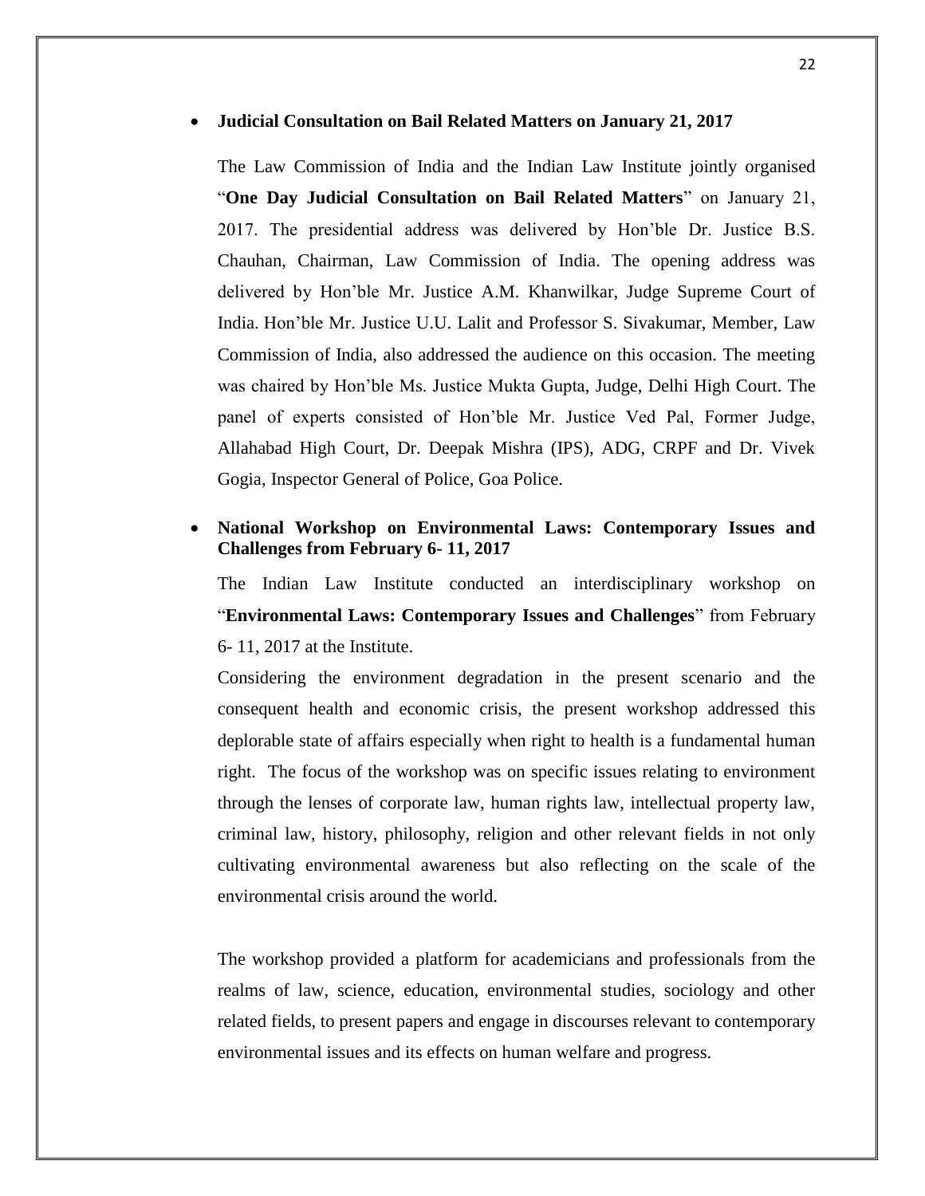- **Judicial Consultation on Bail Related Matters on January 21, 2017**

  The Law Commission of India and the Indian Law Institute jointly organised "**One Day Judicial Consultation on Bail Related Matters**" on January 21, 2017. The presidential address was delivered by Hon'ble Dr. Justice B.S. Chauhan, Chairman, Law Commission of India. The opening address was delivered by Hon'ble Mr. Justice A.M. Khanwilkar, Judge Supreme Court of India. Hon'ble Mr. Justice U.U. Lalit and Professor S. Sivakumar, Member, Law Commission of India, also addressed the audience on this occasion. The meeting was chaired by Hon'ble Ms. Justice Mukta Gupta, Judge, Delhi High Court. The panel of experts consisted of Hon'ble Mr. Justice Ved Pal, Former Judge, Allahabad High Court, Dr. Deepak Mishra (IPS), ADG, CRPF and Dr. Vivek Gogia, Inspector General of Police, Goa Police.

- **National Workshop on Environmental Laws: Contemporary Issues and Challenges from February 6- 11, 2017**

  The Indian Law Institute conducted an interdisciplinary workshop on "**Environmental Laws: Contemporary Issues and Challenges**" from February 6- 11, 2017 at the Institute.

  Considering the environment degradation in the present scenario and the consequent health and economic crisis, the present workshop addressed this deplorable state of affairs especially when right to health is a fundamental human right. The focus of the workshop was on specific issues relating to environment through the lenses of corporate law, human rights law, intellectual property law, criminal law, history, philosophy, religion and other relevant fields in not only cultivating environmental awareness but also reflecting on the scale of the environmental crisis around the world.

  The workshop provided a platform for academicians and professionals from the realms of law, science, education, environmental studies, sociology and other related fields, to present papers and engage in discourses relevant to contemporary environmental issues and its effects on human welfare and progress.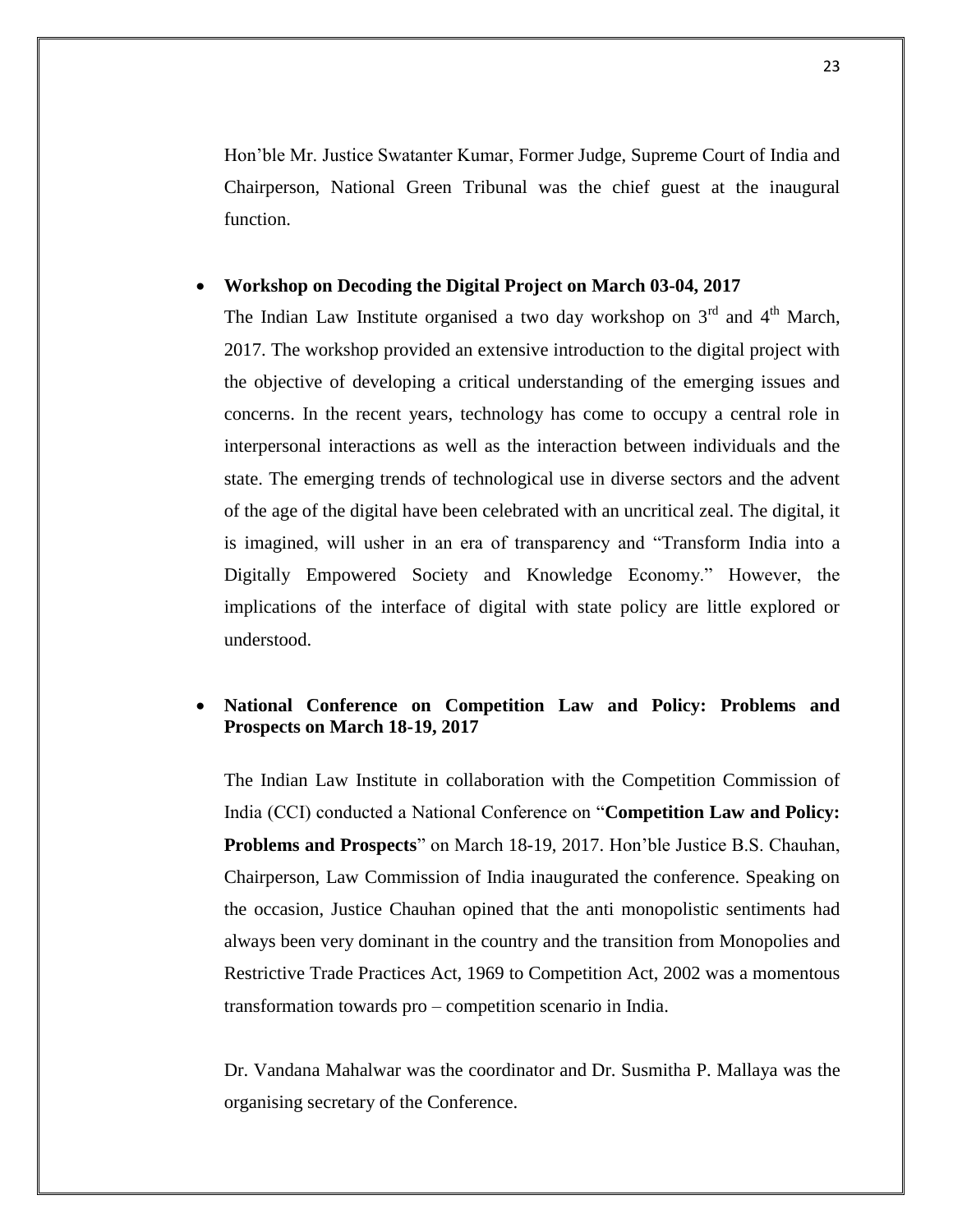Hon'ble Mr. Justice Swatanter Kumar, Former Judge, Supreme Court of India and Chairperson, National Green Tribunal was the chief guest at the inaugural function.

- **Workshop on Decoding the Digital Project on March 03-04, 2017**

  The Indian Law Institute organised a two day workshop on 3rd and 4th March, 2017. The workshop provided an extensive introduction to the digital project with the objective of developing a critical understanding of the emerging issues and concerns. In the recent years, technology has come to occupy a central role in interpersonal interactions as well as the interaction between individuals and the state. The emerging trends of technological use in diverse sectors and the advent of the age of the digital have been celebrated with an uncritical zeal. The digital, it is imagined, will usher in an era of transparency and "Transform India into a Digitally Empowered Society and Knowledge Economy." However, the implications of the interface of digital with state policy are little explored or understood.

- **National Conference on Competition Law and Policy: Problems and Prospects on March 18-19, 2017**

  The Indian Law Institute in collaboration with the Competition Commission of India (CCI) conducted a National Conference on "**Competition Law and Policy: Problems and Prospects**" on March 18-19, 2017. Hon'ble Justice B.S. Chauhan, Chairperson, Law Commission of India inaugurated the conference. Speaking on the occasion, Justice Chauhan opined that the anti monopolistic sentiments had always been very dominant in the country and the transition from Monopolies and Restrictive Trade Practices Act, 1969 to Competition Act, 2002 was a momentous transformation towards pro – competition scenario in India.

  Dr. Vandana Mahalwar was the coordinator and Dr. Susmitha P. Mallaya was the organising secretary of the Conference.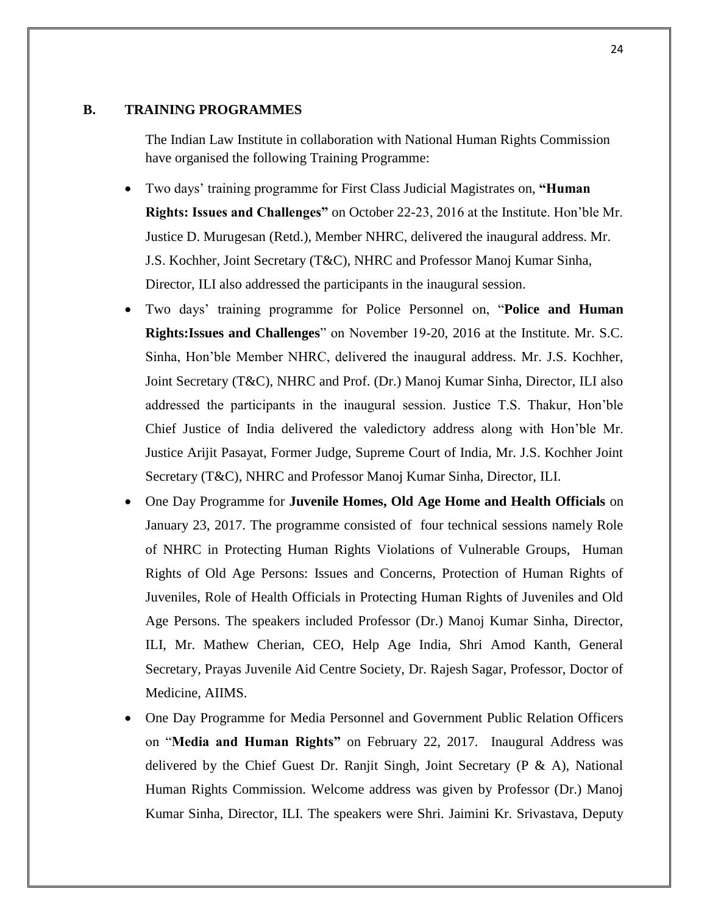## B. TRAINING PROGRAMMES

The Indian Law Institute in collaboration with National Human Rights Commission have organised the following Training Programme:

- Two days' training programme for First Class Judicial Magistrates on, **"Human Rights: Issues and Challenges"** on October 22-23, 2016 at the Institute. Hon'ble Mr. Justice D. Murugesan (Retd.), Member NHRC, delivered the inaugural address. Mr. J.S. Kochher, Joint Secretary (T&C), NHRC and Professor Manoj Kumar Sinha, Director, ILI also addressed the participants in the inaugural session.
- Two days' training programme for Police Personnel on, "**Police and Human Rights:Issues and Challenges**" on November 19-20, 2016 at the Institute. Mr. S.C. Sinha, Hon'ble Member NHRC, delivered the inaugural address. Mr. J.S. Kochher, Joint Secretary (T&C), NHRC and Prof. (Dr.) Manoj Kumar Sinha, Director, ILI also addressed the participants in the inaugural session. Justice T.S. Thakur, Hon'ble Chief Justice of India delivered the valedictory address along with Hon'ble Mr. Justice Arijit Pasayat, Former Judge, Supreme Court of India, Mr. J.S. Kochher Joint Secretary (T&C), NHRC and Professor Manoj Kumar Sinha, Director, ILI.
- One Day Programme for **Juvenile Homes, Old Age Home and Health Officials** on January 23, 2017. The programme consisted of four technical sessions namely Role of NHRC in Protecting Human Rights Violations of Vulnerable Groups, Human Rights of Old Age Persons: Issues and Concerns, Protection of Human Rights of Juveniles, Role of Health Officials in Protecting Human Rights of Juveniles and Old Age Persons. The speakers included Professor (Dr.) Manoj Kumar Sinha, Director, ILI, Mr. Mathew Cherian, CEO, Help Age India, Shri Amod Kanth, General Secretary, Prayas Juvenile Aid Centre Society, Dr. Rajesh Sagar, Professor, Doctor of Medicine, AIIMS.
- One Day Programme for Media Personnel and Government Public Relation Officers on "**Media and Human Rights"** on February 22, 2017. Inaugural Address was delivered by the Chief Guest Dr. Ranjit Singh, Joint Secretary (P & A), National Human Rights Commission. Welcome address was given by Professor (Dr.) Manoj Kumar Sinha, Director, ILI. The speakers were Shri. Jaimini Kr. Srivastava, Deputy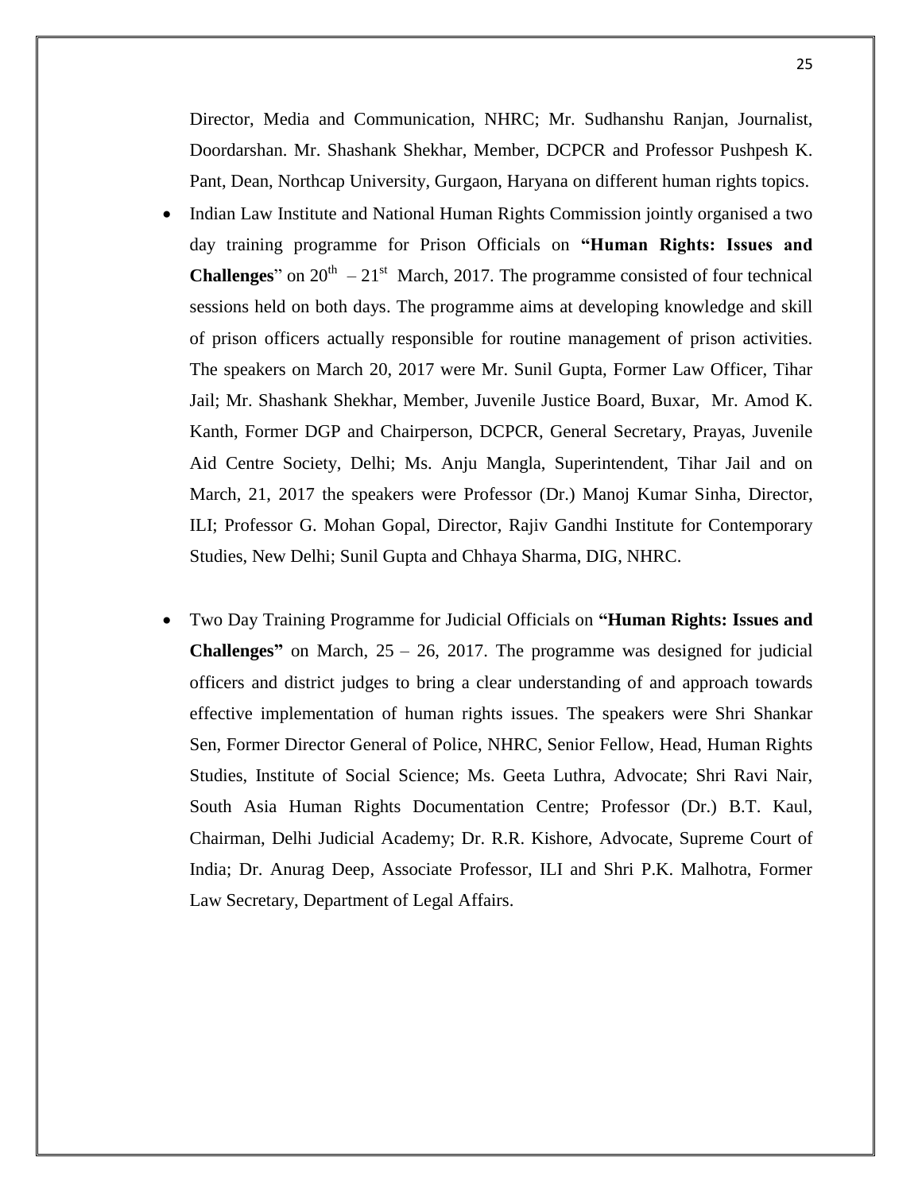Director, Media and Communication, NHRC; Mr. Sudhanshu Ranjan, Journalist, Doordarshan. Mr. Shashank Shekhar, Member, DCPCR and Professor Pushpesh K. Pant, Dean, Northcap University, Gurgaon, Haryana on different human rights topics.

- Indian Law Institute and National Human Rights Commission jointly organised a two day training programme for Prison Officials on **"Human Rights: Issues and Challenges**" on 20th – 21st March, 2017. The programme consisted of four technical sessions held on both days. The programme aims at developing knowledge and skill of prison officers actually responsible for routine management of prison activities. The speakers on March 20, 2017 were Mr. Sunil Gupta, Former Law Officer, Tihar Jail; Mr. Shashank Shekhar, Member, Juvenile Justice Board, Buxar, Mr. Amod K. Kanth, Former DGP and Chairperson, DCPCR, General Secretary, Prayas, Juvenile Aid Centre Society, Delhi; Ms. Anju Mangla, Superintendent, Tihar Jail and on March, 21, 2017 the speakers were Professor (Dr.) Manoj Kumar Sinha, Director, ILI; Professor G. Mohan Gopal, Director, Rajiv Gandhi Institute for Contemporary Studies, New Delhi; Sunil Gupta and Chhaya Sharma, DIG, NHRC.

- Two Day Training Programme for Judicial Officials on **"Human Rights: Issues and Challenges"** on March, 25 – 26, 2017. The programme was designed for judicial officers and district judges to bring a clear understanding of and approach towards effective implementation of human rights issues. The speakers were Shri Shankar Sen, Former Director General of Police, NHRC, Senior Fellow, Head, Human Rights Studies, Institute of Social Science; Ms. Geeta Luthra, Advocate; Shri Ravi Nair, South Asia Human Rights Documentation Centre; Professor (Dr.) B.T. Kaul, Chairman, Delhi Judicial Academy; Dr. R.R. Kishore, Advocate, Supreme Court of India; Dr. Anurag Deep, Associate Professor, ILI and Shri P.K. Malhotra, Former Law Secretary, Department of Legal Affairs.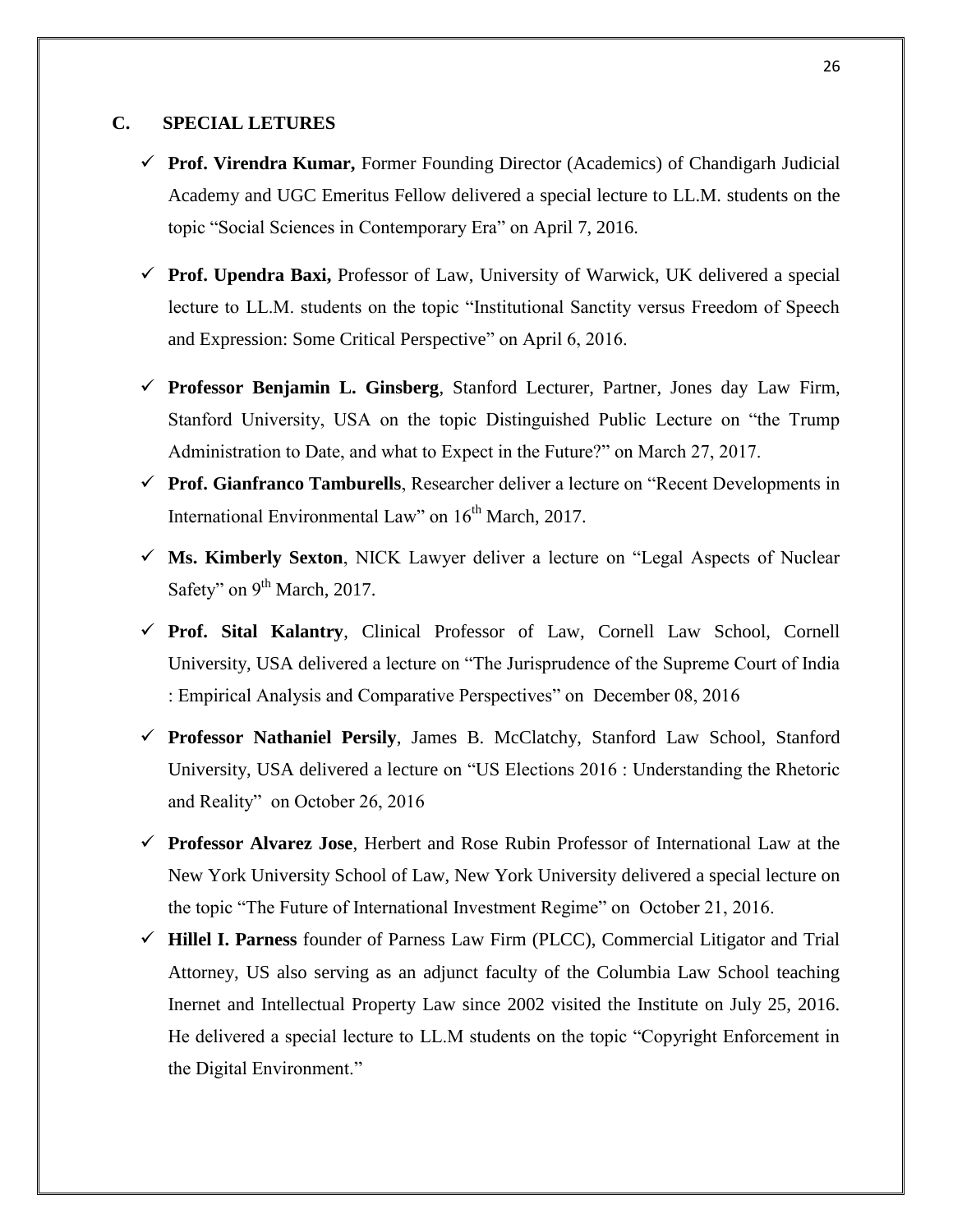## C. SPECIAL LETURES

- ✓ **Prof. Virendra Kumar,** Former Founding Director (Academics) of Chandigarh Judicial Academy and UGC Emeritus Fellow delivered a special lecture to LL.M. students on the topic "Social Sciences in Contemporary Era" on April 7, 2016.
- ✓ **Prof. Upendra Baxi,** Professor of Law, University of Warwick, UK delivered a special lecture to LL.M. students on the topic "Institutional Sanctity versus Freedom of Speech and Expression: Some Critical Perspective" on April 6, 2016.
- ✓ **Professor Benjamin L. Ginsberg**, Stanford Lecturer, Partner, Jones day Law Firm, Stanford University, USA on the topic Distinguished Public Lecture on "the Trump Administration to Date, and what to Expect in the Future?" on March 27, 2017.
- ✓ **Prof. Gianfranco Tamburells**, Researcher deliver a lecture on "Recent Developments in International Environmental Law" on 16th March, 2017.
- ✓ **Ms. Kimberly Sexton**, NICK Lawyer deliver a lecture on "Legal Aspects of Nuclear Safety" on 9th March, 2017.
- ✓ **Prof. Sital Kalantry**, Clinical Professor of Law, Cornell Law School, Cornell University, USA delivered a lecture on "The Jurisprudence of the Supreme Court of India : Empirical Analysis and Comparative Perspectives" on December 08, 2016
- ✓ **Professor Nathaniel Persily**, James B. McClatchy, Stanford Law School, Stanford University, USA delivered a lecture on "US Elections 2016 : Understanding the Rhetoric and Reality" on October 26, 2016
- ✓ **Professor Alvarez Jose**, Herbert and Rose Rubin Professor of International Law at the New York University School of Law, New York University delivered a special lecture on the topic "The Future of International Investment Regime" on October 21, 2016.
- ✓ **Hillel I. Parness** founder of Parness Law Firm (PLCC), Commercial Litigator and Trial Attorney, US also serving as an adjunct faculty of the Columbia Law School teaching Inernet and Intellectual Property Law since 2002 visited the Institute on July 25, 2016. He delivered a special lecture to LL.M students on the topic "Copyright Enforcement in the Digital Environment."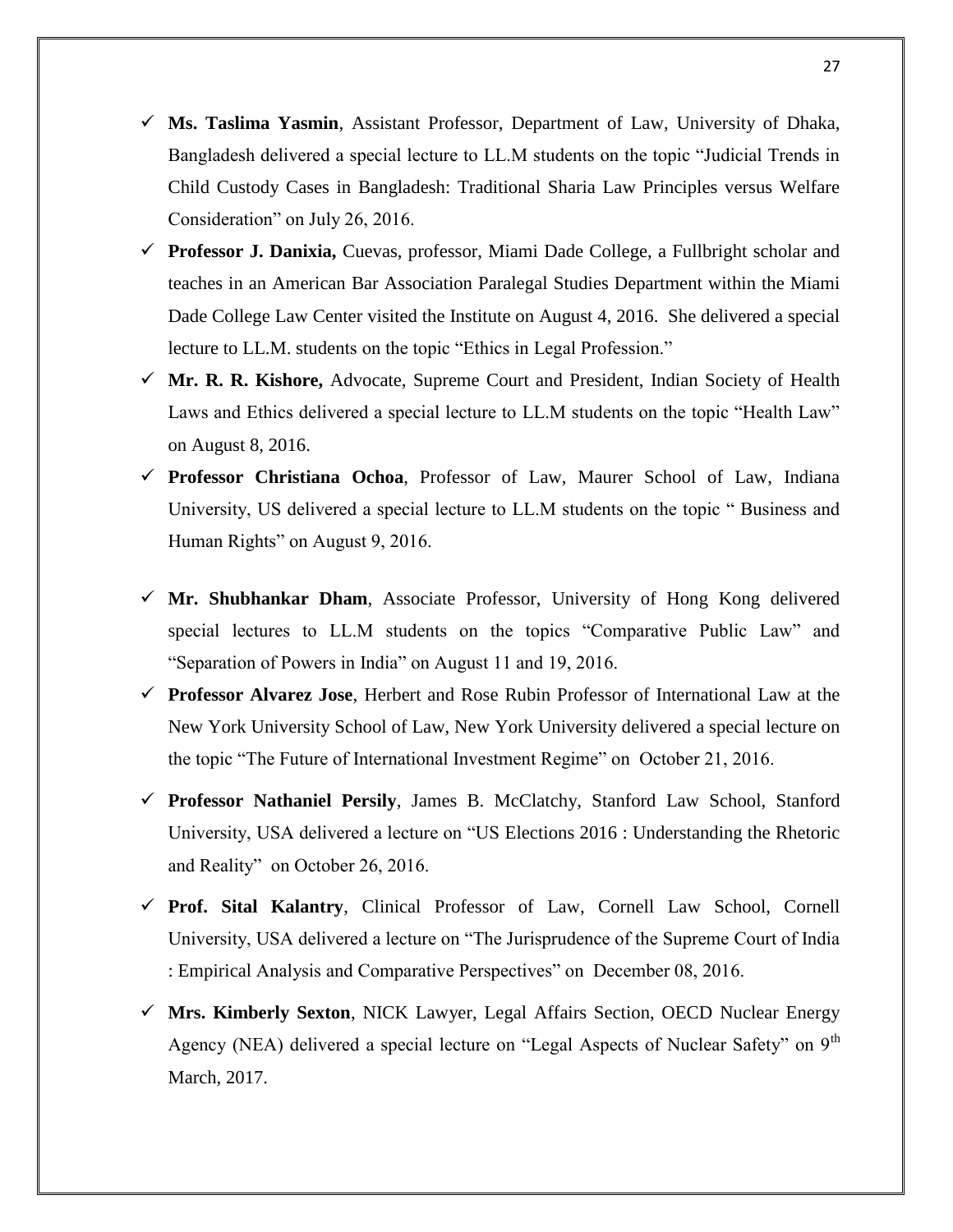- **Ms. Taslima Yasmin**, Assistant Professor, Department of Law, University of Dhaka, Bangladesh delivered a special lecture to LL.M students on the topic "Judicial Trends in Child Custody Cases in Bangladesh: Traditional Sharia Law Principles versus Welfare Consideration" on July 26, 2016.
- **Professor J. Danixia,** Cuevas, professor, Miami Dade College, a Fullbright scholar and teaches in an American Bar Association Paralegal Studies Department within the Miami Dade College Law Center visited the Institute on August 4, 2016. She delivered a special lecture to LL.M. students on the topic "Ethics in Legal Profession."
- **Mr. R. R. Kishore,** Advocate, Supreme Court and President, Indian Society of Health Laws and Ethics delivered a special lecture to LL.M students on the topic "Health Law" on August 8, 2016.
- **Professor Christiana Ochoa**, Professor of Law, Maurer School of Law, Indiana University, US delivered a special lecture to LL.M students on the topic " Business and Human Rights" on August 9, 2016.
- **Mr. Shubhankar Dham**, Associate Professor, University of Hong Kong delivered special lectures to LL.M students on the topics "Comparative Public Law" and "Separation of Powers in India" on August 11 and 19, 2016.
- **Professor Alvarez Jose**, Herbert and Rose Rubin Professor of International Law at the New York University School of Law, New York University delivered a special lecture on the topic "The Future of International Investment Regime" on October 21, 2016.
- **Professor Nathaniel Persily**, James B. McClatchy, Stanford Law School, Stanford University, USA delivered a lecture on "US Elections 2016 : Understanding the Rhetoric and Reality" on October 26, 2016.
- **Prof. Sital Kalantry**, Clinical Professor of Law, Cornell Law School, Cornell University, USA delivered a lecture on "The Jurisprudence of the Supreme Court of India : Empirical Analysis and Comparative Perspectives" on December 08, 2016.
- **Mrs. Kimberly Sexton**, NICK Lawyer, Legal Affairs Section, OECD Nuclear Energy Agency (NEA) delivered a special lecture on "Legal Aspects of Nuclear Safety" on 9th March, 2017.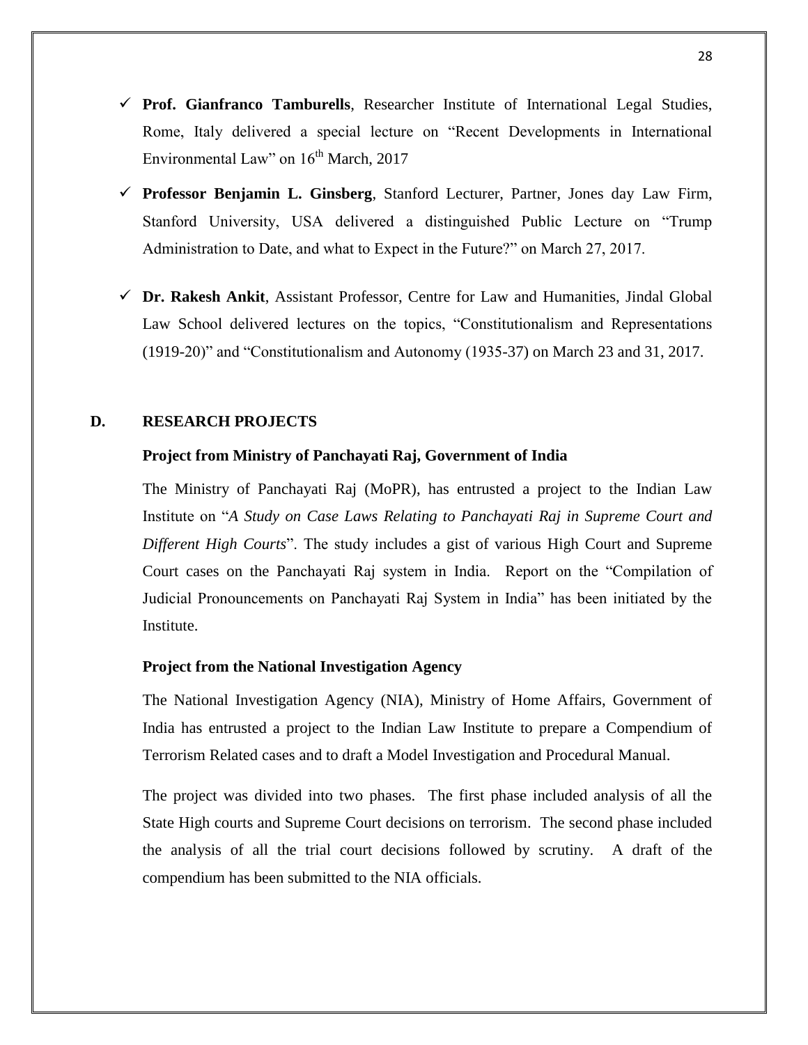- ✓ **Prof. Gianfranco Tamburells**, Researcher Institute of International Legal Studies, Rome, Italy delivered a special lecture on "Recent Developments in International Environmental Law" on 16th March, 2017

- ✓ **Professor Benjamin L. Ginsberg**, Stanford Lecturer, Partner, Jones day Law Firm, Stanford University, USA delivered a distinguished Public Lecture on "Trump Administration to Date, and what to Expect in the Future?" on March 27, 2017.

- ✓ **Dr. Rakesh Ankit**, Assistant Professor, Centre for Law and Humanities, Jindal Global Law School delivered lectures on the topics, "Constitutionalism and Representations (1919-20)" and "Constitutionalism and Autonomy (1935-37) on March 23 and 31, 2017.

## D. RESEARCH PROJECTS

### Project from Ministry of Panchayati Raj, Government of India

The Ministry of Panchayati Raj (MoPR), has entrusted a project to the Indian Law Institute on "*A Study on Case Laws Relating to Panchayati Raj in Supreme Court and Different High Courts*". The study includes a gist of various High Court and Supreme Court cases on the Panchayati Raj system in India. Report on the "Compilation of Judicial Pronouncements on Panchayati Raj System in India" has been initiated by the Institute.

### Project from the National Investigation Agency

The National Investigation Agency (NIA), Ministry of Home Affairs, Government of India has entrusted a project to the Indian Law Institute to prepare a Compendium of Terrorism Related cases and to draft a Model Investigation and Procedural Manual.

The project was divided into two phases. The first phase included analysis of all the State High courts and Supreme Court decisions on terrorism. The second phase included the analysis of all the trial court decisions followed by scrutiny. A draft of the compendium has been submitted to the NIA officials.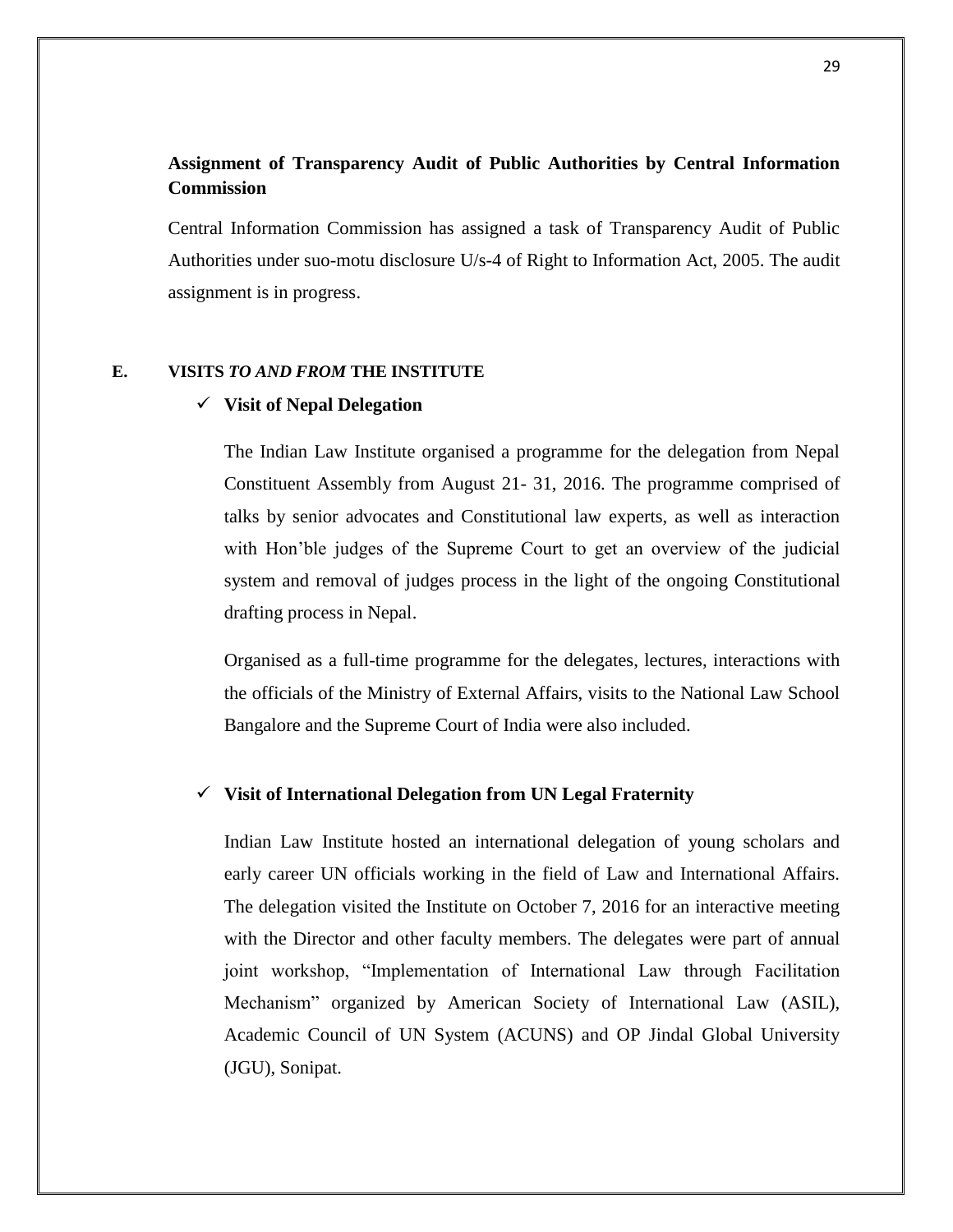**Assignment of Transparency Audit of Public Authorities by Central Information Commission**

Central Information Commission has assigned a task of Transparency Audit of Public Authorities under suo-motu disclosure U/s-4 of Right to Information Act, 2005. The audit assignment is in progress.

## E. VISITS *TO AND FROM* THE INSTITUTE

- ✓ **Visit of Nepal Delegation**

  The Indian Law Institute organised a programme for the delegation from Nepal Constituent Assembly from August 21- 31, 2016. The programme comprised of talks by senior advocates and Constitutional law experts, as well as interaction with Hon'ble judges of the Supreme Court to get an overview of the judicial system and removal of judges process in the light of the ongoing Constitutional drafting process in Nepal.

  Organised as a full-time programme for the delegates, lectures, interactions with the officials of the Ministry of External Affairs, visits to the National Law School Bangalore and the Supreme Court of India were also included.

- ✓ **Visit of International Delegation from UN Legal Fraternity**

  Indian Law Institute hosted an international delegation of young scholars and early career UN officials working in the field of Law and International Affairs. The delegation visited the Institute on October 7, 2016 for an interactive meeting with the Director and other faculty members. The delegates were part of annual joint workshop, "Implementation of International Law through Facilitation Mechanism" organized by American Society of International Law (ASIL), Academic Council of UN System (ACUNS) and OP Jindal Global University (JGU), Sonipat.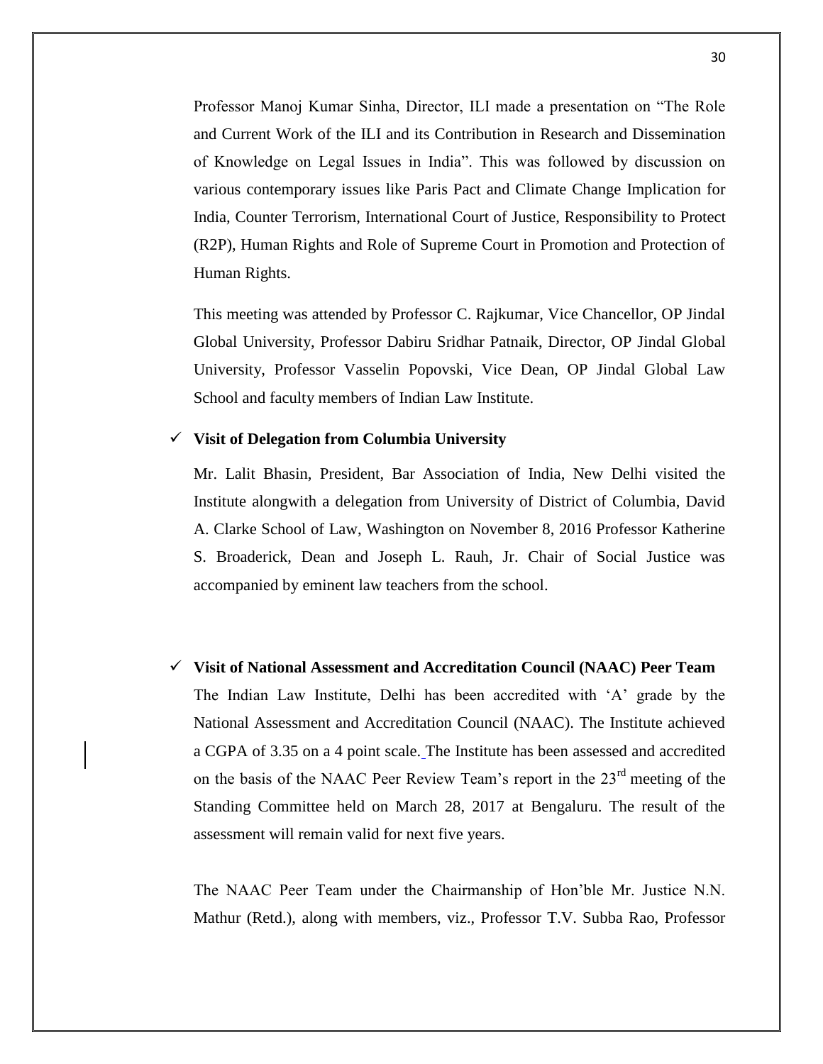Professor Manoj Kumar Sinha, Director, ILI made a presentation on "The Role and Current Work of the ILI and its Contribution in Research and Dissemination of Knowledge on Legal Issues in India". This was followed by discussion on various contemporary issues like Paris Pact and Climate Change Implication for India, Counter Terrorism, International Court of Justice, Responsibility to Protect (R2P), Human Rights and Role of Supreme Court in Promotion and Protection of Human Rights.

This meeting was attended by Professor C. Rajkumar, Vice Chancellor, OP Jindal Global University, Professor Dabiru Sridhar Patnaik, Director, OP Jindal Global University, Professor Vasselin Popovski, Vice Dean, OP Jindal Global Law School and faculty members of Indian Law Institute.

- ✓ **Visit of Delegation from Columbia University**

  Mr. Lalit Bhasin, President, Bar Association of India, New Delhi visited the Institute alongwith a delegation from University of District of Columbia, David A. Clarke School of Law, Washington on November 8, 2016 Professor Katherine S. Broaderick, Dean and Joseph L. Rauh, Jr. Chair of Social Justice was accompanied by eminent law teachers from the school.

- ✓ **Visit of National Assessment and Accreditation Council (NAAC) Peer Team**

  The Indian Law Institute, Delhi has been accredited with 'A' grade by the National Assessment and Accreditation Council (NAAC). The Institute achieved a CGPA of 3.35 on a 4 point scale. The Institute has been assessed and accredited on the basis of the NAAC Peer Review Team's report in the 23rd meeting of the Standing Committee held on March 28, 2017 at Bengaluru. The result of the assessment will remain valid for next five years.

  The NAAC Peer Team under the Chairmanship of Hon'ble Mr. Justice N.N. Mathur (Retd.), along with members, viz., Professor T.V. Subba Rao, Professor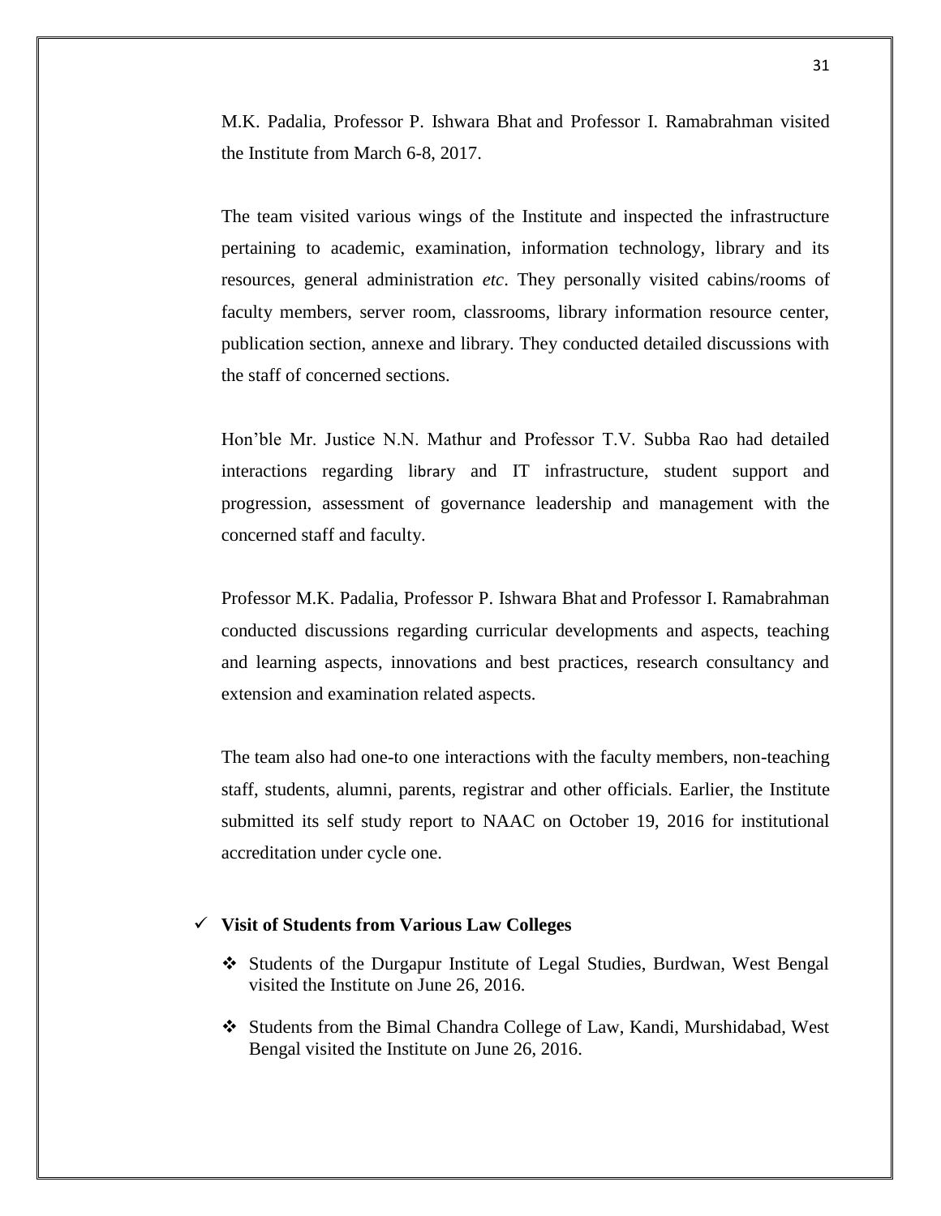M.K. Padalia, Professor P. Ishwara Bhat and Professor I. Ramabrahman visited the Institute from March 6-8, 2017.

The team visited various wings of the Institute and inspected the infrastructure pertaining to academic, examination, information technology, library and its resources, general administration *etc*. They personally visited cabins/rooms of faculty members, server room, classrooms, library information resource center, publication section, annexe and library. They conducted detailed discussions with the staff of concerned sections.

Hon'ble Mr. Justice N.N. Mathur and Professor T.V. Subba Rao had detailed interactions regarding library and IT infrastructure, student support and progression, assessment of governance leadership and management with the concerned staff and faculty.

Professor M.K. Padalia, Professor P. Ishwara Bhat and Professor I. Ramabrahman conducted discussions regarding curricular developments and aspects, teaching and learning aspects, innovations and best practices, research consultancy and extension and examination related aspects.

The team also had one-to one interactions with the faculty members, non-teaching staff, students, alumni, parents, registrar and other officials. Earlier, the Institute submitted its self study report to NAAC on October 19, 2016 for institutional accreditation under cycle one.

- **Visit of Students from Various Law Colleges**
  - Students of the Durgapur Institute of Legal Studies, Burdwan, West Bengal visited the Institute on June 26, 2016.
  - Students from the Bimal Chandra College of Law, Kandi, Murshidabad, West Bengal visited the Institute on June 26, 2016.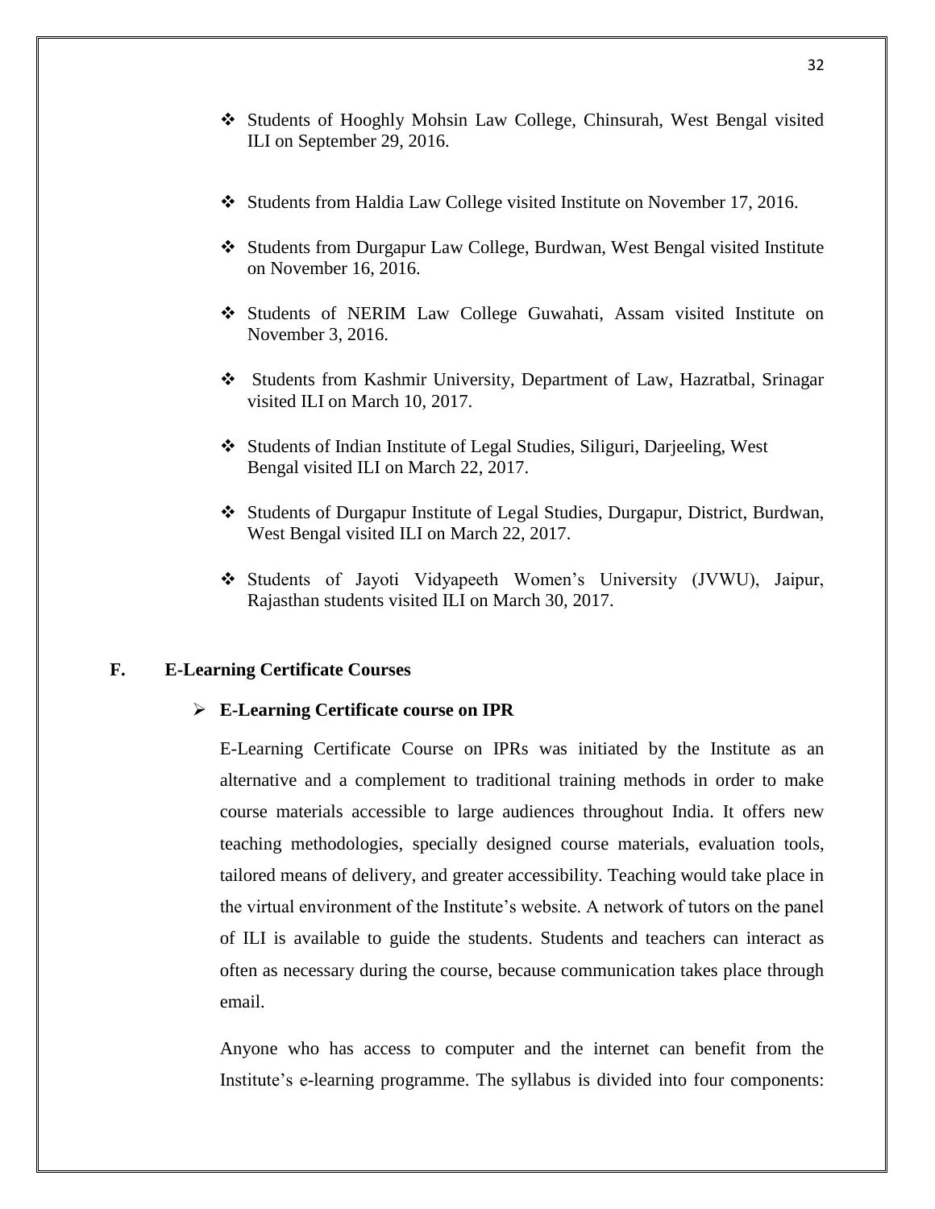- Students of Hooghly Mohsin Law College, Chinsurah, West Bengal visited ILI on September 29, 2016.

- Students from Haldia Law College visited Institute on November 17, 2016.

- Students from Durgapur Law College, Burdwan, West Bengal visited Institute on November 16, 2016.

- Students of NERIM Law College Guwahati, Assam visited Institute on November 3, 2016.

- Students from Kashmir University, Department of Law, Hazratbal, Srinagar visited ILI on March 10, 2017.

- Students of Indian Institute of Legal Studies, Siliguri, Darjeeling, West Bengal visited ILI on March 22, 2017.

- Students of Durgapur Institute of Legal Studies, Durgapur, District, Burdwan, West Bengal visited ILI on March 22, 2017.

- Students of Jayoti Vidyapeeth Women's University (JVWU), Jaipur, Rajasthan students visited ILI on March 30, 2017.

## F. E-Learning Certificate Courses

### E-Learning Certificate course on IPR

E-Learning Certificate Course on IPRs was initiated by the Institute as an alternative and a complement to traditional training methods in order to make course materials accessible to large audiences throughout India. It offers new teaching methodologies, specially designed course materials, evaluation tools, tailored means of delivery, and greater accessibility. Teaching would take place in the virtual environment of the Institute's website. A network of tutors on the panel of ILI is available to guide the students. Students and teachers can interact as often as necessary during the course, because communication takes place through email.

Anyone who has access to computer and the internet can benefit from the Institute's e-learning programme. The syllabus is divided into four components: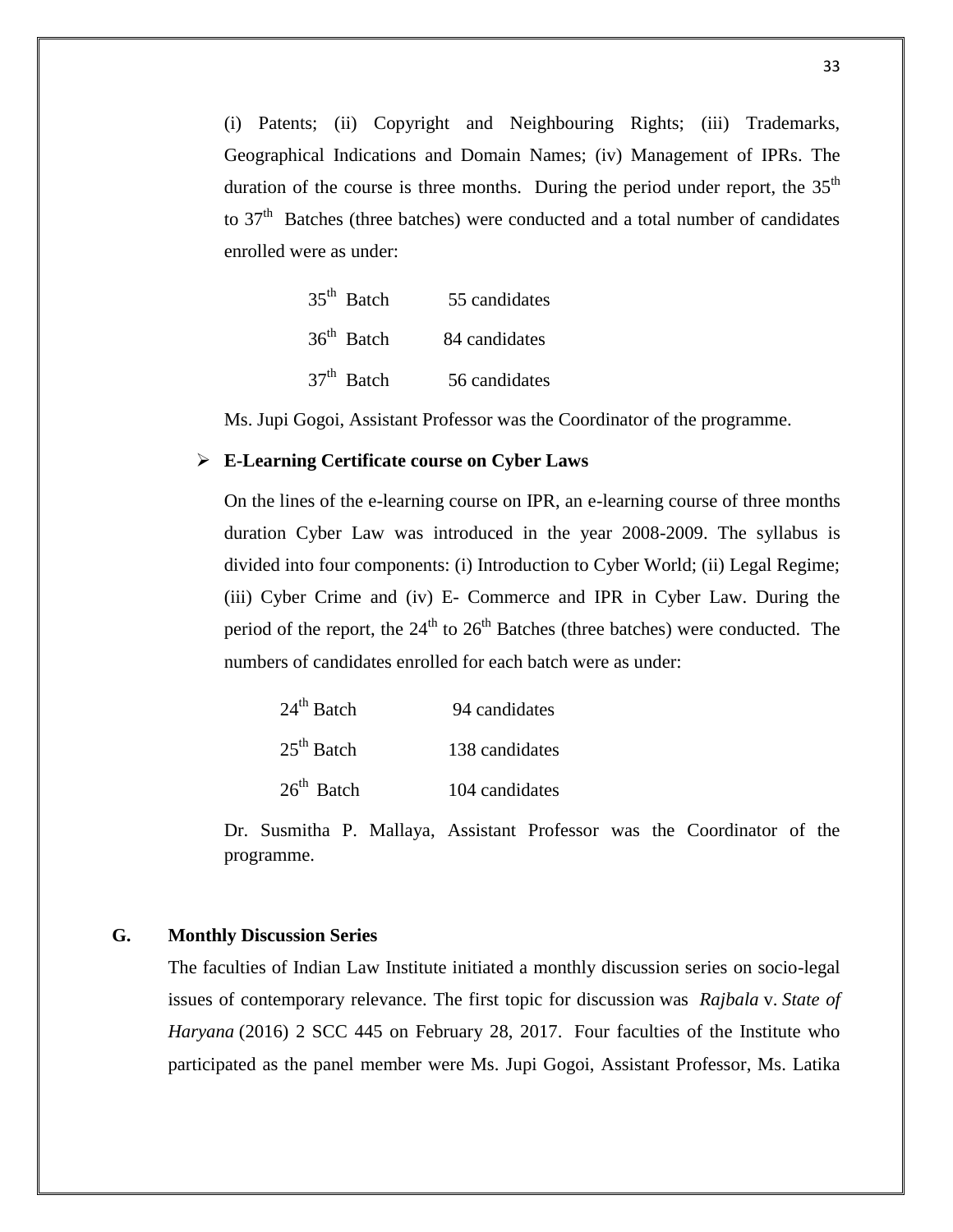(i) Patents; (ii) Copyright and Neighbouring Rights; (iii) Trademarks, Geographical Indications and Domain Names; (iv) Management of IPRs. The duration of the course is three months. During the period under report, the 35th to 37th Batches (three batches) were conducted and a total number of candidates enrolled were as under:

| | |
|---|---|
| 35th Batch | 55 candidates |
| 36th Batch | 84 candidates |
| 37th Batch | 56 candidates |

Ms. Jupi Gogoi, Assistant Professor was the Coordinator of the programme.

- **E-Learning Certificate course on Cyber Laws**

On the lines of the e-learning course on IPR, an e-learning course of three months duration Cyber Law was introduced in the year 2008-2009. The syllabus is divided into four components: (i) Introduction to Cyber World; (ii) Legal Regime; (iii) Cyber Crime and (iv) E- Commerce and IPR in Cyber Law. During the period of the report, the 24th to 26th Batches (three batches) were conducted. The numbers of candidates enrolled for each batch were as under:

| | |
|---|---|
| 24th Batch | 94 candidates |
| 25th Batch | 138 candidates |
| 26th Batch | 104 candidates |

Dr. Susmitha P. Mallaya, Assistant Professor was the Coordinator of the programme.

## G. Monthly Discussion Series

The faculties of Indian Law Institute initiated a monthly discussion series on socio-legal issues of contemporary relevance. The first topic for discussion was *Rajbala* v. *State of Haryana* (2016) 2 SCC 445 on February 28, 2017. Four faculties of the Institute who participated as the panel member were Ms. Jupi Gogoi, Assistant Professor, Ms. Latika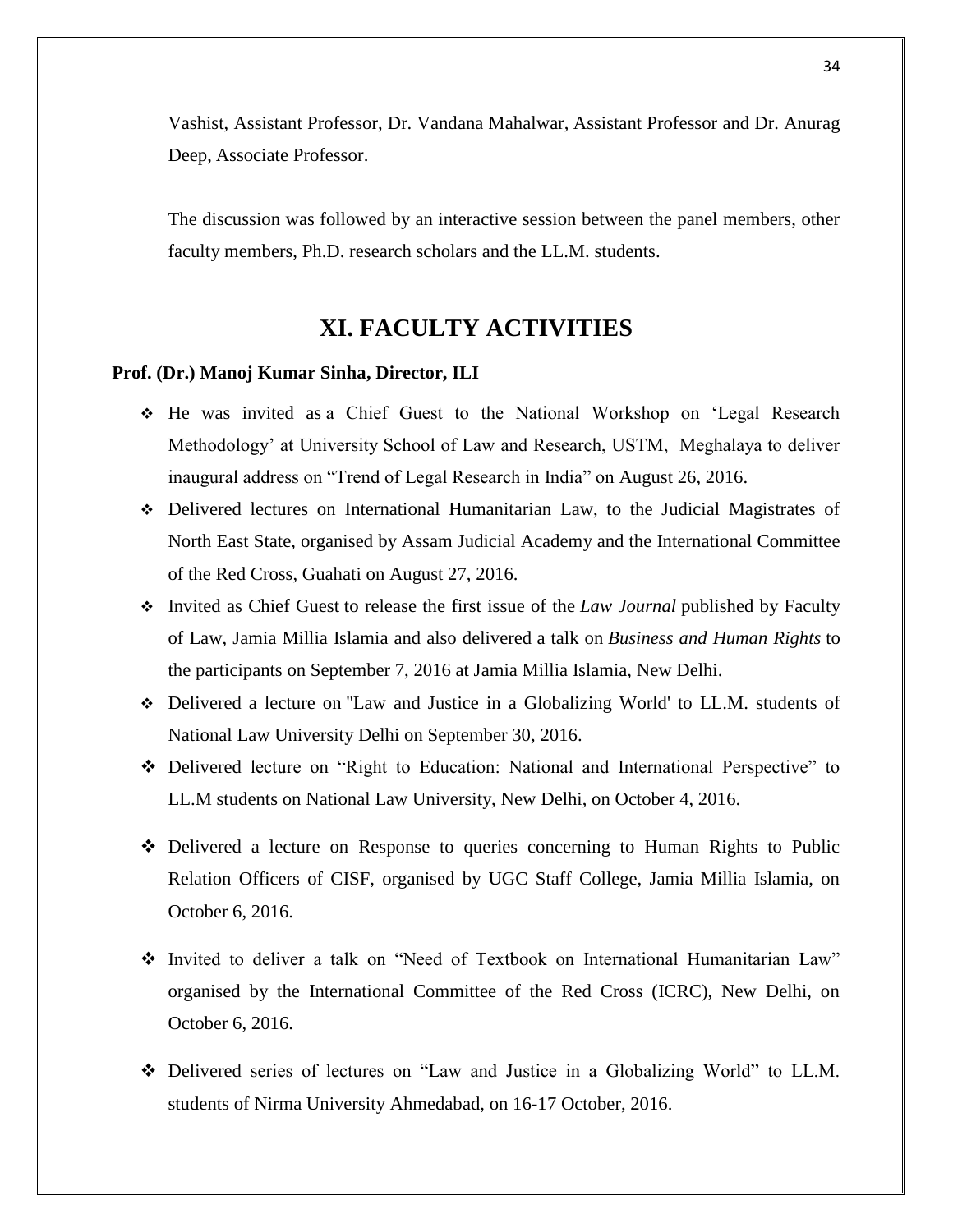Vashist, Assistant Professor, Dr. Vandana Mahalwar, Assistant Professor and Dr. Anurag Deep, Associate Professor.

The discussion was followed by an interactive session between the panel members, other faculty members, Ph.D. research scholars and the LL.M. students.

## XI. FACULTY ACTIVITIES

**Prof. (Dr.) Manoj Kumar Sinha, Director, ILI**

- He was invited as a Chief Guest to the National Workshop on 'Legal Research Methodology' at University School of Law and Research, USTM, Meghalaya to deliver inaugural address on "Trend of Legal Research in India" on August 26, 2016.
- Delivered lectures on International Humanitarian Law, to the Judicial Magistrates of North East State, organised by Assam Judicial Academy and the International Committee of the Red Cross, Guahati on August 27, 2016.
- Invited as Chief Guest to release the first issue of the *Law Journal* published by Faculty of Law, Jamia Millia Islamia and also delivered a talk on *Business and Human Rights* to the participants on September 7, 2016 at Jamia Millia Islamia, New Delhi.
- Delivered a lecture on "Law and Justice in a Globalizing World' to LL.M. students of National Law University Delhi on September 30, 2016.
- Delivered lecture on "Right to Education: National and International Perspective" to LL.M students on National Law University, New Delhi, on October 4, 2016.
- Delivered a lecture on Response to queries concerning to Human Rights to Public Relation Officers of CISF, organised by UGC Staff College, Jamia Millia Islamia, on October 6, 2016.
- Invited to deliver a talk on "Need of Textbook on International Humanitarian Law" organised by the International Committee of the Red Cross (ICRC), New Delhi, on October 6, 2016.
- Delivered series of lectures on "Law and Justice in a Globalizing World" to LL.M. students of Nirma University Ahmedabad, on 16-17 October, 2016.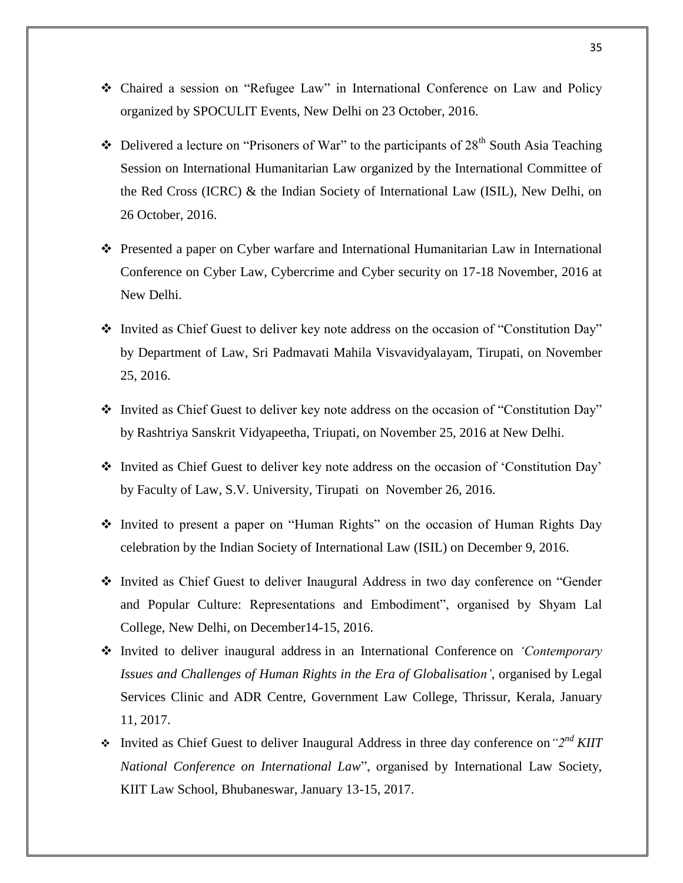- Chaired a session on "Refugee Law" in International Conference on Law and Policy organized by SPOCULIT Events, New Delhi on 23 October, 2016.
- Delivered a lecture on "Prisoners of War" to the participants of 28th South Asia Teaching Session on International Humanitarian Law organized by the International Committee of the Red Cross (ICRC) & the Indian Society of International Law (ISIL), New Delhi, on 26 October, 2016.
- Presented a paper on Cyber warfare and International Humanitarian Law in International Conference on Cyber Law, Cybercrime and Cyber security on 17-18 November, 2016 at New Delhi.
- Invited as Chief Guest to deliver key note address on the occasion of "Constitution Day" by Department of Law, Sri Padmavati Mahila Visvavidyalayam, Tirupati, on November 25, 2016.
- Invited as Chief Guest to deliver key note address on the occasion of "Constitution Day" by Rashtriya Sanskrit Vidyapeetha, Triupati, on November 25, 2016 at New Delhi.
- Invited as Chief Guest to deliver key note address on the occasion of 'Constitution Day' by Faculty of Law, S.V. University, Tirupati on November 26, 2016.
- Invited to present a paper on "Human Rights" on the occasion of Human Rights Day celebration by the Indian Society of International Law (ISIL) on December 9, 2016.
- Invited as Chief Guest to deliver Inaugural Address in two day conference on "Gender and Popular Culture: Representations and Embodiment", organised by Shyam Lal College, New Delhi, on December14-15, 2016.
- Invited to deliver inaugural address in an International Conference on *'Contemporary Issues and Challenges of Human Rights in the Era of Globalisation'*, organised by Legal Services Clinic and ADR Centre, Government Law College, Thrissur, Kerala, January 11, 2017.
- Invited as Chief Guest to deliver Inaugural Address in three day conference on *"2nd KIIT National Conference on International Law*", organised by International Law Society, KIIT Law School, Bhubaneswar, January 13-15, 2017.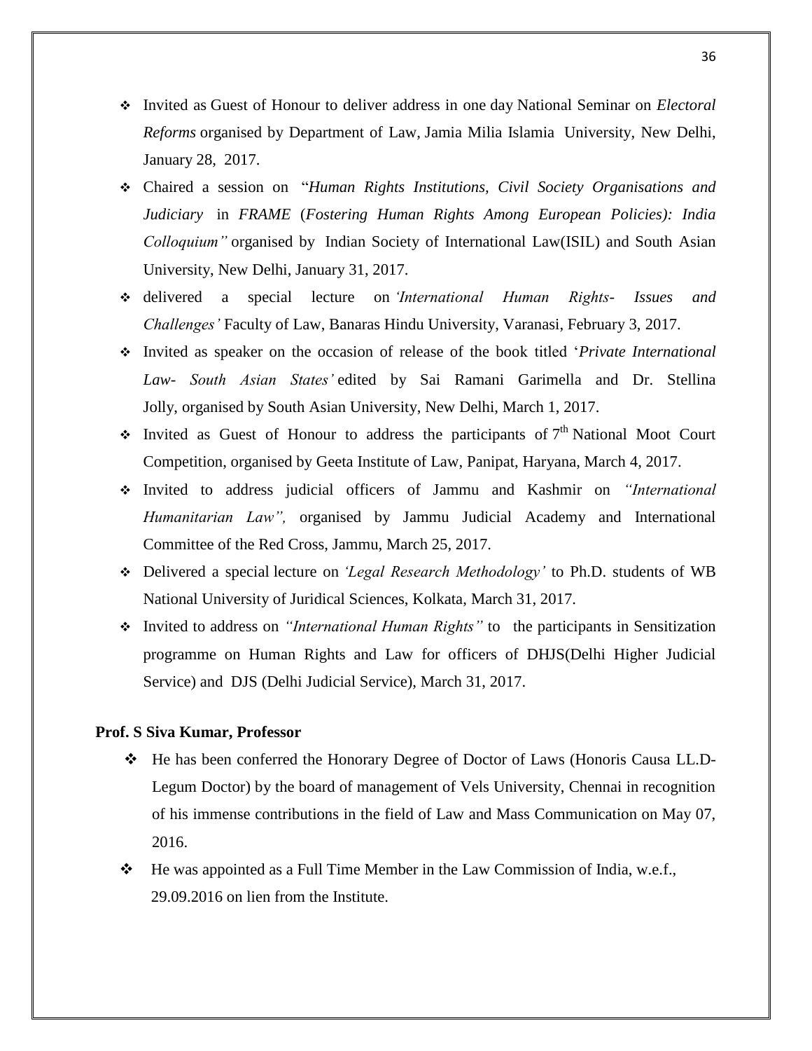- Invited as Guest of Honour to deliver address in one day National Seminar on *Electoral Reforms* organised by Department of Law, Jamia Milia Islamia University, New Delhi, January 28, 2017.
- Chaired a session on "*Human Rights Institutions, Civil Society Organisations and Judiciary* in *FRAME* (*Fostering Human Rights Among European Policies): India Colloquium"* organised by Indian Society of International Law(ISIL) and South Asian University, New Delhi, January 31, 2017.
- delivered a special lecture on *'International Human Rights- Issues and Challenges'* Faculty of Law, Banaras Hindu University, Varanasi, February 3, 2017.
- Invited as speaker on the occasion of release of the book titled '*Private International Law- South Asian States'* edited by Sai Ramani Garimella and Dr. Stellina Jolly, organised by South Asian University, New Delhi, March 1, 2017.
- Invited as Guest of Honour to address the participants of 7th National Moot Court Competition, organised by Geeta Institute of Law, Panipat, Haryana, March 4, 2017.
- Invited to address judicial officers of Jammu and Kashmir on *"International Humanitarian Law",* organised by Jammu Judicial Academy and International Committee of the Red Cross, Jammu, March 25, 2017.
- Delivered a special lecture on *'Legal Research Methodology'* to Ph.D. students of WB National University of Juridical Sciences, Kolkata, March 31, 2017.
- Invited to address on *"International Human Rights"* to the participants in Sensitization programme on Human Rights and Law for officers of DHJS(Delhi Higher Judicial Service) and DJS (Delhi Judicial Service), March 31, 2017.

**Prof. S Siva Kumar, Professor**

- He has been conferred the Honorary Degree of Doctor of Laws (Honoris Causa LL.D- Legum Doctor) by the board of management of Vels University, Chennai in recognition of his immense contributions in the field of Law and Mass Communication on May 07, 2016.
- He was appointed as a Full Time Member in the Law Commission of India, w.e.f., 29.09.2016 on lien from the Institute.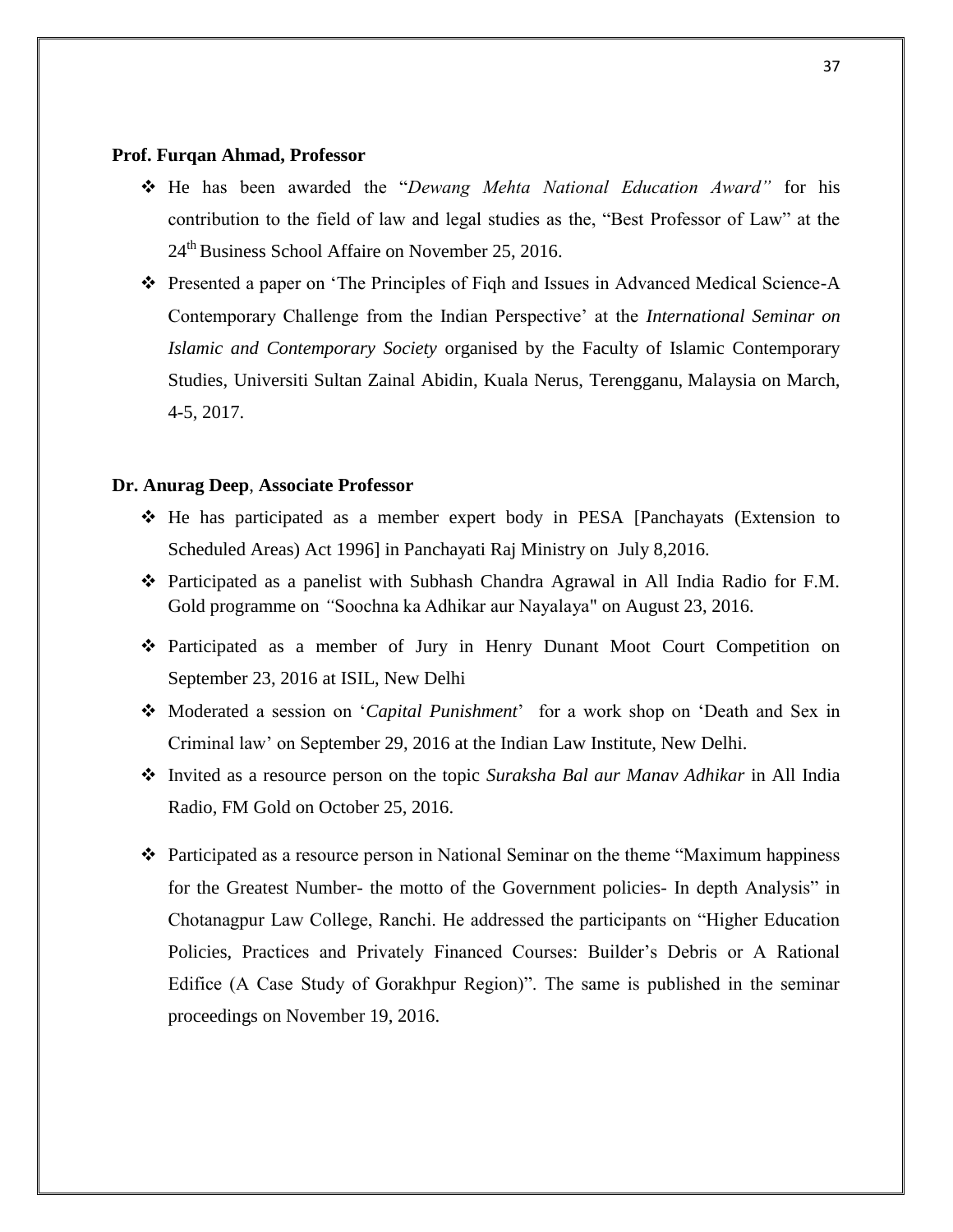**Prof. Furqan Ahmad, Professor**

- He has been awarded the "*Dewang Mehta National Education Award"* for his contribution to the field of law and legal studies as the, "Best Professor of Law" at the 24th Business School Affaire on November 25, 2016.
- Presented a paper on 'The Principles of Fiqh and Issues in Advanced Medical Science-A Contemporary Challenge from the Indian Perspective' at the *International Seminar on Islamic and Contemporary Society* organised by the Faculty of Islamic Contemporary Studies, Universiti Sultan Zainal Abidin, Kuala Nerus, Terengganu, Malaysia on March, 4-5, 2017.

**Dr. Anurag Deep, Associate Professor**

- He has participated as a member expert body in PESA [Panchayats (Extension to Scheduled Areas) Act 1996] in Panchayati Raj Ministry on July 8,2016.
- Participated as a panelist with Subhash Chandra Agrawal in All India Radio for F.M. Gold programme on *"*Soochna ka Adhikar aur Nayalaya" on August 23, 2016.
- Participated as a member of Jury in Henry Dunant Moot Court Competition on September 23, 2016 at ISIL, New Delhi
- Moderated a session on '*Capital Punishment*' for a work shop on 'Death and Sex in Criminal law' on September 29, 2016 at the Indian Law Institute, New Delhi.
- Invited as a resource person on the topic *Suraksha Bal aur Manav Adhikar* in All India Radio, FM Gold on October 25, 2016.
- Participated as a resource person in National Seminar on the theme "Maximum happiness for the Greatest Number- the motto of the Government policies- In depth Analysis" in Chotanagpur Law College, Ranchi. He addressed the participants on "Higher Education Policies, Practices and Privately Financed Courses: Builder's Debris or A Rational Edifice (A Case Study of Gorakhpur Region)". The same is published in the seminar proceedings on November 19, 2016.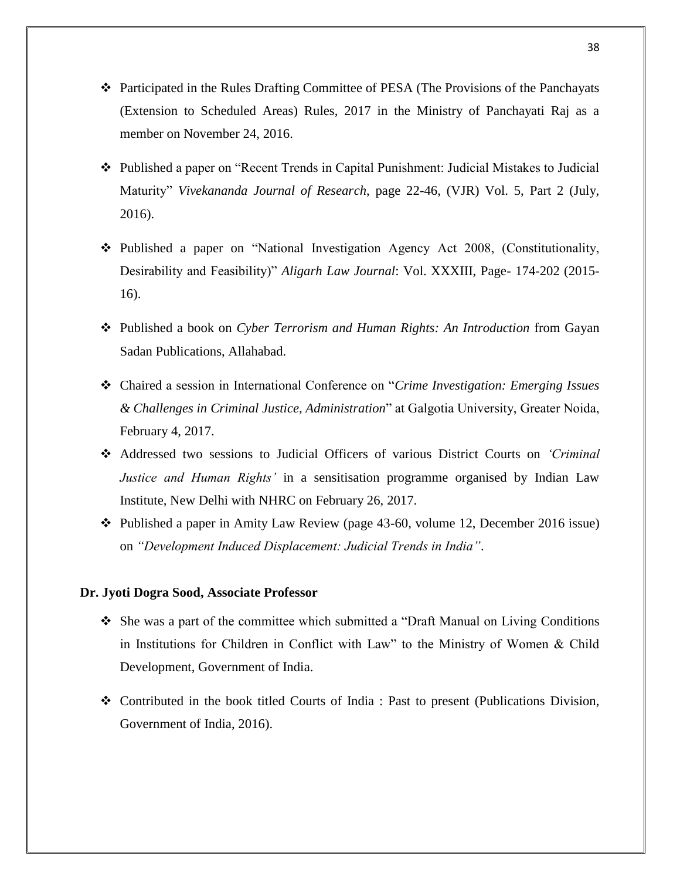- Participated in the Rules Drafting Committee of PESA (The Provisions of the Panchayats (Extension to Scheduled Areas) Rules, 2017 in the Ministry of Panchayati Raj as a member on November 24, 2016.

- Published a paper on "Recent Trends in Capital Punishment: Judicial Mistakes to Judicial Maturity" *Vivekananda Journal of Research*, page 22-46, (VJR) Vol. 5, Part 2 (July, 2016).

- Published a paper on "National Investigation Agency Act 2008, (Constitutionality, Desirability and Feasibility)" *Aligarh Law Journal*: Vol. XXXIII, Page- 174-202 (2015-16).

- Published a book on *Cyber Terrorism and Human Rights: An Introduction* from Gayan Sadan Publications, Allahabad.

- Chaired a session in International Conference on "*Crime Investigation: Emerging Issues & Challenges in Criminal Justice, Administration*" at Galgotia University, Greater Noida, February 4, 2017.

- Addressed two sessions to Judicial Officers of various District Courts on *'Criminal Justice and Human Rights'* in a sensitisation programme organised by Indian Law Institute, New Delhi with NHRC on February 26, 2017.

- Published a paper in Amity Law Review (page 43-60, volume 12, December 2016 issue) on *"Development Induced Displacement: Judicial Trends in India"*.

**Dr. Jyoti Dogra Sood, Associate Professor**

- She was a part of the committee which submitted a "Draft Manual on Living Conditions in Institutions for Children in Conflict with Law" to the Ministry of Women & Child Development, Government of India.

- Contributed in the book titled Courts of India : Past to present (Publications Division, Government of India, 2016).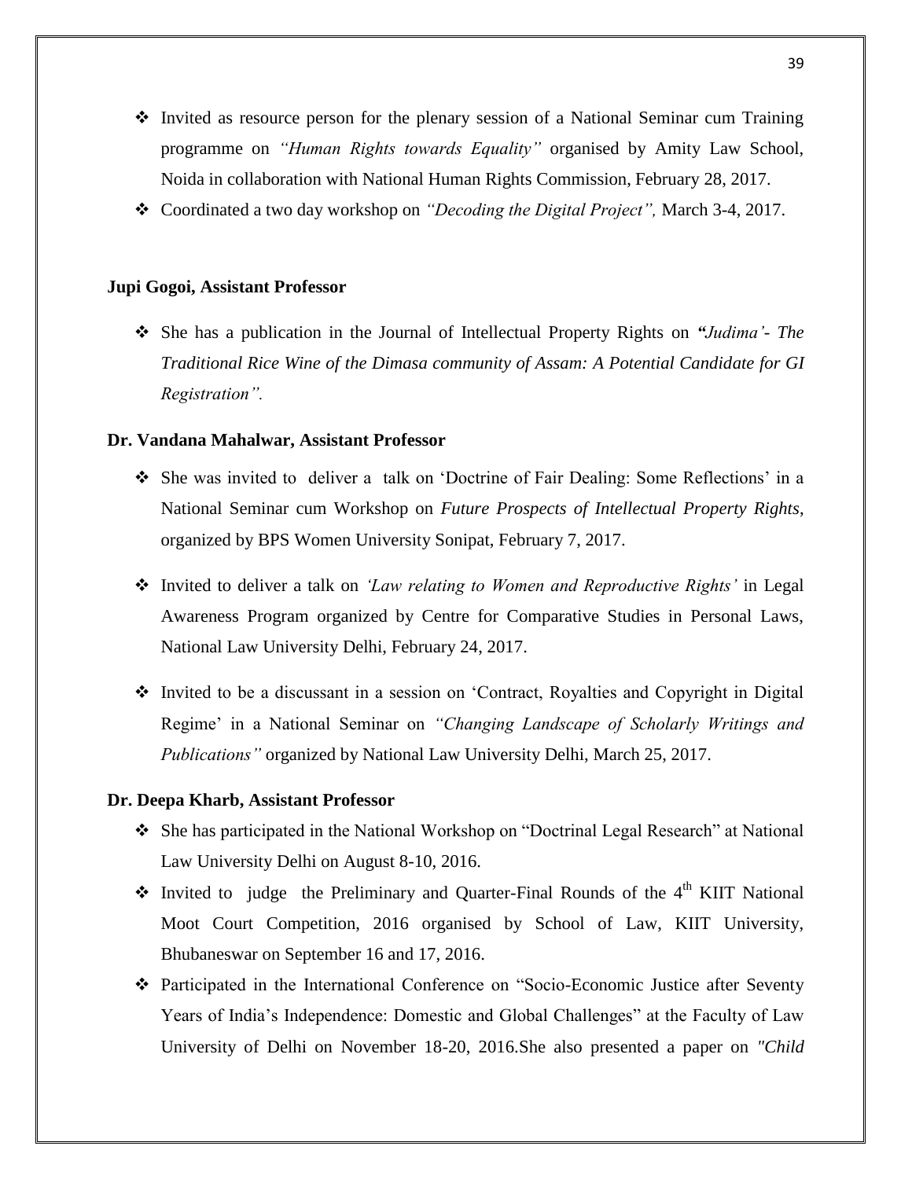- Invited as resource person for the plenary session of a National Seminar cum Training programme on *"Human Rights towards Equality"* organised by Amity Law School, Noida in collaboration with National Human Rights Commission, February 28, 2017.
- Coordinated a two day workshop on *"Decoding the Digital Project",* March 3-4, 2017.

**Jupi Gogoi, Assistant Professor**

- She has a publication in the Journal of Intellectual Property Rights on ***"****Judima'- The Traditional Rice Wine of the Dimasa community of Assam: A Potential Candidate for GI Registration".*

**Dr. Vandana Mahalwar, Assistant Professor**

- She was invited to deliver a talk on 'Doctrine of Fair Dealing: Some Reflections' in a National Seminar cum Workshop on *Future Prospects of Intellectual Property Rights*, organized by BPS Women University Sonipat, February 7, 2017.
- Invited to deliver a talk on *'Law relating to Women and Reproductive Rights'* in Legal Awareness Program organized by Centre for Comparative Studies in Personal Laws, National Law University Delhi, February 24, 2017.
- Invited to be a discussant in a session on 'Contract, Royalties and Copyright in Digital Regime' in a National Seminar on *"Changing Landscape of Scholarly Writings and Publications"* organized by National Law University Delhi, March 25, 2017.

**Dr. Deepa Kharb, Assistant Professor**

- She has participated in the National Workshop on "Doctrinal Legal Research" at National Law University Delhi on August 8-10, 2016.
- Invited to judge the Preliminary and Quarter-Final Rounds of the 4th KIIT National Moot Court Competition, 2016 organised by School of Law, KIIT University, Bhubaneswar on September 16 and 17, 2016.
- Participated in the International Conference on "Socio-Economic Justice after Seventy Years of India's Independence: Domestic and Global Challenges" at the Faculty of Law University of Delhi on November 18-20, 2016.She also presented a paper on *"Child*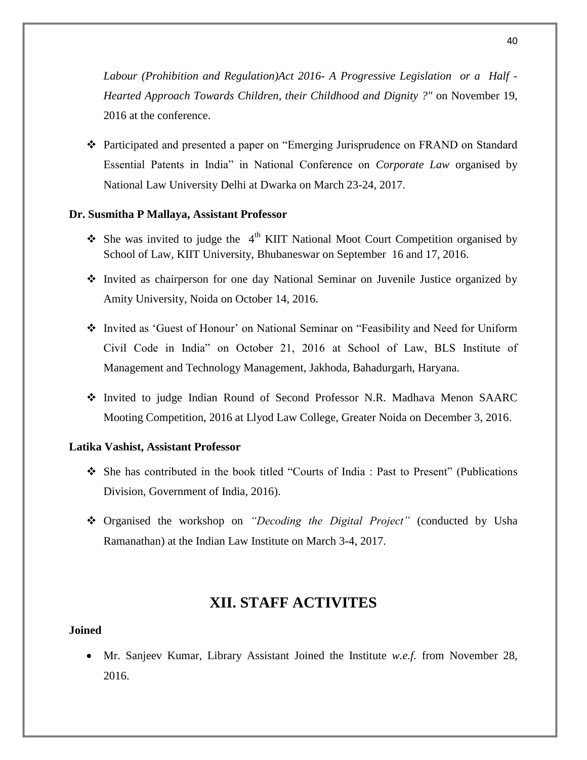*Labour (Prohibition and Regulation)Act 2016- A Progressive Legislation or a Half -Hearted Approach Towards Children, their Childhood and Dignity ?"* on November 19, 2016 at the conference.

- Participated and presented a paper on "Emerging Jurisprudence on FRAND on Standard Essential Patents in India" in National Conference on *Corporate Law* organised by National Law University Delhi at Dwarka on March 23-24, 2017.

**Dr. Susmitha P Mallaya, Assistant Professor**

- She was invited to judge the 4th KIIT National Moot Court Competition organised by School of Law, KIIT University, Bhubaneswar on September 16 and 17, 2016.
- Invited as chairperson for one day National Seminar on Juvenile Justice organized by Amity University, Noida on October 14, 2016.
- Invited as 'Guest of Honour' on National Seminar on "Feasibility and Need for Uniform Civil Code in India" on October 21, 2016 at School of Law, BLS Institute of Management and Technology Management, Jakhoda, Bahadurgarh, Haryana.
- Invited to judge Indian Round of Second Professor N.R. Madhava Menon SAARC Mooting Competition, 2016 at Llyod Law College, Greater Noida on December 3, 2016.

**Latika Vashist, Assistant Professor**

- She has contributed in the book titled "Courts of India : Past to Present" (Publications Division, Government of India, 2016).
- Organised the workshop on *"Decoding the Digital Project"* (conducted by Usha Ramanathan) at the Indian Law Institute on March 3-4, 2017.

# XII. STAFF ACTIVITES

**Joined**

- Mr. Sanjeev Kumar, Library Assistant Joined the Institute *w.e.f.* from November 28, 2016.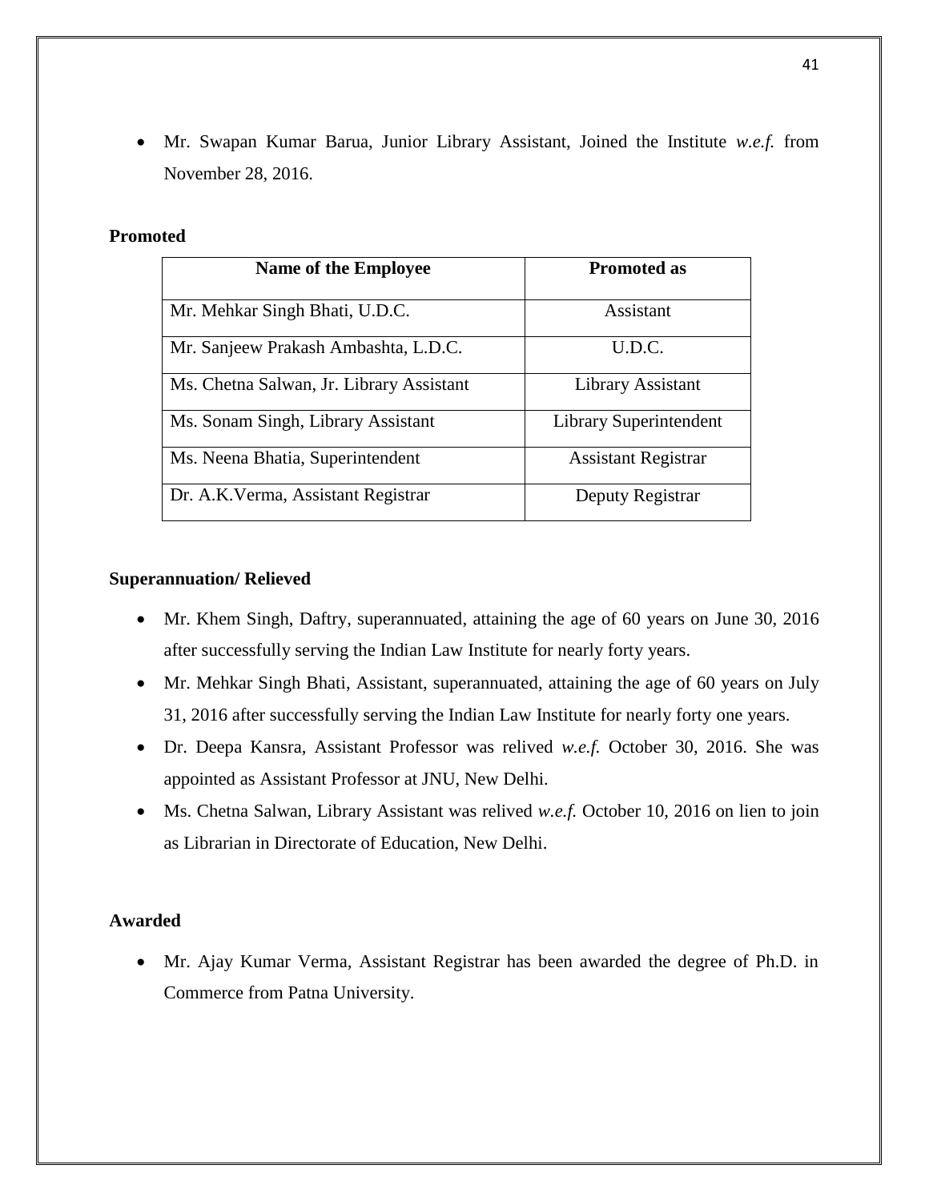- Mr. Swapan Kumar Barua, Junior Library Assistant, Joined the Institute *w.e.f.* from November 28, 2016.

**Promoted**

| Name of the Employee | Promoted as |
|---|---|
| Mr. Mehkar Singh Bhati, U.D.C. | Assistant |
| Mr. Sanjeew Prakash Ambashta, L.D.C. | U.D.C. |
| Ms. Chetna Salwan, Jr. Library Assistant | Library Assistant |
| Ms. Sonam Singh, Library Assistant | Library Superintendent |
| Ms. Neena Bhatia, Superintendent | Assistant Registrar |
| Dr. A.K.Verma, Assistant Registrar | Deputy Registrar |

**Superannuation/ Relieved**

- Mr. Khem Singh, Daftry, superannuated, attaining the age of 60 years on June 30, 2016 after successfully serving the Indian Law Institute for nearly forty years.
- Mr. Mehkar Singh Bhati, Assistant, superannuated, attaining the age of 60 years on July 31, 2016 after successfully serving the Indian Law Institute for nearly forty one years.
- Dr. Deepa Kansra, Assistant Professor was relived *w.e.f.* October 30, 2016. She was appointed as Assistant Professor at JNU, New Delhi.
- Ms. Chetna Salwan, Library Assistant was relived *w.e.f.* October 10, 2016 on lien to join as Librarian in Directorate of Education, New Delhi.

**Awarded**

- Mr. Ajay Kumar Verma, Assistant Registrar has been awarded the degree of Ph.D. in Commerce from Patna University.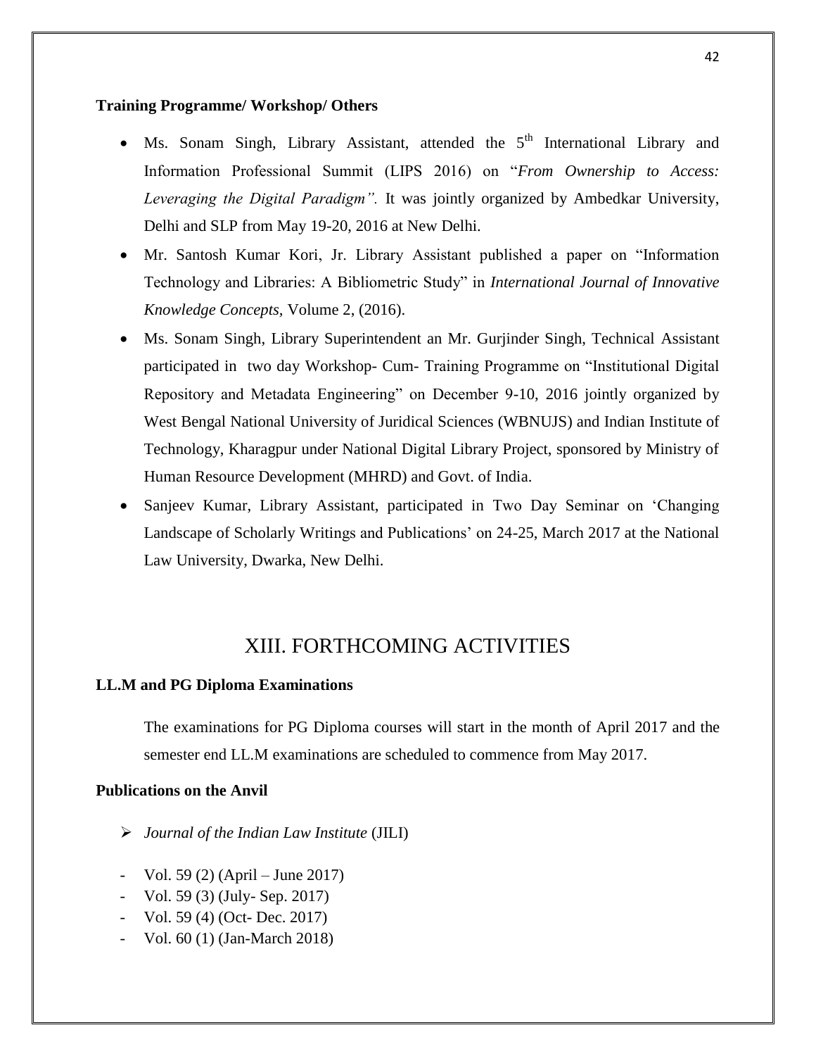**Training Programme/ Workshop/ Others**

- Ms. Sonam Singh, Library Assistant, attended the 5th International Library and Information Professional Summit (LIPS 2016) on "*From Ownership to Access: Leveraging the Digital Paradigm".* It was jointly organized by Ambedkar University, Delhi and SLP from May 19-20, 2016 at New Delhi.
- Mr. Santosh Kumar Kori, Jr. Library Assistant published a paper on "Information Technology and Libraries: A Bibliometric Study" in *International Journal of Innovative Knowledge Concepts*, Volume 2, (2016).
- Ms. Sonam Singh, Library Superintendent an Mr. Gurjinder Singh, Technical Assistant participated in two day Workshop- Cum- Training Programme on "Institutional Digital Repository and Metadata Engineering" on December 9-10, 2016 jointly organized by West Bengal National University of Juridical Sciences (WBNUJS) and Indian Institute of Technology, Kharagpur under National Digital Library Project, sponsored by Ministry of Human Resource Development (MHRD) and Govt. of India.
- Sanjeev Kumar, Library Assistant, participated in Two Day Seminar on 'Changing Landscape of Scholarly Writings and Publications' on 24-25, March 2017 at the National Law University, Dwarka, New Delhi.

# XIII. FORTHCOMING ACTIVITIES

**LL.M and PG Diploma Examinations**

The examinations for PG Diploma courses will start in the month of April 2017 and the semester end LL.M examinations are scheduled to commence from May 2017.

**Publications on the Anvil**

- *Journal of the Indian Law Institute* (JILI)

- Vol. 59 (2) (April – June 2017)
- Vol. 59 (3) (July- Sep. 2017)
- Vol. 59 (4) (Oct- Dec. 2017)
- Vol. 60 (1) (Jan-March 2018)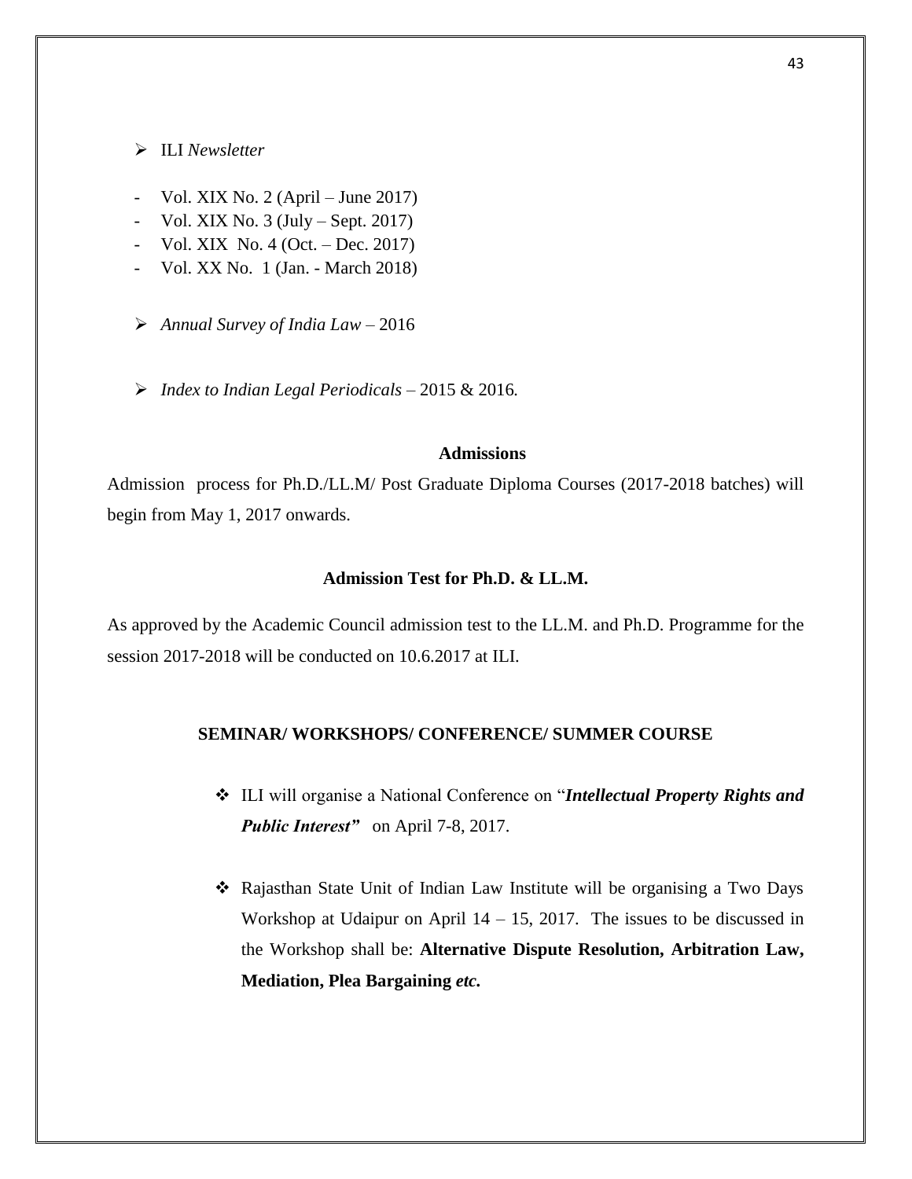- ILI *Newsletter*

  - Vol. XIX No. 2 (April – June 2017)
  - Vol. XIX No. 3 (July – Sept. 2017)
  - Vol. XIX No. 4 (Oct. – Dec. 2017)
  - Vol. XX No. 1 (Jan. - March 2018)

- *Annual Survey of India Law* – 2016

- *Index to Indian Legal Periodicals* – 2015 & 2016.

### Admissions

Admission process for Ph.D./LL.M/ Post Graduate Diploma Courses (2017-2018 batches) will begin from May 1, 2017 onwards.

### Admission Test for Ph.D. & LL.M.

As approved by the Academic Council admission test to the LL.M. and Ph.D. Programme for the session 2017-2018 will be conducted on 10.6.2017 at ILI.

### SEMINAR/ WORKSHOPS/ CONFERENCE/ SUMMER COURSE

- ILI will organise a National Conference on "***Intellectual Property Rights and Public Interest***" on April 7-8, 2017.

- Rajasthan State Unit of Indian Law Institute will be organising a Two Days Workshop at Udaipur on April 14 – 15, 2017. The issues to be discussed in the Workshop shall be: **Alternative Dispute Resolution, Arbitration Law, Mediation, Plea Bargaining *etc.***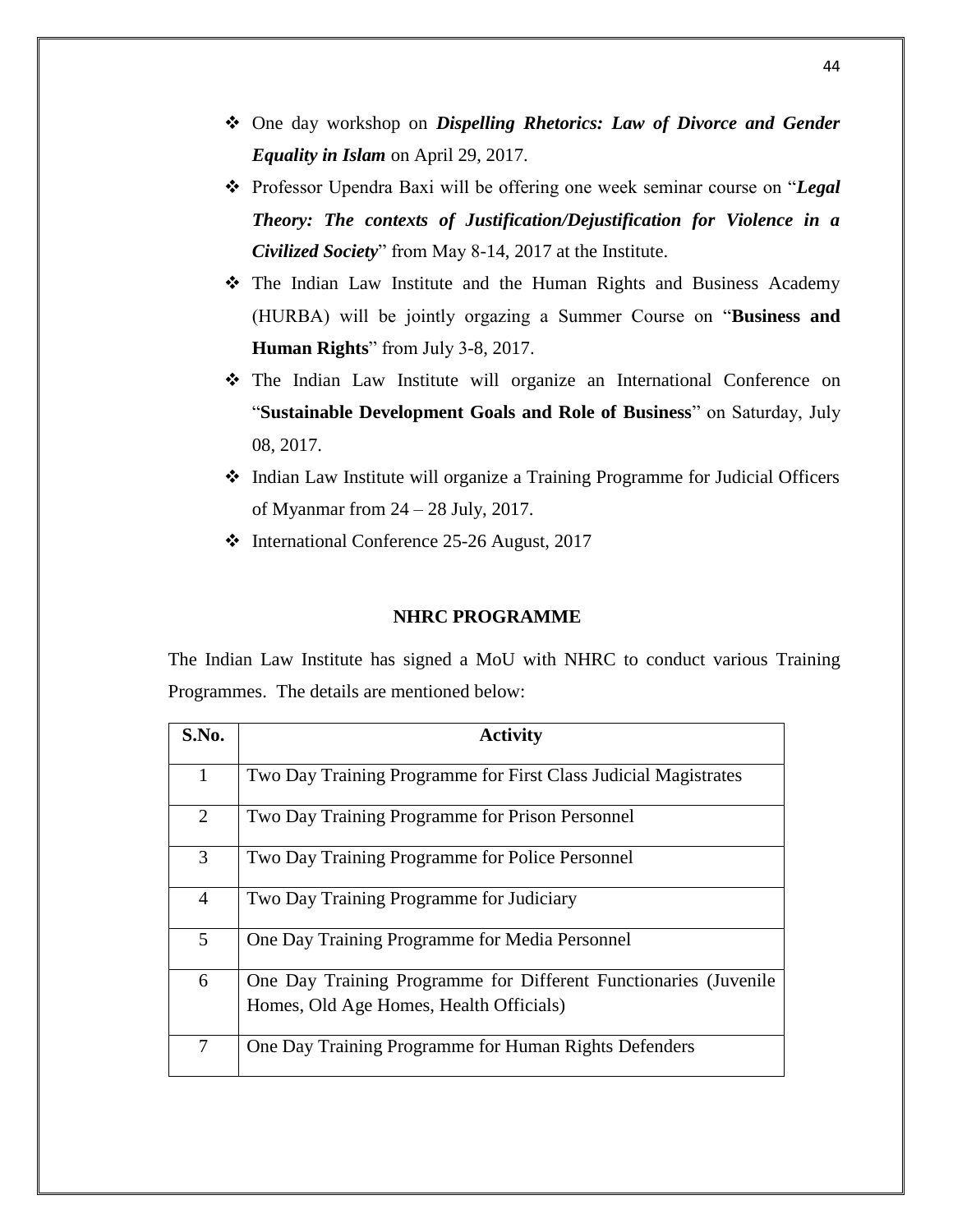- One day workshop on ***Dispelling Rhetorics: Law of Divorce and Gender Equality in Islam*** on April 29, 2017.
- Professor Upendra Baxi will be offering one week seminar course on "***Legal Theory: The contexts of Justification/Dejustification for Violence in a Civilized Society***" from May 8-14, 2017 at the Institute.
- The Indian Law Institute and the Human Rights and Business Academy (HURBA) will be jointly orgazing a Summer Course on "**Business and Human Rights**" from July 3-8, 2017.
- The Indian Law Institute will organize an International Conference on "**Sustainable Development Goals and Role of Business**" on Saturday, July 08, 2017.
- Indian Law Institute will organize a Training Programme for Judicial Officers of Myanmar from 24 – 28 July, 2017.
- International Conference 25-26 August, 2017

## NHRC PROGRAMME

The Indian Law Institute has signed a MoU with NHRC to conduct various Training Programmes. The details are mentioned below:

| S.No. | Activity |
|---|---|
| 1 | Two Day Training Programme for First Class Judicial Magistrates |
| 2 | Two Day Training Programme for Prison Personnel |
| 3 | Two Day Training Programme for Police Personnel |
| 4 | Two Day Training Programme for Judiciary |
| 5 | One Day Training Programme for Media Personnel |
| 6 | One Day Training Programme for Different Functionaries (Juvenile Homes, Old Age Homes, Health Officials) |
| 7 | One Day Training Programme for Human Rights Defenders |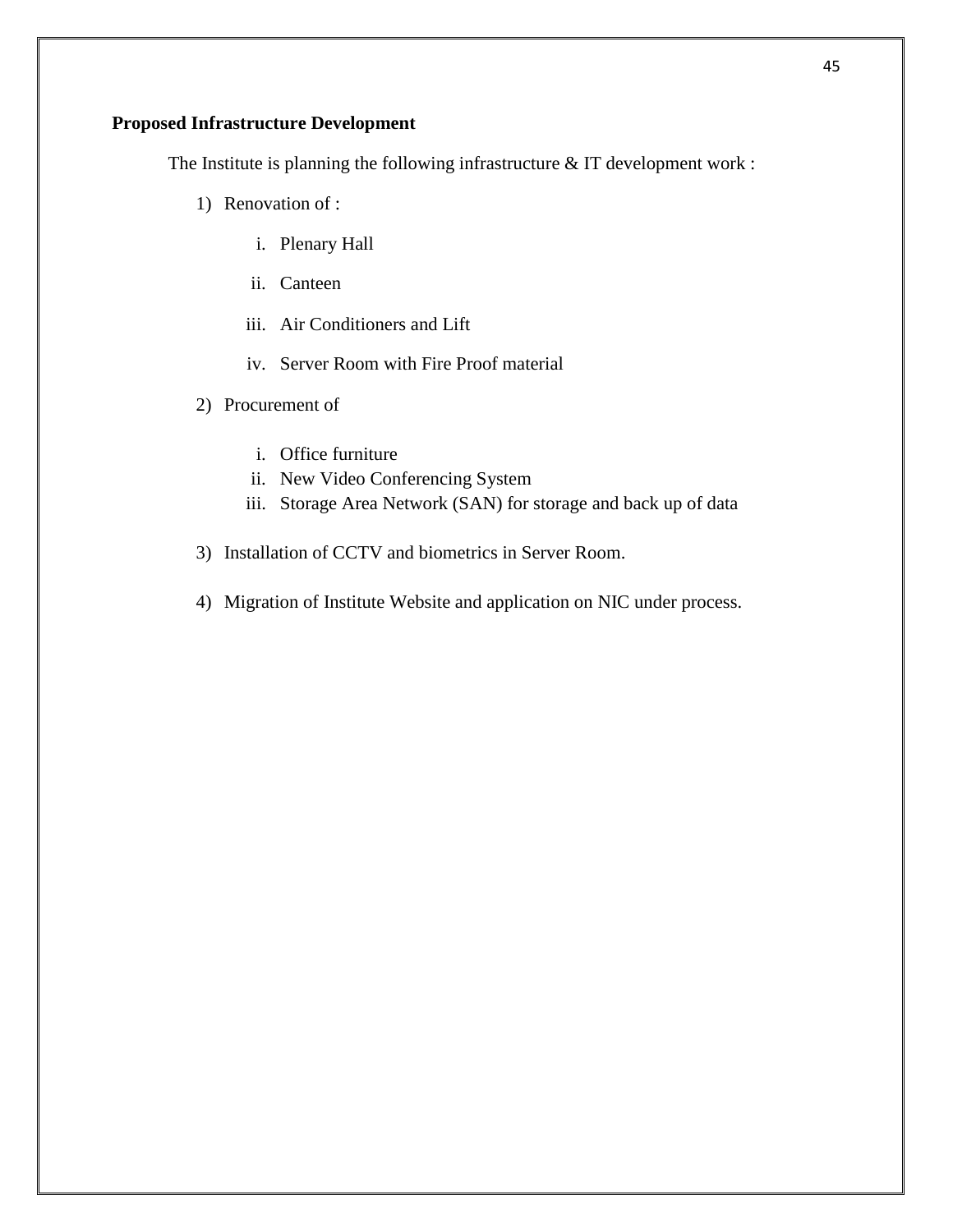**Proposed Infrastructure Development**

The Institute is planning the following infrastructure & IT development work :

1) Renovation of :
   i. Plenary Hall
   ii. Canteen
   iii. Air Conditioners and Lift
   iv. Server Room with Fire Proof material

2) Procurement of
   i. Office furniture
   ii. New Video Conferencing System
   iii. Storage Area Network (SAN) for storage and back up of data

3) Installation of CCTV and biometrics in Server Room.

4) Migration of Institute Website and application on NIC under process.